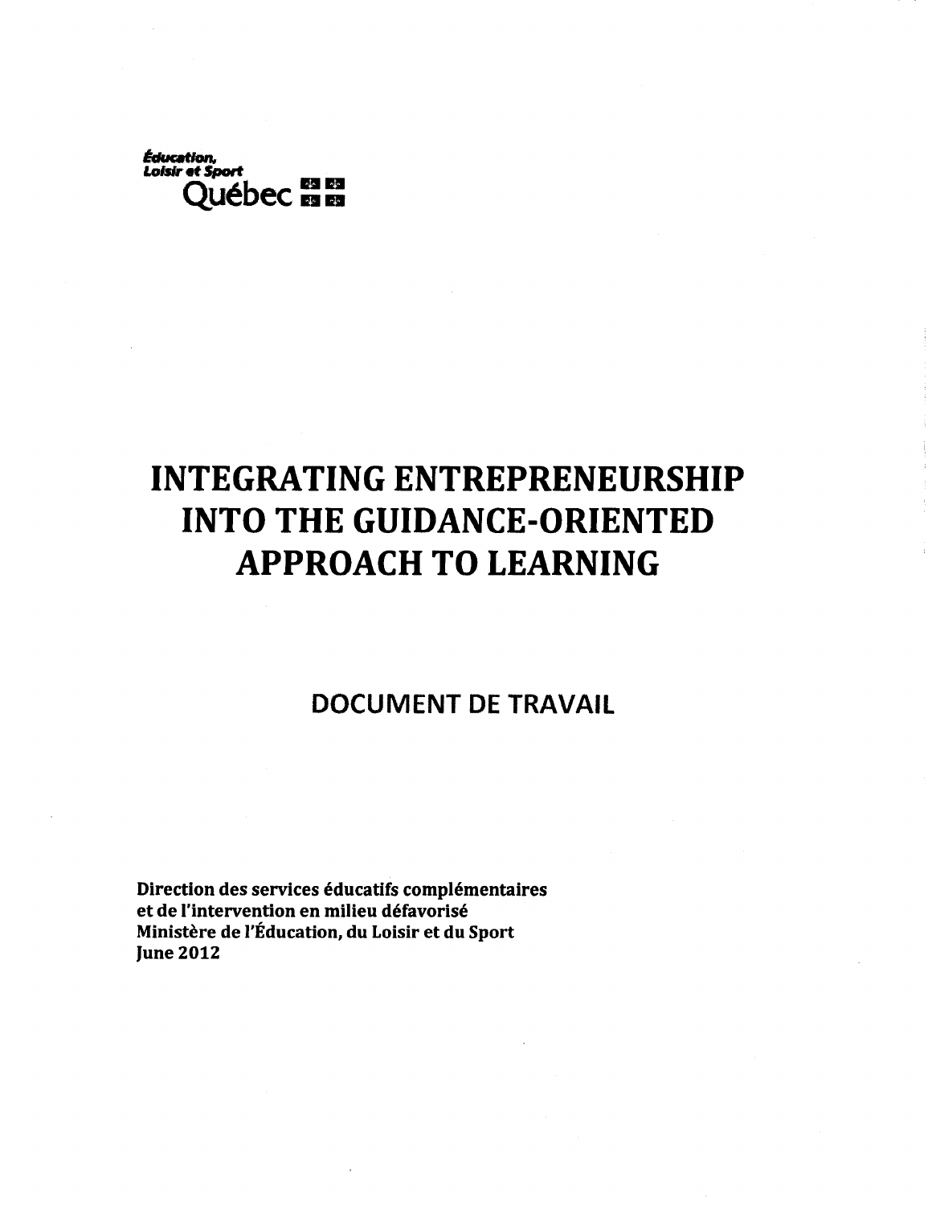Éducation,
Loisir et Sport
Québec

# INTEGRATING ENTREPRENEURSHIP INTO THE GUIDANCE-ORIENTED APPROACH TO LEARNING

## DOCUMENT DE TRAVAIL

**Direction des services éducatifs complémentaires**
**et de l'intervention en milieu défavorisé**
**Ministère de l'Éducation, du Loisir et du Sport**
**June 2012**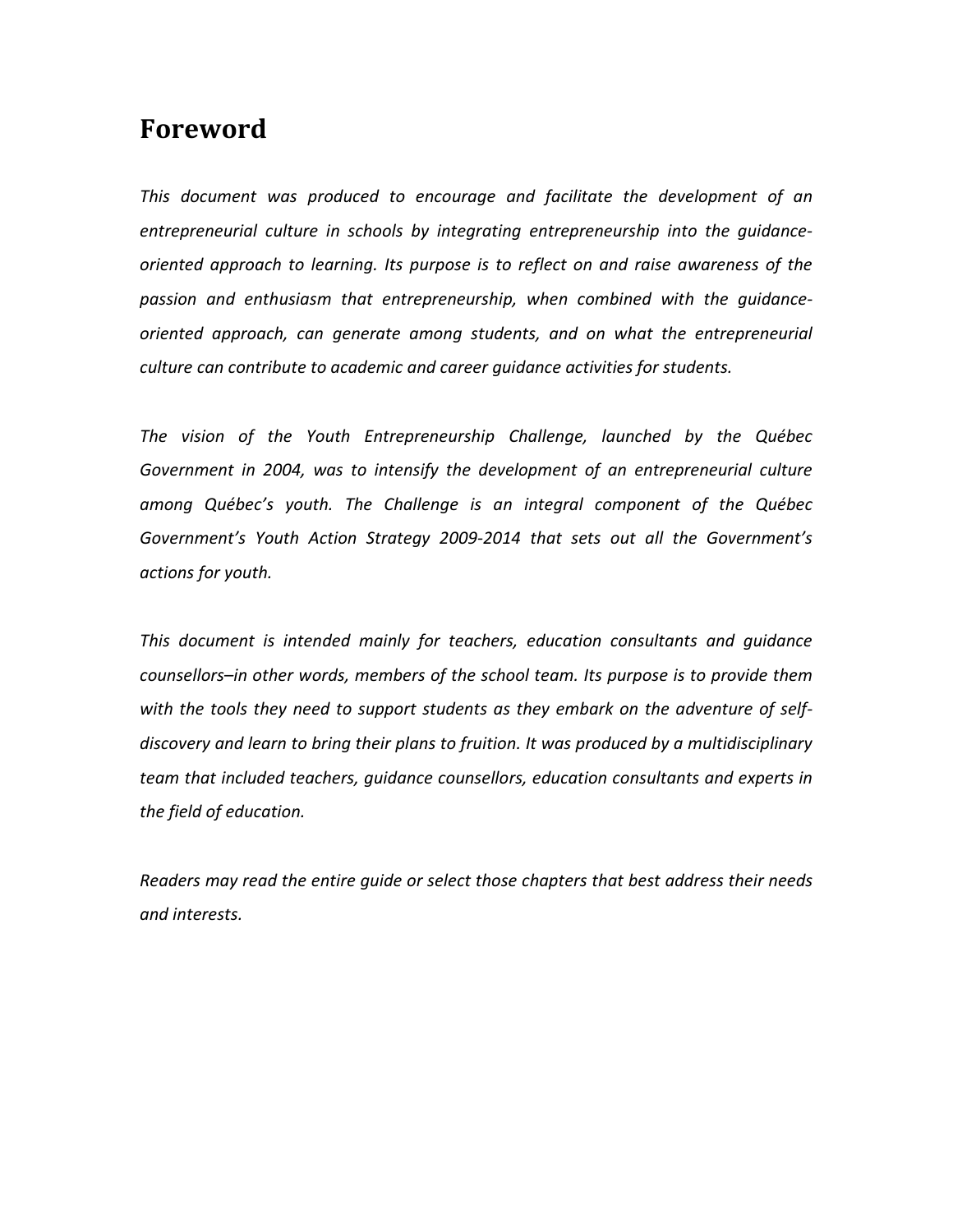# Foreword

*This document was produced to encourage and facilitate the development of an entrepreneurial culture in schools by integrating entrepreneurship into the guidance-oriented approach to learning. Its purpose is to reflect on and raise awareness of the passion and enthusiasm that entrepreneurship, when combined with the guidance-oriented approach, can generate among students, and on what the entrepreneurial culture can contribute to academic and career guidance activities for students.*

*The vision of the Youth Entrepreneurship Challenge, launched by the Québec Government in 2004, was to intensify the development of an entrepreneurial culture among Québec's youth. The Challenge is an integral component of the Québec Government's Youth Action Strategy 2009-2014 that sets out all the Government's actions for youth.*

*This document is intended mainly for teachers, education consultants and guidance counsellors–in other words, members of the school team. Its purpose is to provide them with the tools they need to support students as they embark on the adventure of self-discovery and learn to bring their plans to fruition. It was produced by a multidisciplinary team that included teachers, guidance counsellors, education consultants and experts in the field of education.*

*Readers may read the entire guide or select those chapters that best address their needs and interests.*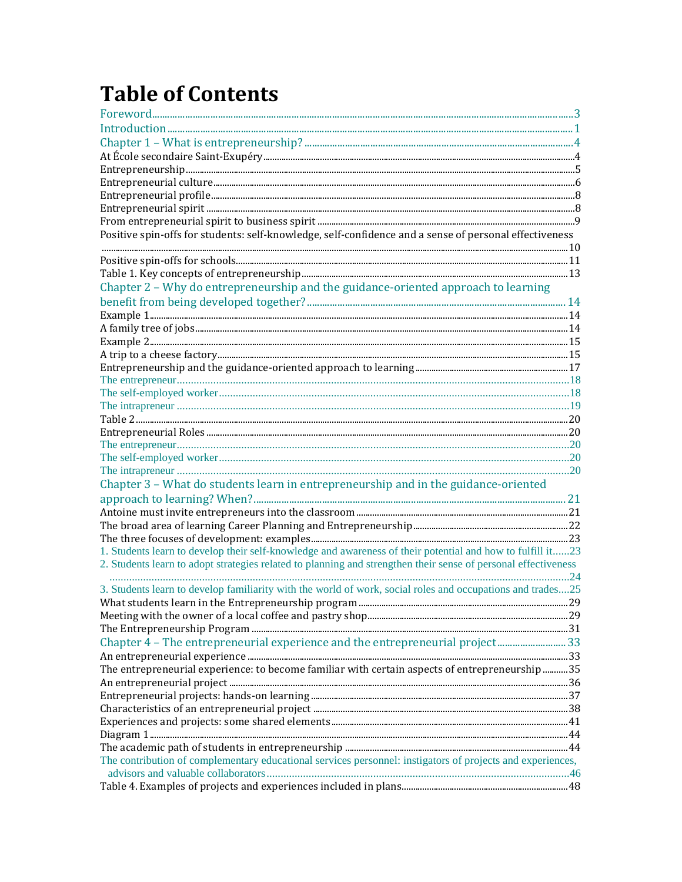# Table of Contents

Foreword.....3
Introduction.....1
Chapter 1 – What is entrepreneurship?.....4
At École secondaire Saint-Exupéry.....4
Entrepreneurship.....5
Entrepreneurial culture.....6
Entrepreneurial profile.....8
Entrepreneurial spirit.....8
From entrepreneurial spirit to business spirit.....9
Positive spin-offs for students: self-knowledge, self-confidence and a sense of personal effectiveness.....10
Positive spin-offs for schools.....11
Table 1. Key concepts of entrepreneurship.....13
Chapter 2 – Why do entrepreneurship and the guidance-oriented approach to learning benefit from being developed together?.....14
Example 1.....14
A family tree of jobs.....14
Example 2.....15
A trip to a cheese factory.....15
Entrepreneurship and the guidance-oriented approach to learning.....17
The entrepreneur.....18
The self-employed worker.....18
The intrapreneur.....19
Table 2.....20
Entrepreneurial Roles.....20
The entrepreneur.....20
The self-employed worker.....20
The intrapreneur.....20
Chapter 3 – What do students learn in entrepreneurship and in the guidance-oriented approach to learning? When?.....21
Antoine must invite entrepreneurs into the classroom.....21
The broad area of learning Career Planning and Entrepreneurship.....22
The three focuses of development: examples.....23
1. Students learn to develop their self-knowledge and awareness of their potential and how to fulfill it.....23
2. Students learn to adopt strategies related to planning and strengthen their sense of personal effectiveness.....24
3. Students learn to develop familiarity with the world of work, social roles and occupations and trades.....25
What students learn in the Entrepreneurship program.....29
Meeting with the owner of a local coffee and pastry shop.....29
The Entrepreneurship Program.....31
Chapter 4 – The entrepreneurial experience and the entrepreneurial project.....33
An entrepreneurial experience.....33
The entrepreneurial experience: to become familiar with certain aspects of entrepreneurship.....35
An entrepreneurial project.....36
Entrepreneurial projects: hands-on learning.....37
Characteristics of an entrepreneurial project.....38
Experiences and projects: some shared elements.....41
Diagram 1.....44
The academic path of students in entrepreneurship.....44
The contribution of complementary educational services personnel: instigators of projects and experiences, advisors and valuable collaborators.....46
Table 4. Examples of projects and experiences included in plans.....48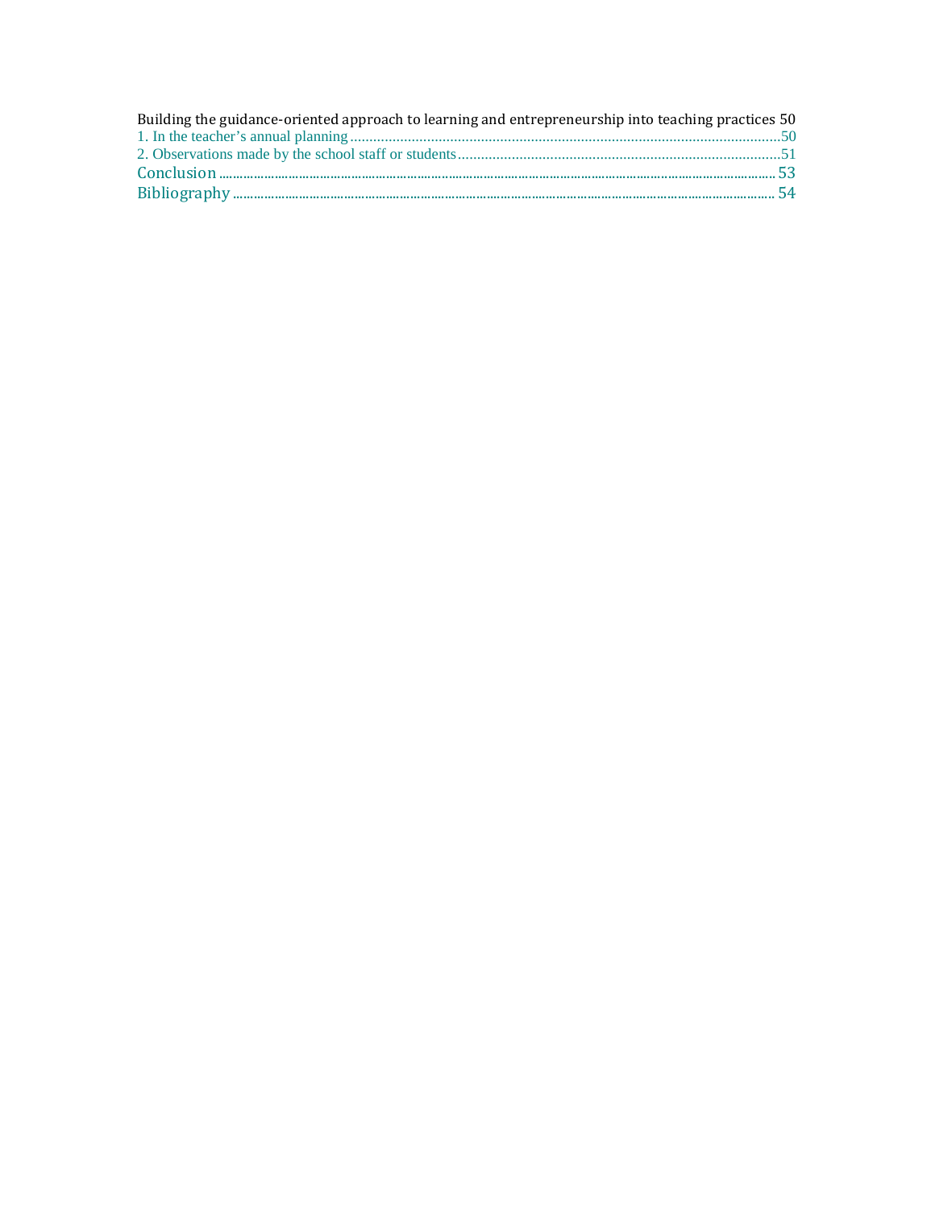Building the guidance-oriented approach to learning and entrepreneurship into teaching practices 50

1. In the teacher’s annual planning ..................................................................................................50

2. Observations made by the school staff or students ....................................................................51

Conclusion ........................................................................................................................................ 53

Bibliography ...................................................................................................................................... 54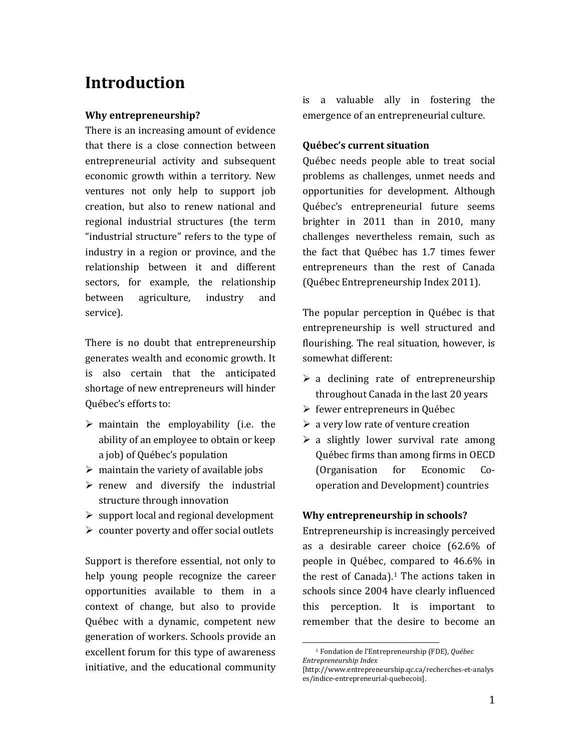# Introduction

**Why entrepreneurship?**

There is an increasing amount of evidence that there is a close connection between entrepreneurial activity and subsequent economic growth within a territory. New ventures not only help to support job creation, but also to renew national and regional industrial structures (the term "industrial structure" refers to the type of industry in a region or province, and the relationship between it and different sectors, for example, the relationship between agriculture, industry and service).

There is no doubt that entrepreneurship generates wealth and economic growth. It is also certain that the anticipated shortage of new entrepreneurs will hinder Québec's efforts to:

- maintain the employability (i.e. the ability of an employee to obtain or keep a job) of Québec's population
- maintain the variety of available jobs
- renew and diversify the industrial structure through innovation
- support local and regional development
- counter poverty and offer social outlets

Support is therefore essential, not only to help young people recognize the career opportunities available to them in a context of change, but also to provide Québec with a dynamic, competent new generation of workers. Schools provide an excellent forum for this type of awareness initiative, and the educational community is a valuable ally in fostering the emergence of an entrepreneurial culture.

**Québec's current situation**

Québec needs people able to treat social problems as challenges, unmet needs and opportunities for development. Although Québec's entrepreneurial future seems brighter in 2011 than in 2010, many challenges nevertheless remain, such as the fact that Québec has 1.7 times fewer entrepreneurs than the rest of Canada (Québec Entrepreneurship Index 2011).

The popular perception in Québec is that entrepreneurship is well structured and flourishing. The real situation, however, is somewhat different:

- a declining rate of entrepreneurship throughout Canada in the last 20 years
- fewer entrepreneurs in Québec
- a very low rate of venture creation
- a slightly lower survival rate among Québec firms than among firms in OECD (Organisation for Economic Co-operation and Development) countries

**Why entrepreneurship in schools?**

Entrepreneurship is increasingly perceived as a desirable career choice (62.6% of people in Québec, compared to 46.6% in the rest of Canada).[1] The actions taken in schools since 2004 have clearly influenced this perception. It is important to remember that the desire to become an

---

[1] Fondation de l'Entrepreneurship (FDE), *Québec Entrepreneurship Index* [http://www.entrepreneurship.qc.ca/recherches-et-analyses/indice-entrepreneurial-quebecois].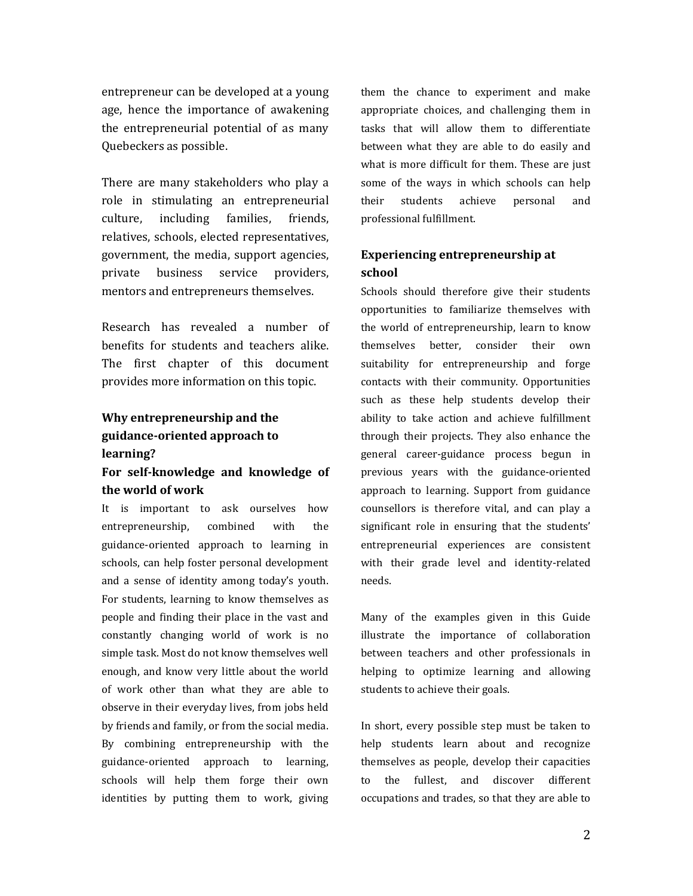entrepreneur can be developed at a young age, hence the importance of awakening the entrepreneurial potential of as many Quebeckers as possible.

There are many stakeholders who play a role in stimulating an entrepreneurial culture, including families, friends, relatives, schools, elected representatives, government, the media, support agencies, private business service providers, mentors and entrepreneurs themselves.

Research has revealed a number of benefits for students and teachers alike. The first chapter of this document provides more information on this topic.

### Why entrepreneurship and the guidance-oriented approach to learning?

#### For self-knowledge and knowledge of the world of work

It is important to ask ourselves how entrepreneurship, combined with the guidance-oriented approach to learning in schools, can help foster personal development and a sense of identity among today's youth. For students, learning to know themselves as people and finding their place in the vast and constantly changing world of work is no simple task. Most do not know themselves well enough, and know very little about the world of work other than what they are able to observe in their everyday lives, from jobs held by friends and family, or from the social media. By combining entrepreneurship with the guidance-oriented approach to learning, schools will help them forge their own identities by putting them to work, giving them the chance to experiment and make appropriate choices, and challenging them in tasks that will allow them to differentiate between what they are able to do easily and what is more difficult for them. These are just some of the ways in which schools can help their students achieve personal and professional fulfillment.

#### Experiencing entrepreneurship at school

Schools should therefore give their students opportunities to familiarize themselves with the world of entrepreneurship, learn to know themselves better, consider their own suitability for entrepreneurship and forge contacts with their community. Opportunities such as these help students develop their ability to take action and achieve fulfillment through their projects. They also enhance the general career-guidance process begun in previous years with the guidance-oriented approach to learning. Support from guidance counsellors is therefore vital, and can play a significant role in ensuring that the students' entrepreneurial experiences are consistent with their grade level and identity-related needs.

Many of the examples given in this Guide illustrate the importance of collaboration between teachers and other professionals in helping to optimize learning and allowing students to achieve their goals.

In short, every possible step must be taken to help students learn about and recognize themselves as people, develop their capacities to the fullest, and discover different occupations and trades, so that they are able to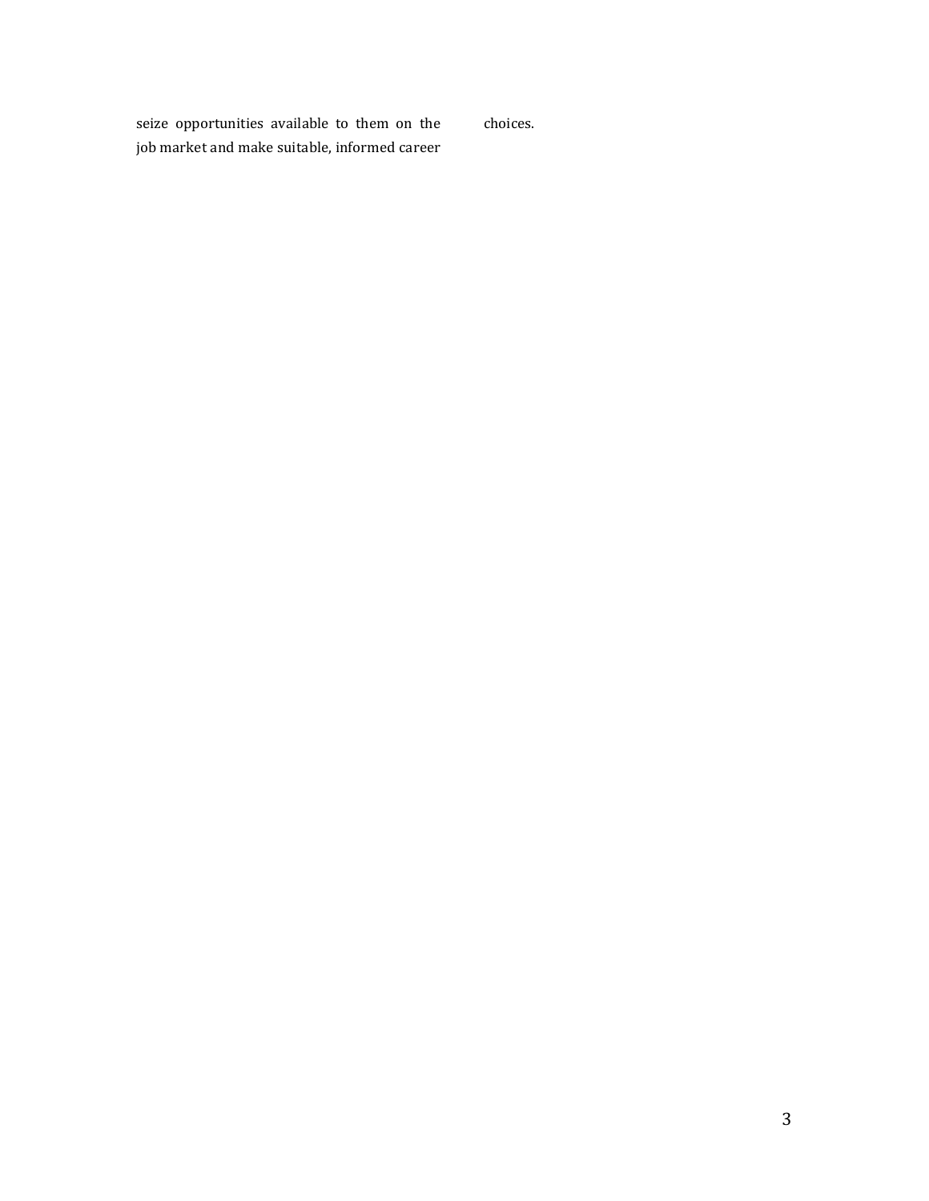seize opportunities available to them on the job market and make suitable, informed career choices.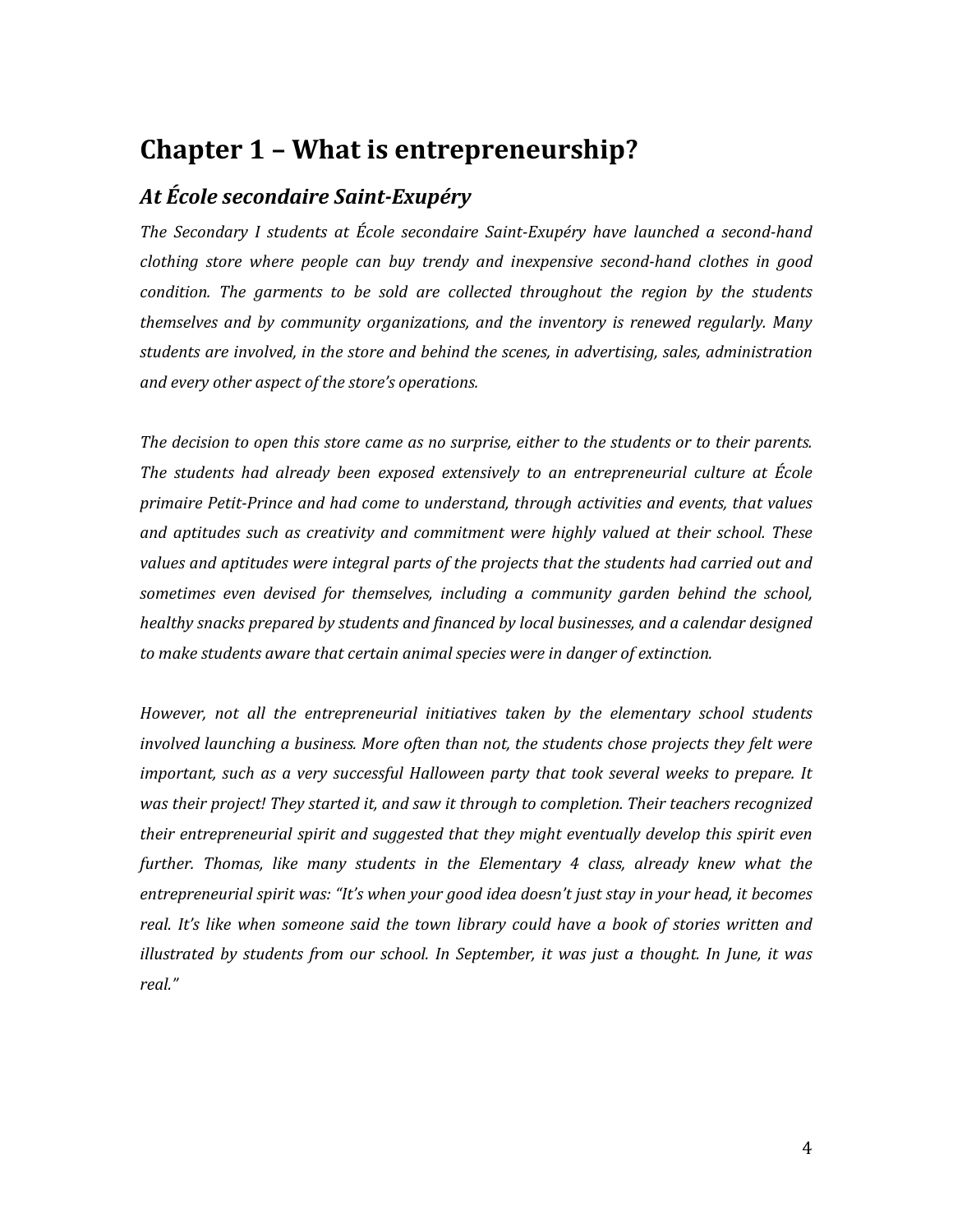# Chapter 1 – What is entrepreneurship?

## *At École secondaire Saint-Exupéry*

*The Secondary I students at École secondaire Saint-Exupéry have launched a second-hand clothing store where people can buy trendy and inexpensive second-hand clothes in good condition. The garments to be sold are collected throughout the region by the students themselves and by community organizations, and the inventory is renewed regularly. Many students are involved, in the store and behind the scenes, in advertising, sales, administration and every other aspect of the store's operations.*

*The decision to open this store came as no surprise, either to the students or to their parents. The students had already been exposed extensively to an entrepreneurial culture at École primaire Petit-Prince and had come to understand, through activities and events, that values and aptitudes such as creativity and commitment were highly valued at their school. These values and aptitudes were integral parts of the projects that the students had carried out and sometimes even devised for themselves, including a community garden behind the school, healthy snacks prepared by students and financed by local businesses, and a calendar designed to make students aware that certain animal species were in danger of extinction.*

*However, not all the entrepreneurial initiatives taken by the elementary school students involved launching a business. More often than not, the students chose projects they felt were important, such as a very successful Halloween party that took several weeks to prepare. It was their project! They started it, and saw it through to completion. Their teachers recognized their entrepreneurial spirit and suggested that they might eventually develop this spirit even further. Thomas, like many students in the Elementary 4 class, already knew what the entrepreneurial spirit was: "It's when your good idea doesn't just stay in your head, it becomes real. It's like when someone said the town library could have a book of stories written and illustrated by students from our school. In September, it was just a thought. In June, it was real."*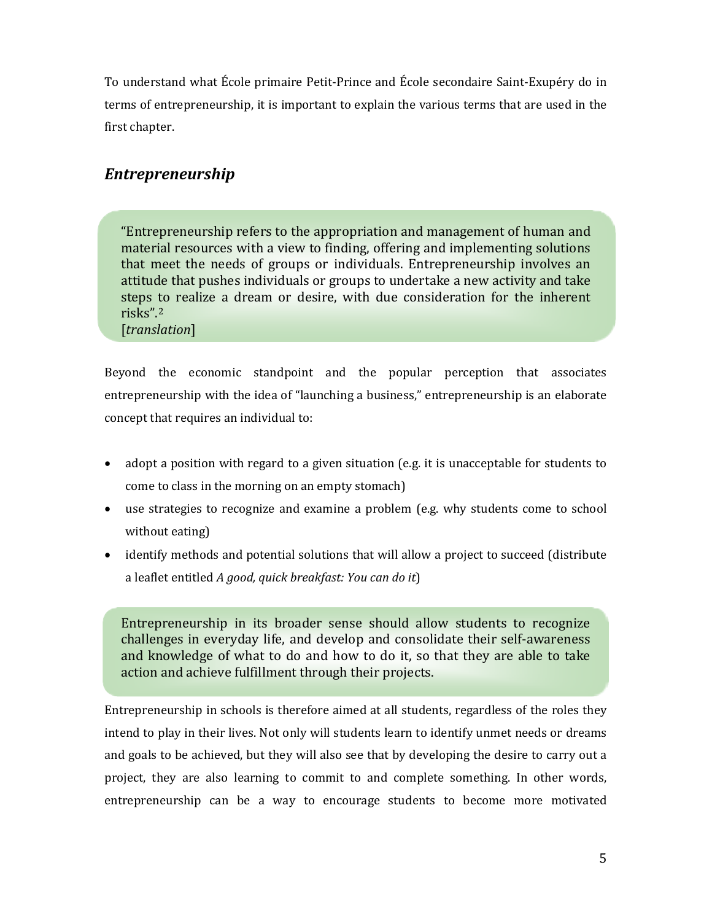To understand what École primaire Petit-Prince and École secondaire Saint-Exupéry do in terms of entrepreneurship, it is important to explain the various terms that are used in the first chapter.

## *Entrepreneurship*

> "Entrepreneurship refers to the appropriation and management of human and material resources with a view to finding, offering and implementing solutions that meet the needs of groups or individuals. Entrepreneurship involves an attitude that pushes individuals or groups to undertake a new activity and take steps to realize a dream or desire, with due consideration for the inherent risks".[2]
> [*translation*]

Beyond the economic standpoint and the popular perception that associates entrepreneurship with the idea of "launching a business," entrepreneurship is an elaborate concept that requires an individual to:

- adopt a position with regard to a given situation (e.g. it is unacceptable for students to come to class in the morning on an empty stomach)
- use strategies to recognize and examine a problem (e.g. why students come to school without eating)
- identify methods and potential solutions that will allow a project to succeed (distribute a leaflet entitled *A good, quick breakfast: You can do it*)

> Entrepreneurship in its broader sense should allow students to recognize challenges in everyday life, and develop and consolidate their self-awareness and knowledge of what to do and how to do it, so that they are able to take action and achieve fulfillment through their projects.

Entrepreneurship in schools is therefore aimed at all students, regardless of the roles they intend to play in their lives. Not only will students learn to identify unmet needs or dreams and goals to be achieved, but they will also see that by developing the desire to carry out a project, they are also learning to commit to and complete something. In other words, entrepreneurship can be a way to encourage students to become more motivated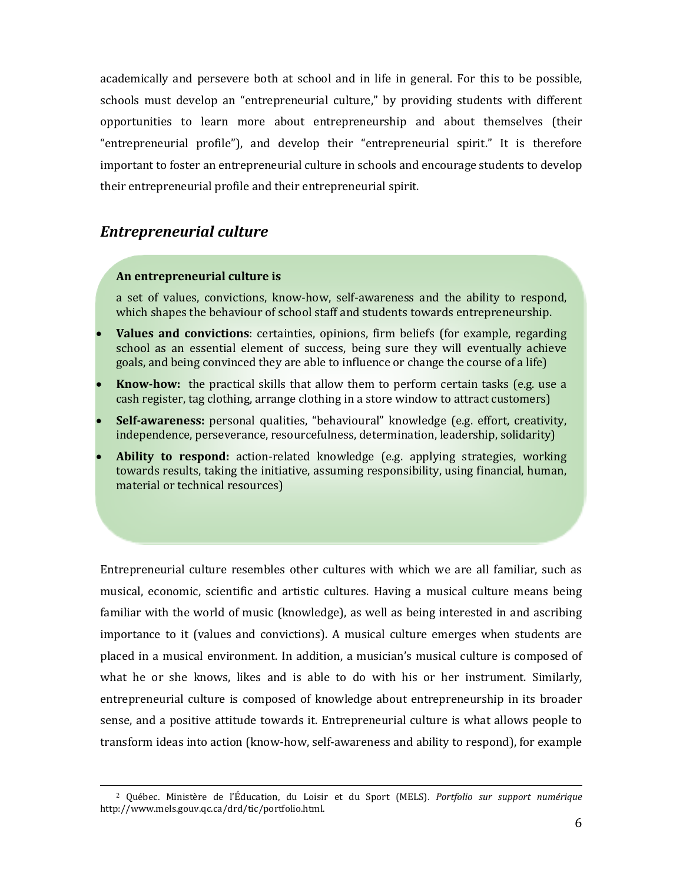academically and persevere both at school and in life in general. For this to be possible, schools must develop an "entrepreneurial culture," by providing students with different opportunities to learn more about entrepreneurship and about themselves (their "entrepreneurial profile"), and develop their "entrepreneurial spirit." It is therefore important to foster an entrepreneurial culture in schools and encourage students to develop their entrepreneurial profile and their entrepreneurial spirit.

## *Entrepreneurial culture*

**An entrepreneurial culture is**

a set of values, convictions, know-how, self-awareness and the ability to respond, which shapes the behaviour of school staff and students towards entrepreneurship.

- **Values and convictions**: certainties, opinions, firm beliefs (for example, regarding school as an essential element of success, being sure they will eventually achieve goals, and being convinced they are able to influence or change the course of a life)
- **Know-how:** the practical skills that allow them to perform certain tasks (e.g. use a cash register, tag clothing, arrange clothing in a store window to attract customers)
- **Self-awareness:** personal qualities, "behavioural" knowledge (e.g. effort, creativity, independence, perseverance, resourcefulness, determination, leadership, solidarity)
- **Ability to respond:** action-related knowledge (e.g. applying strategies, working towards results, taking the initiative, assuming responsibility, using financial, human, material or technical resources)

Entrepreneurial culture resembles other cultures with which we are all familiar, such as musical, economic, scientific and artistic cultures. Having a musical culture means being familiar with the world of music (knowledge), as well as being interested in and ascribing importance to it (values and convictions). A musical culture emerges when students are placed in a musical environment. In addition, a musician's musical culture is composed of what he or she knows, likes and is able to do with his or her instrument. Similarly, entrepreneurial culture is composed of knowledge about entrepreneurship in its broader sense, and a positive attitude towards it. Entrepreneurial culture is what allows people to transform ideas into action (know-how, self-awareness and ability to respond), for example

---

[2] Québec. Ministère de l'Éducation, du Loisir et du Sport (MELS). *Portfolio sur support numérique* http://www.mels.gouv.qc.ca/drd/tic/portfolio.html.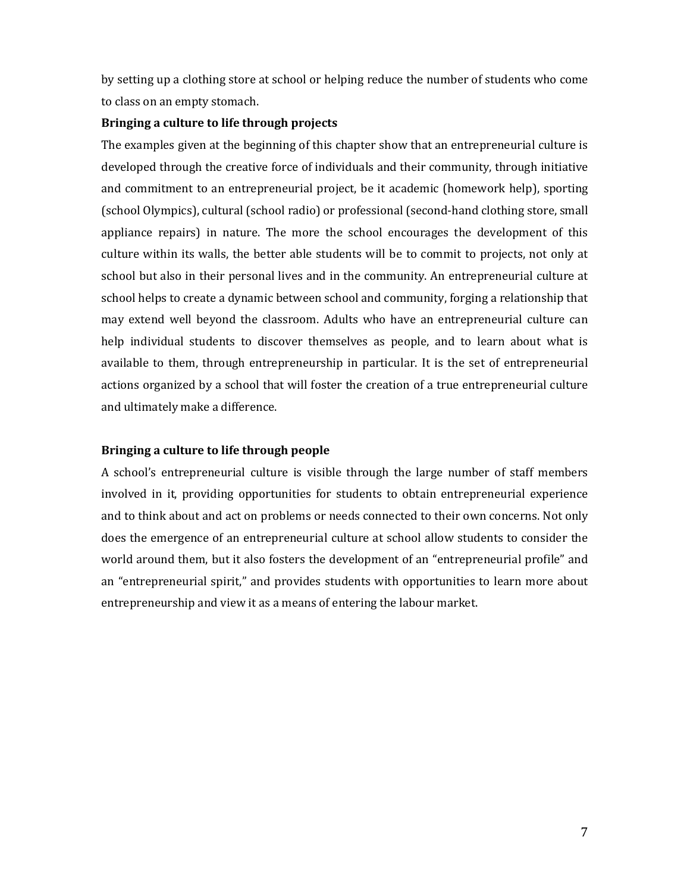by setting up a clothing store at school or helping reduce the number of students who come to class on an empty stomach.

**Bringing a culture to life through projects**

The examples given at the beginning of this chapter show that an entrepreneurial culture is developed through the creative force of individuals and their community, through initiative and commitment to an entrepreneurial project, be it academic (homework help), sporting (school Olympics), cultural (school radio) or professional (second-hand clothing store, small appliance repairs) in nature. The more the school encourages the development of this culture within its walls, the better able students will be to commit to projects, not only at school but also in their personal lives and in the community. An entrepreneurial culture at school helps to create a dynamic between school and community, forging a relationship that may extend well beyond the classroom. Adults who have an entrepreneurial culture can help individual students to discover themselves as people, and to learn about what is available to them, through entrepreneurship in particular. It is the set of entrepreneurial actions organized by a school that will foster the creation of a true entrepreneurial culture and ultimately make a difference.

**Bringing a culture to life through people**

A school's entrepreneurial culture is visible through the large number of staff members involved in it, providing opportunities for students to obtain entrepreneurial experience and to think about and act on problems or needs connected to their own concerns. Not only does the emergence of an entrepreneurial culture at school allow students to consider the world around them, but it also fosters the development of an "entrepreneurial profile" and an "entrepreneurial spirit," and provides students with opportunities to learn more about entrepreneurship and view it as a means of entering the labour market.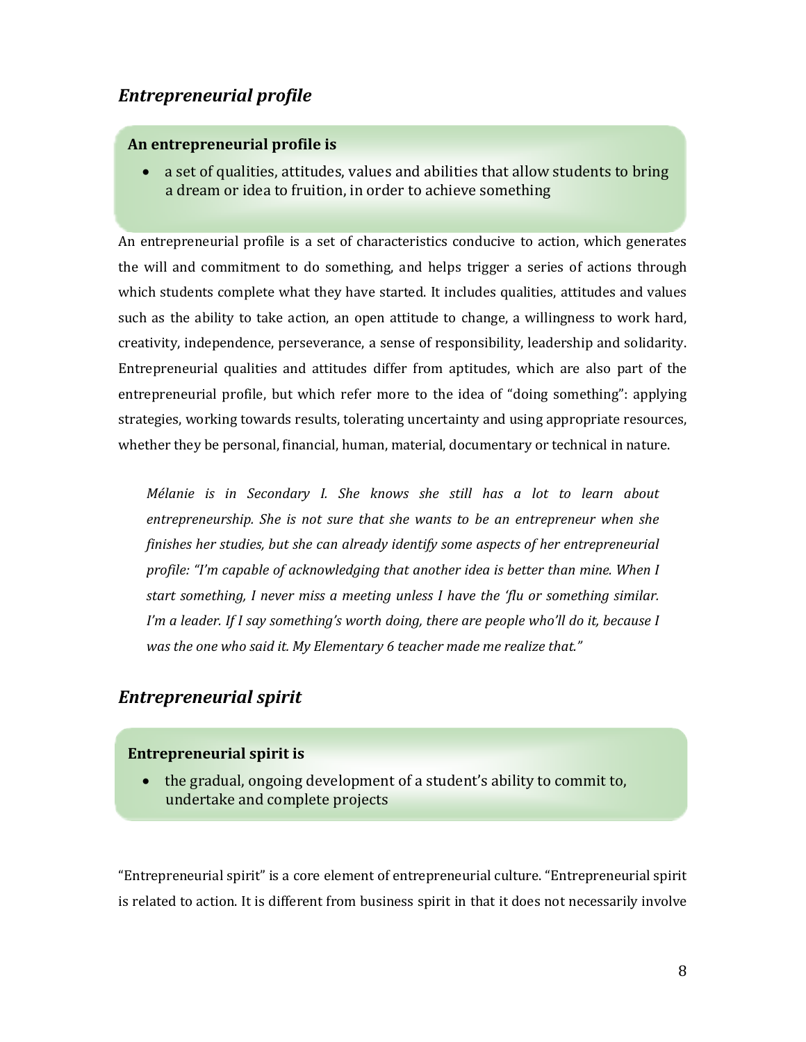## *Entrepreneurial profile*

**An entrepreneurial profile is**

- a set of qualities, attitudes, values and abilities that allow students to bring a dream or idea to fruition, in order to achieve something

An entrepreneurial profile is a set of characteristics conducive to action, which generates the will and commitment to do something, and helps trigger a series of actions through which students complete what they have started. It includes qualities, attitudes and values such as the ability to take action, an open attitude to change, a willingness to work hard, creativity, independence, perseverance, a sense of responsibility, leadership and solidarity. Entrepreneurial qualities and attitudes differ from aptitudes, which are also part of the entrepreneurial profile, but which refer more to the idea of "doing something": applying strategies, working towards results, tolerating uncertainty and using appropriate resources, whether they be personal, financial, human, material, documentary or technical in nature.

> *Mélanie is in Secondary I. She knows she still has a lot to learn about entrepreneurship. She is not sure that she wants to be an entrepreneur when she finishes her studies, but she can already identify some aspects of her entrepreneurial profile: "I'm capable of acknowledging that another idea is better than mine. When I start something, I never miss a meeting unless I have the 'flu or something similar. I'm a leader. If I say something's worth doing, there are people who'll do it, because I was the one who said it. My Elementary 6 teacher made me realize that."*

## *Entrepreneurial spirit*

**Entrepreneurial spirit is**

- the gradual, ongoing development of a student's ability to commit to, undertake and complete projects

"Entrepreneurial spirit" is a core element of entrepreneurial culture. "Entrepreneurial spirit is related to action. It is different from business spirit in that it does not necessarily involve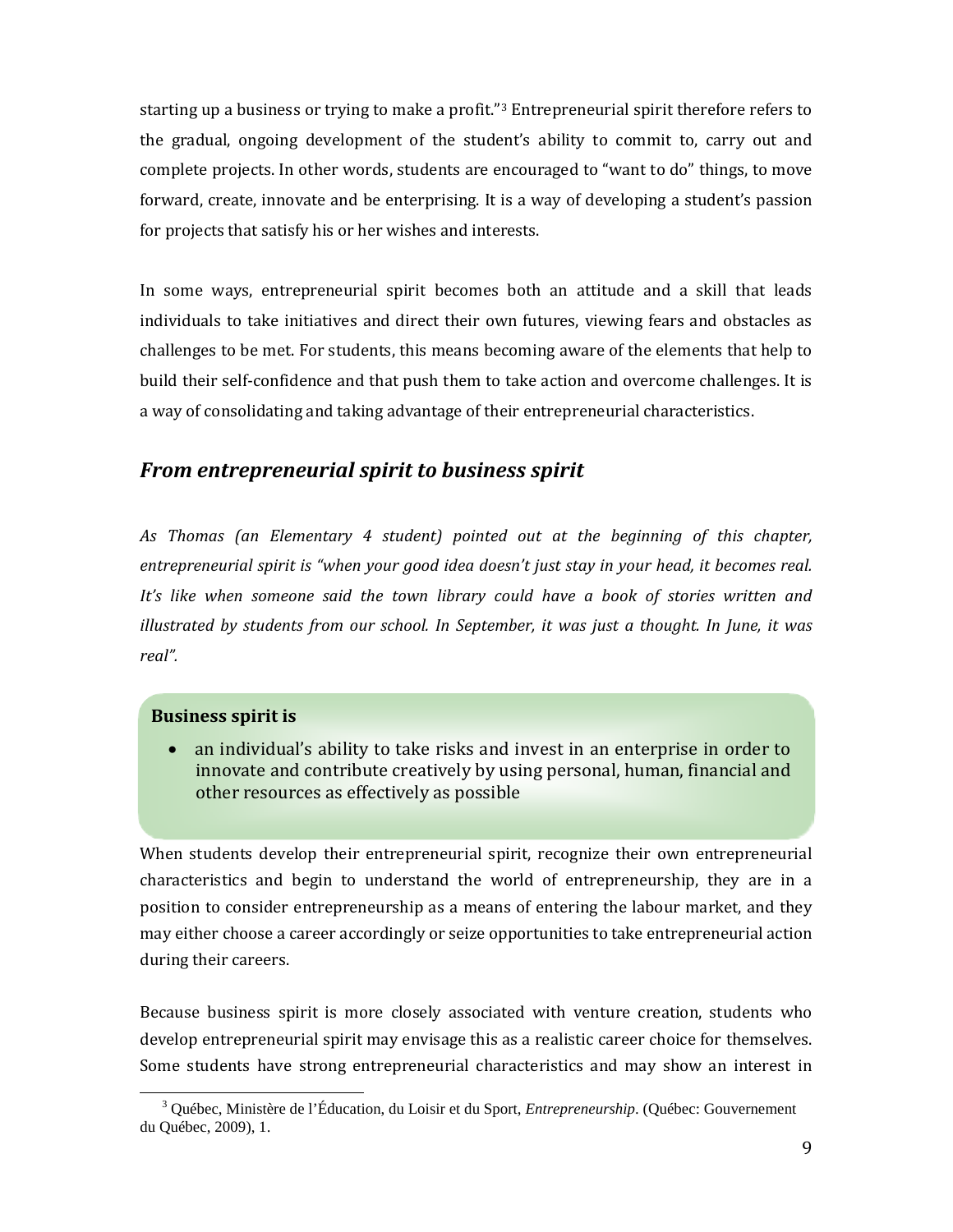starting up a business or trying to make a profit."[3] Entrepreneurial spirit therefore refers to the gradual, ongoing development of the student's ability to commit to, carry out and complete projects. In other words, students are encouraged to "want to do" things, to move forward, create, innovate and be enterprising. It is a way of developing a student's passion for projects that satisfy his or her wishes and interests.

In some ways, entrepreneurial spirit becomes both an attitude and a skill that leads individuals to take initiatives and direct their own futures, viewing fears and obstacles as challenges to be met. For students, this means becoming aware of the elements that help to build their self-confidence and that push them to take action and overcome challenges. It is a way of consolidating and taking advantage of their entrepreneurial characteristics.

## *From entrepreneurial spirit to business spirit*

*As Thomas (an Elementary 4 student) pointed out at the beginning of this chapter, entrepreneurial spirit is "when your good idea doesn't just stay in your head, it becomes real. It's like when someone said the town library could have a book of stories written and illustrated by students from our school. In September, it was just a thought. In June, it was real".*

**Business spirit is**

- an individual's ability to take risks and invest in an enterprise in order to innovate and contribute creatively by using personal, human, financial and other resources as effectively as possible

When students develop their entrepreneurial spirit, recognize their own entrepreneurial characteristics and begin to understand the world of entrepreneurship, they are in a position to consider entrepreneurship as a means of entering the labour market, and they may either choose a career accordingly or seize opportunities to take entrepreneurial action during their careers.

Because business spirit is more closely associated with venture creation, students who develop entrepreneurial spirit may envisage this as a realistic career choice for themselves. Some students have strong entrepreneurial characteristics and may show an interest in

[3] Québec, Ministère de l'Éducation, du Loisir et du Sport, *Entrepreneurship*. (Québec: Gouvernement du Québec, 2009), 1.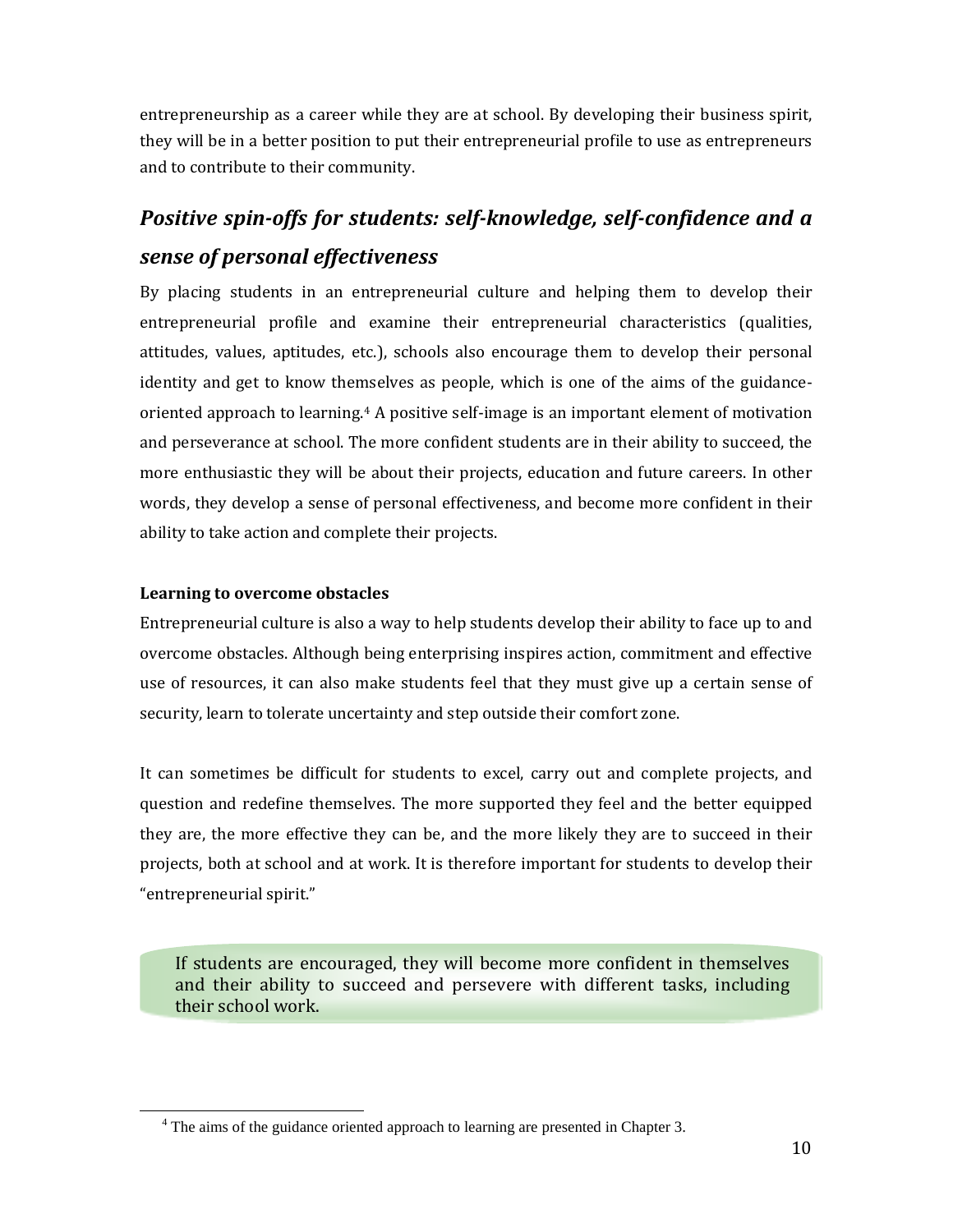entrepreneurship as a career while they are at school. By developing their business spirit, they will be in a better position to put their entrepreneurial profile to use as entrepreneurs and to contribute to their community.

## *Positive spin-offs for students: self-knowledge, self-confidence and a sense of personal effectiveness*

By placing students in an entrepreneurial culture and helping them to develop their entrepreneurial profile and examine their entrepreneurial characteristics (qualities, attitudes, values, aptitudes, etc.), schools also encourage them to develop their personal identity and get to know themselves as people, which is one of the aims of the guidance-oriented approach to learning.[4] A positive self-image is an important element of motivation and perseverance at school. The more confident students are in their ability to succeed, the more enthusiastic they will be about their projects, education and future careers. In other words, they develop a sense of personal effectiveness, and become more confident in their ability to take action and complete their projects.

**Learning to overcome obstacles**

Entrepreneurial culture is also a way to help students develop their ability to face up to and overcome obstacles. Although being enterprising inspires action, commitment and effective use of resources, it can also make students feel that they must give up a certain sense of security, learn to tolerate uncertainty and step outside their comfort zone.

It can sometimes be difficult for students to excel, carry out and complete projects, and question and redefine themselves. The more supported they feel and the better equipped they are, the more effective they can be, and the more likely they are to succeed in their projects, both at school and at work. It is therefore important for students to develop their "entrepreneurial spirit."

> If students are encouraged, they will become more confident in themselves and their ability to succeed and persevere with different tasks, including their school work.

[4] The aims of the guidance oriented approach to learning are presented in Chapter 3.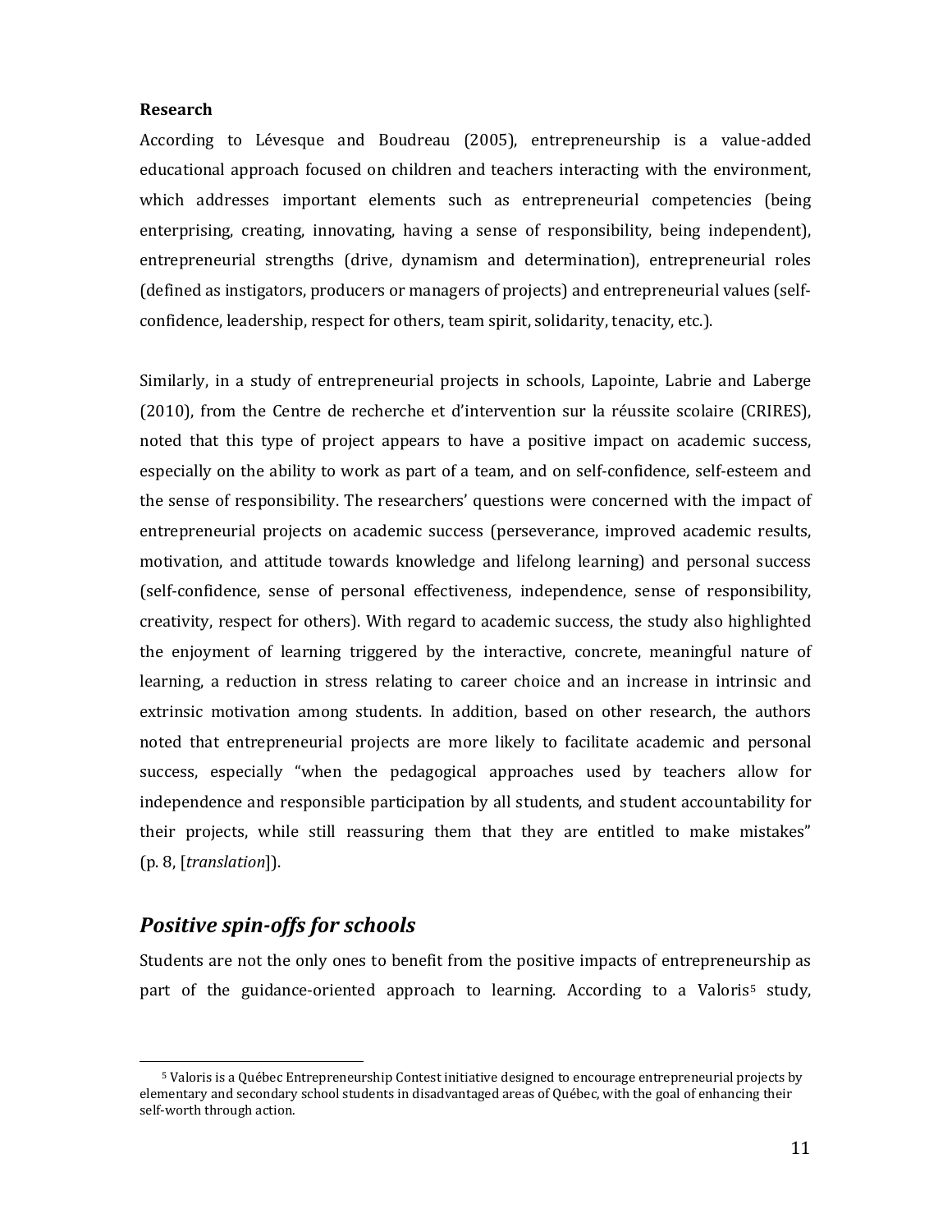**Research**

According to Lévesque and Boudreau (2005), entrepreneurship is a value-added educational approach focused on children and teachers interacting with the environment, which addresses important elements such as entrepreneurial competencies (being enterprising, creating, innovating, having a sense of responsibility, being independent), entrepreneurial strengths (drive, dynamism and determination), entrepreneurial roles (defined as instigators, producers or managers of projects) and entrepreneurial values (self-confidence, leadership, respect for others, team spirit, solidarity, tenacity, etc.).

Similarly, in a study of entrepreneurial projects in schools, Lapointe, Labrie and Laberge (2010), from the Centre de recherche et d'intervention sur la réussite scolaire (CRIRES), noted that this type of project appears to have a positive impact on academic success, especially on the ability to work as part of a team, and on self-confidence, self-esteem and the sense of responsibility. The researchers' questions were concerned with the impact of entrepreneurial projects on academic success (perseverance, improved academic results, motivation, and attitude towards knowledge and lifelong learning) and personal success (self-confidence, sense of personal effectiveness, independence, sense of responsibility, creativity, respect for others). With regard to academic success, the study also highlighted the enjoyment of learning triggered by the interactive, concrete, meaningful nature of learning, a reduction in stress relating to career choice and an increase in intrinsic and extrinsic motivation among students. In addition, based on other research, the authors noted that entrepreneurial projects are more likely to facilitate academic and personal success, especially "when the pedagogical approaches used by teachers allow for independence and responsible participation by all students, and student accountability for their projects, while still reassuring them that they are entitled to make mistakes" (p. 8, [*translation*]).

## *Positive spin-offs for schools*

Students are not the only ones to benefit from the positive impacts of entrepreneurship as part of the guidance-oriented approach to learning. According to a Valoris[5] study,

[5] Valoris is a Québec Entrepreneurship Contest initiative designed to encourage entrepreneurial projects by elementary and secondary school students in disadvantaged areas of Québec, with the goal of enhancing their self-worth through action.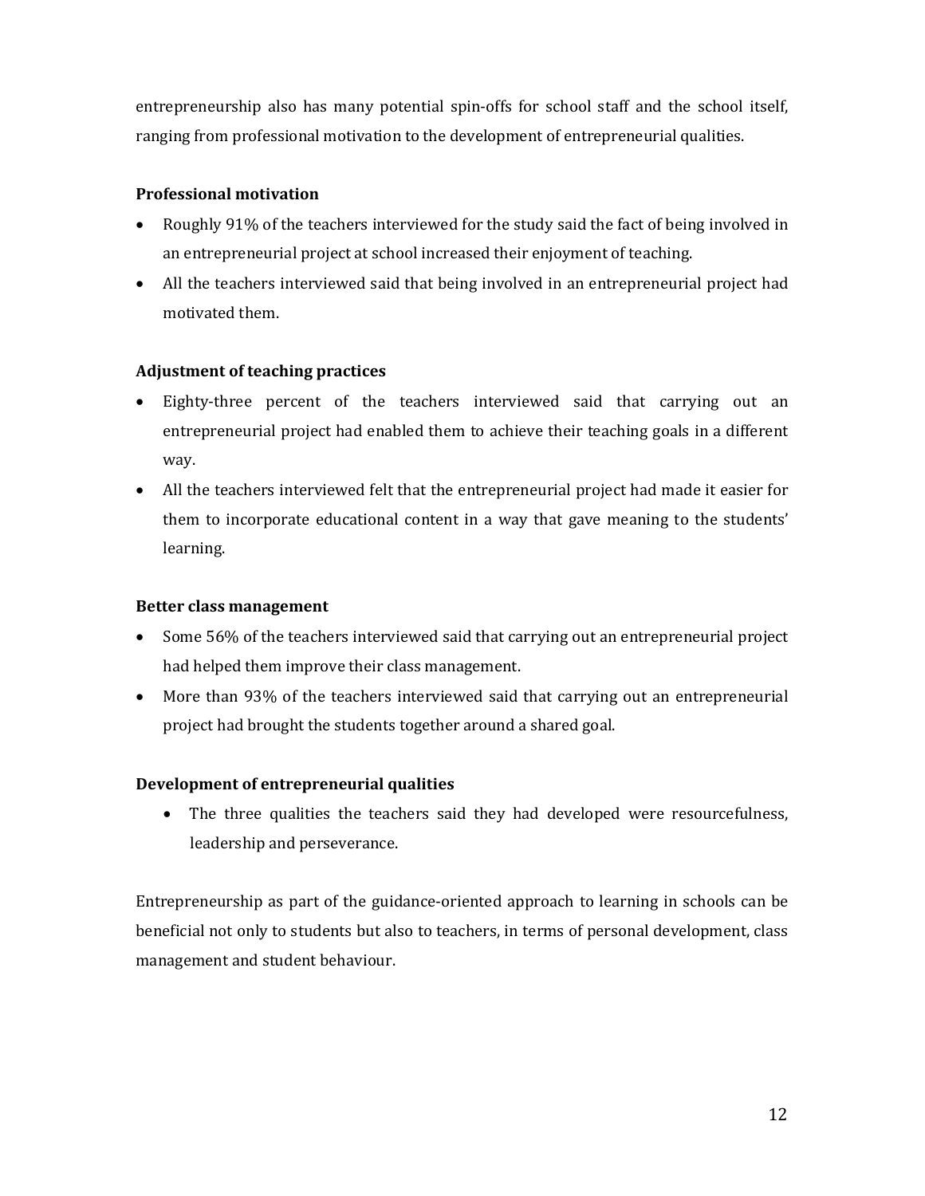entrepreneurship also has many potential spin-offs for school staff and the school itself, ranging from professional motivation to the development of entrepreneurial qualities.

**Professional motivation**

- Roughly 91% of the teachers interviewed for the study said the fact of being involved in an entrepreneurial project at school increased their enjoyment of teaching.
- All the teachers interviewed said that being involved in an entrepreneurial project had motivated them.

**Adjustment of teaching practices**

- Eighty-three percent of the teachers interviewed said that carrying out an entrepreneurial project had enabled them to achieve their teaching goals in a different way.
- All the teachers interviewed felt that the entrepreneurial project had made it easier for them to incorporate educational content in a way that gave meaning to the students' learning.

**Better class management**

- Some 56% of the teachers interviewed said that carrying out an entrepreneurial project had helped them improve their class management.
- More than 93% of the teachers interviewed said that carrying out an entrepreneurial project had brought the students together around a shared goal.

**Development of entrepreneurial qualities**

- The three qualities the teachers said they had developed were resourcefulness, leadership and perseverance.

Entrepreneurship as part of the guidance-oriented approach to learning in schools can be beneficial not only to students but also to teachers, in terms of personal development, class management and student behaviour.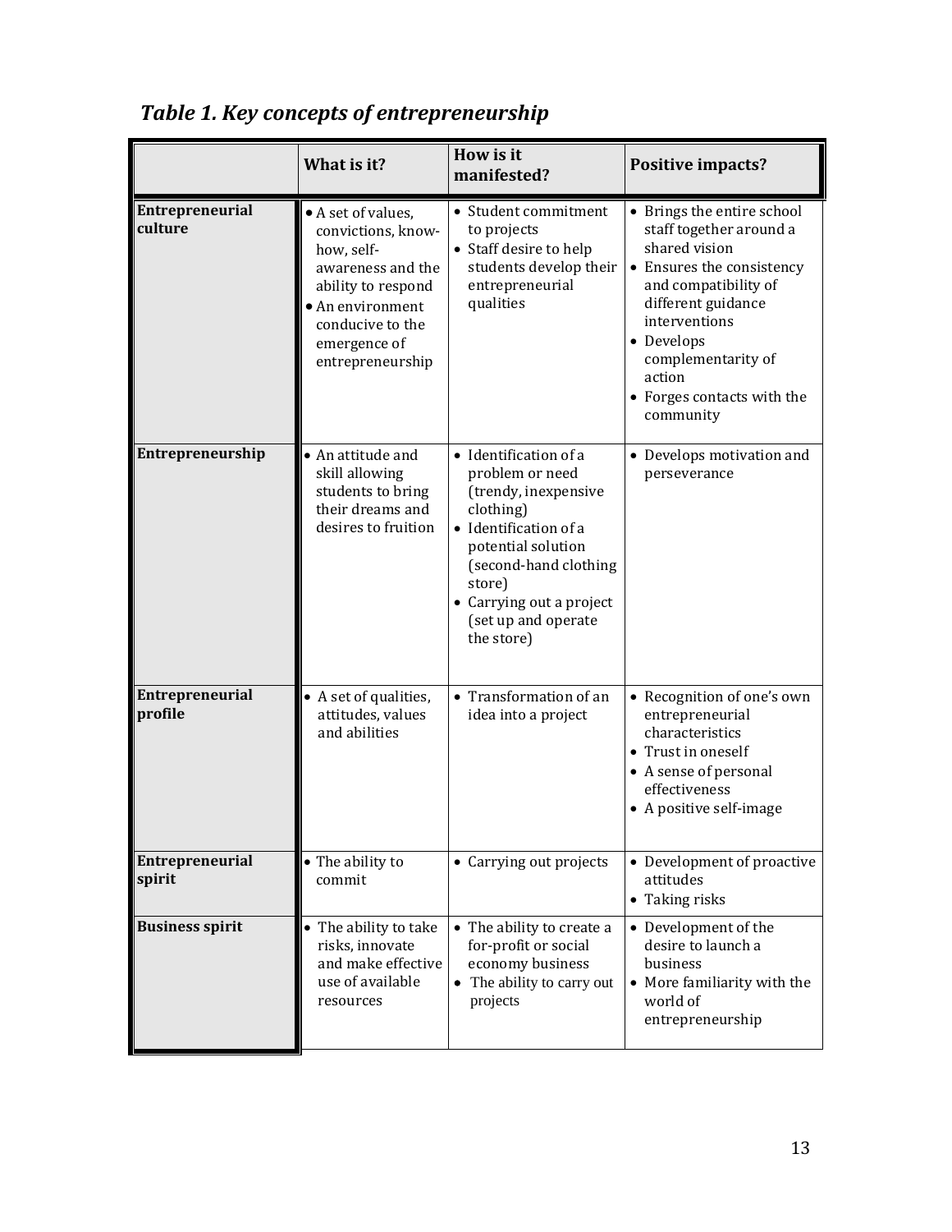*Table 1. Key concepts of entrepreneurship*

| | What is it? | How is it manifested? | Positive impacts? |
|---|---|---|---|
| **Entrepreneurial culture** | • A set of values, convictions, know-how, self-awareness and the ability to respond<br>• An environment conducive to the emergence of entrepreneurship | • Student commitment to projects<br>• Staff desire to help students develop their entrepreneurial qualities | • Brings the entire school staff together around a shared vision<br>• Ensures the consistency and compatibility of different guidance interventions<br>• Develops complementarity of action<br>• Forges contacts with the community |
| **Entrepreneurship** | • An attitude and skill allowing students to bring their dreams and desires to fruition | • Identification of a problem or need (trendy, inexpensive clothing)<br>• Identification of a potential solution (second-hand clothing store)<br>• Carrying out a project (set up and operate the store) | • Develops motivation and perseverance |
| **Entrepreneurial profile** | • A set of qualities, attitudes, values and abilities | • Transformation of an idea into a project | • Recognition of one's own entrepreneurial characteristics<br>• Trust in oneself<br>• A sense of personal effectiveness<br>• A positive self-image |
| **Entrepreneurial spirit** | • The ability to commit | • Carrying out projects | • Development of proactive attitudes<br>• Taking risks |
| **Business spirit** | • The ability to take risks, innovate and make effective use of available resources | • The ability to create a for-profit or social economy business<br>• The ability to carry out projects | • Development of the desire to launch a business<br>• More familiarity with the world of entrepreneurship |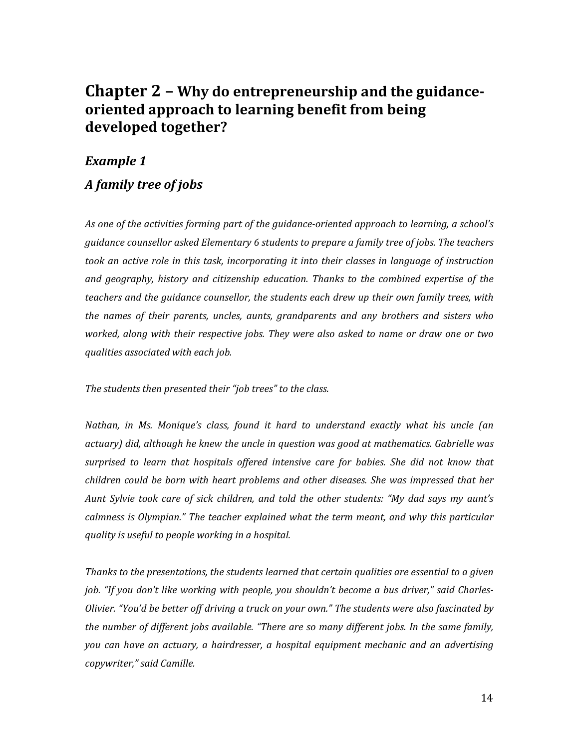# Chapter 2 – Why do entrepreneurship and the guidance-oriented approach to learning benefit from being developed together?

## *Example 1*

## *A family tree of jobs*

*As one of the activities forming part of the guidance-oriented approach to learning, a school's guidance counsellor asked Elementary 6 students to prepare a family tree of jobs. The teachers took an active role in this task, incorporating it into their classes in language of instruction and geography, history and citizenship education. Thanks to the combined expertise of the teachers and the guidance counsellor, the students each drew up their own family trees, with the names of their parents, uncles, aunts, grandparents and any brothers and sisters who worked, along with their respective jobs. They were also asked to name or draw one or two qualities associated with each job.*

*The students then presented their "job trees" to the class.*

*Nathan, in Ms. Monique's class, found it hard to understand exactly what his uncle (an actuary) did, although he knew the uncle in question was good at mathematics. Gabrielle was surprised to learn that hospitals offered intensive care for babies. She did not know that children could be born with heart problems and other diseases. She was impressed that her Aunt Sylvie took care of sick children, and told the other students: "My dad says my aunt's calmness is Olympian." The teacher explained what the term meant, and why this particular quality is useful to people working in a hospital.*

*Thanks to the presentations, the students learned that certain qualities are essential to a given job. "If you don't like working with people, you shouldn't become a bus driver," said Charles-Olivier. "You'd be better off driving a truck on your own." The students were also fascinated by the number of different jobs available. "There are so many different jobs. In the same family, you can have an actuary, a hairdresser, a hospital equipment mechanic and an advertising copywriter," said Camille.*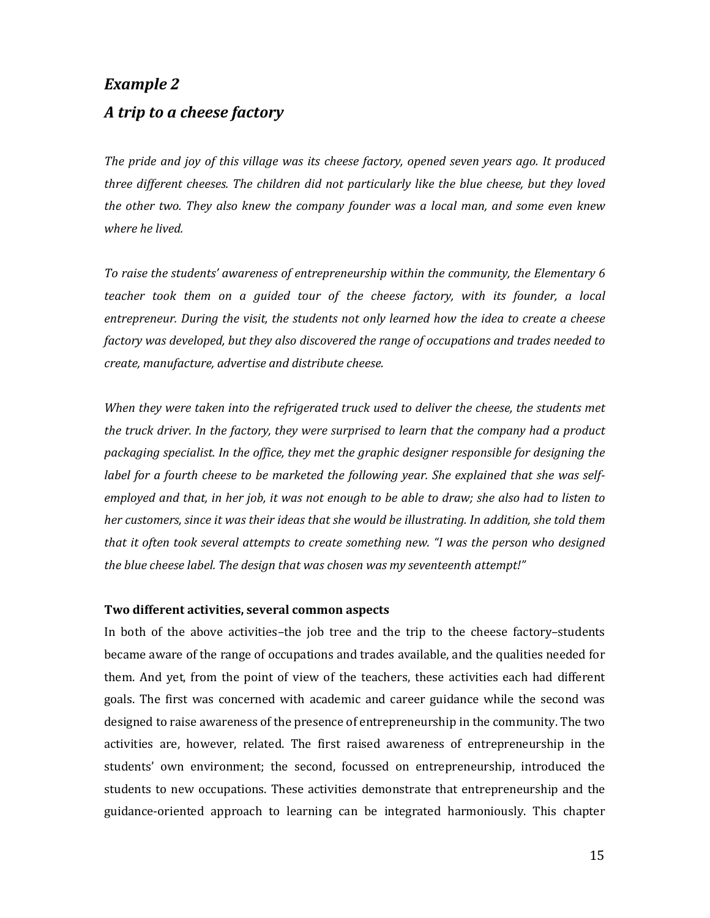## *Example 2*

## *A trip to a cheese factory*

*The pride and joy of this village was its cheese factory, opened seven years ago. It produced three different cheeses. The children did not particularly like the blue cheese, but they loved the other two. They also knew the company founder was a local man, and some even knew where he lived.*

*To raise the students' awareness of entrepreneurship within the community, the Elementary 6 teacher took them on a guided tour of the cheese factory, with its founder, a local entrepreneur. During the visit, the students not only learned how the idea to create a cheese factory was developed, but they also discovered the range of occupations and trades needed to create, manufacture, advertise and distribute cheese.*

*When they were taken into the refrigerated truck used to deliver the cheese, the students met the truck driver. In the factory, they were surprised to learn that the company had a product packaging specialist. In the office, they met the graphic designer responsible for designing the label for a fourth cheese to be marketed the following year. She explained that she was self-employed and that, in her job, it was not enough to be able to draw; she also had to listen to her customers, since it was their ideas that she would be illustrating. In addition, she told them that it often took several attempts to create something new. "I was the person who designed the blue cheese label. The design that was chosen was my seventeenth attempt!"*

**Two different activities, several common aspects**

In both of the above activities–the job tree and the trip to the cheese factory–students became aware of the range of occupations and trades available, and the qualities needed for them. And yet, from the point of view of the teachers, these activities each had different goals. The first was concerned with academic and career guidance while the second was designed to raise awareness of the presence of entrepreneurship in the community. The two activities are, however, related. The first raised awareness of entrepreneurship in the students' own environment; the second, focussed on entrepreneurship, introduced the students to new occupations. These activities demonstrate that entrepreneurship and the guidance-oriented approach to learning can be integrated harmoniously. This chapter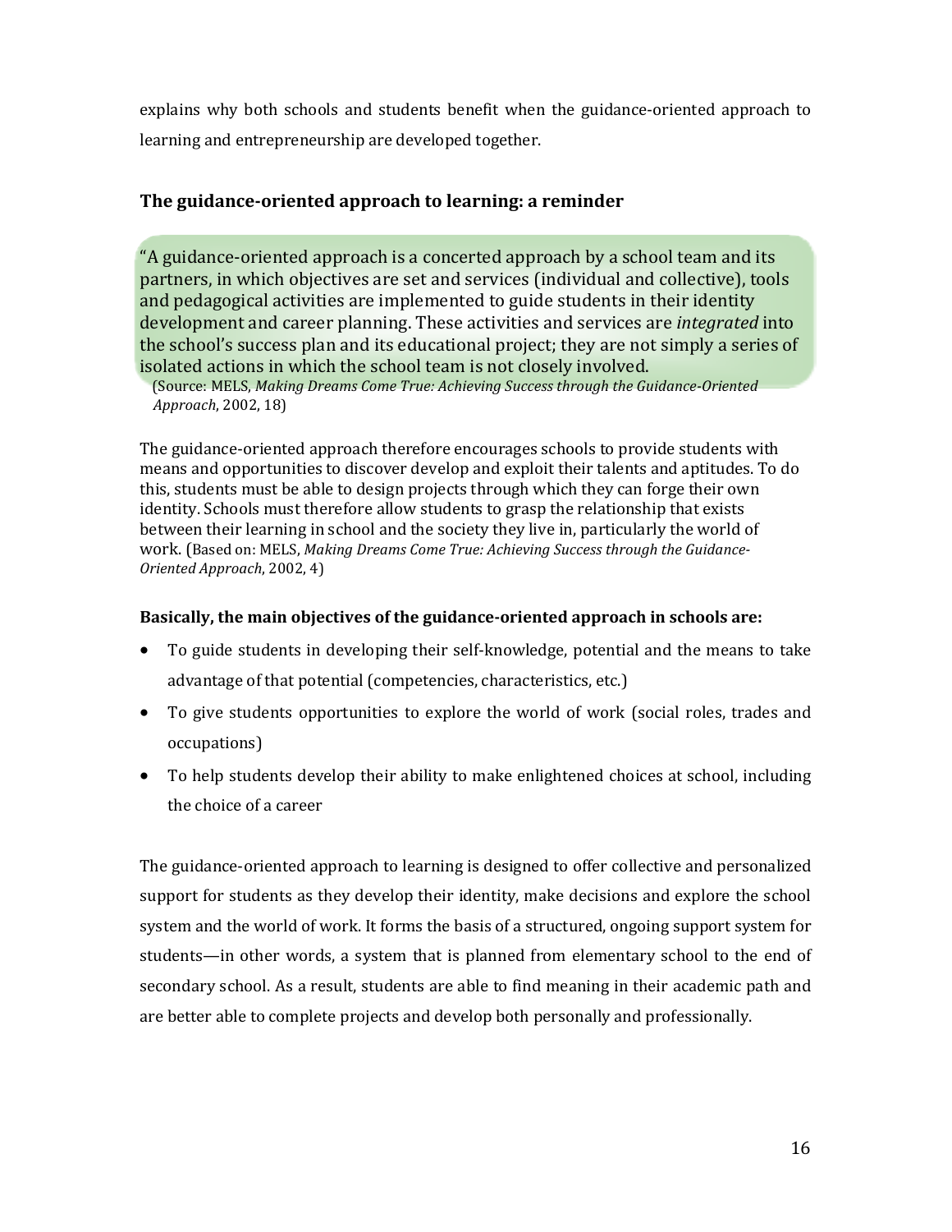explains why both schools and students benefit when the guidance-oriented approach to learning and entrepreneurship are developed together.

### The guidance-oriented approach to learning: a reminder

> "A guidance-oriented approach is a concerted approach by a school team and its partners, in which objectives are set and services (individual and collective), tools and pedagogical activities are implemented to guide students in their identity development and career planning. These activities and services are *integrated* into the school's success plan and its educational project; they are not simply a series of isolated actions in which the school team is not closely involved.
>
> (Source: MELS, *Making Dreams Come True: Achieving Success through the Guidance-Oriented Approach*, 2002, 18)

The guidance-oriented approach therefore encourages schools to provide students with means and opportunities to discover develop and exploit their talents and aptitudes. To do this, students must be able to design projects through which they can forge their own identity. Schools must therefore allow students to grasp the relationship that exists between their learning in school and the society they live in, particularly the world of work. (Based on: MELS, *Making Dreams Come True: Achieving Success through the Guidance-Oriented Approach*, 2002, 4)

**Basically, the main objectives of the guidance-oriented approach in schools are:**

- To guide students in developing their self-knowledge, potential and the means to take advantage of that potential (competencies, characteristics, etc.)
- To give students opportunities to explore the world of work (social roles, trades and occupations)
- To help students develop their ability to make enlightened choices at school, including the choice of a career

The guidance-oriented approach to learning is designed to offer collective and personalized support for students as they develop their identity, make decisions and explore the school system and the world of work. It forms the basis of a structured, ongoing support system for students—in other words, a system that is planned from elementary school to the end of secondary school. As a result, students are able to find meaning in their academic path and are better able to complete projects and develop both personally and professionally.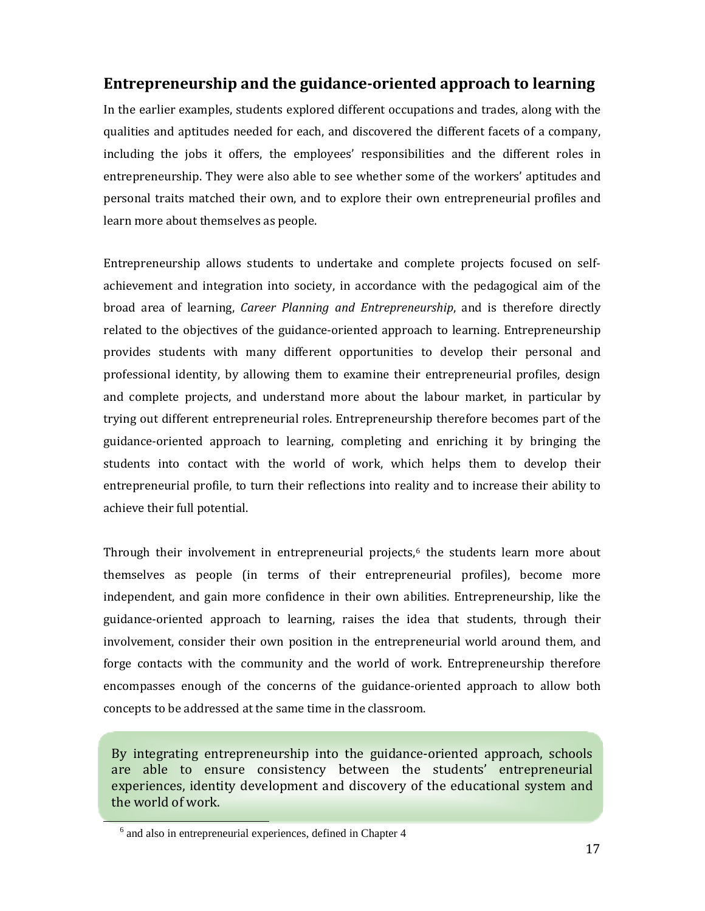## Entrepreneurship and the guidance-oriented approach to learning

In the earlier examples, students explored different occupations and trades, along with the qualities and aptitudes needed for each, and discovered the different facets of a company, including the jobs it offers, the employees' responsibilities and the different roles in entrepreneurship. They were also able to see whether some of the workers' aptitudes and personal traits matched their own, and to explore their own entrepreneurial profiles and learn more about themselves as people.

Entrepreneurship allows students to undertake and complete projects focused on self-achievement and integration into society, in accordance with the pedagogical aim of the broad area of learning, *Career Planning and Entrepreneurship*, and is therefore directly related to the objectives of the guidance-oriented approach to learning. Entrepreneurship provides students with many different opportunities to develop their personal and professional identity, by allowing them to examine their entrepreneurial profiles, design and complete projects, and understand more about the labour market, in particular by trying out different entrepreneurial roles. Entrepreneurship therefore becomes part of the guidance-oriented approach to learning, completing and enriching it by bringing the students into contact with the world of work, which helps them to develop their entrepreneurial profile, to turn their reflections into reality and to increase their ability to achieve their full potential.

Through their involvement in entrepreneurial projects,[6] the students learn more about themselves as people (in terms of their entrepreneurial profiles), become more independent, and gain more confidence in their own abilities. Entrepreneurship, like the guidance-oriented approach to learning, raises the idea that students, through their involvement, consider their own position in the entrepreneurial world around them, and forge contacts with the community and the world of work. Entrepreneurship therefore encompasses enough of the concerns of the guidance-oriented approach to allow both concepts to be addressed at the same time in the classroom.

> By integrating entrepreneurship into the guidance-oriented approach, schools are able to ensure consistency between the students' entrepreneurial experiences, identity development and discovery of the educational system and the world of work.

[6] and also in entrepreneurial experiences, defined in Chapter 4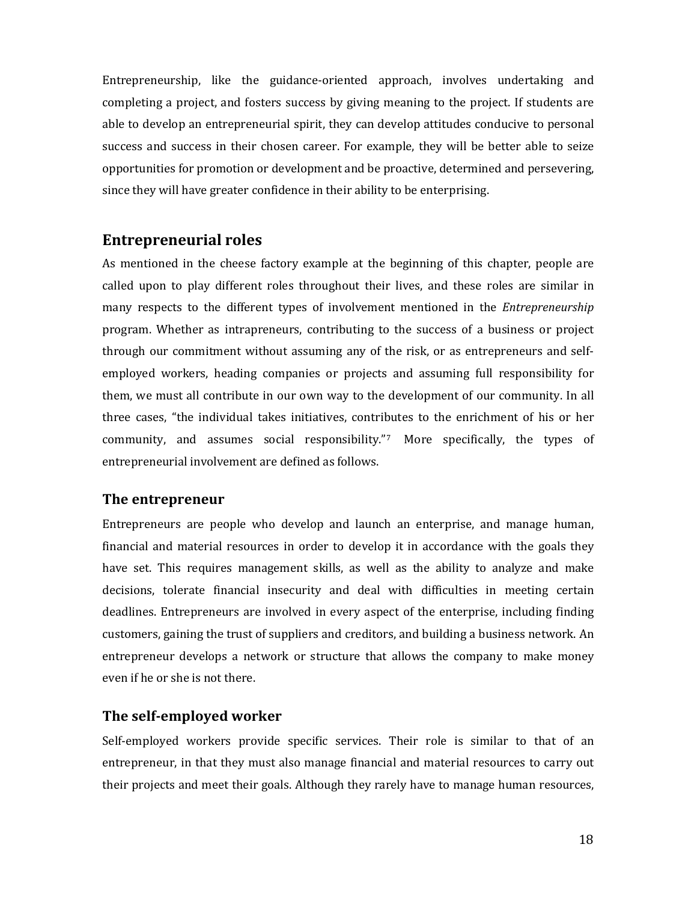Entrepreneurship, like the guidance-oriented approach, involves undertaking and completing a project, and fosters success by giving meaning to the project. If students are able to develop an entrepreneurial spirit, they can develop attitudes conducive to personal success and success in their chosen career. For example, they will be better able to seize opportunities for promotion or development and be proactive, determined and persevering, since they will have greater confidence in their ability to be enterprising.

## Entrepreneurial roles

As mentioned in the cheese factory example at the beginning of this chapter, people are called upon to play different roles throughout their lives, and these roles are similar in many respects to the different types of involvement mentioned in the *Entrepreneurship* program. Whether as intrapreneurs, contributing to the success of a business or project through our commitment without assuming any of the risk, or as entrepreneurs and self-employed workers, heading companies or projects and assuming full responsibility for them, we must all contribute in our own way to the development of our community. In all three cases, "the individual takes initiatives, contributes to the enrichment of his or her community, and assumes social responsibility."[7] More specifically, the types of entrepreneurial involvement are defined as follows.

### The entrepreneur

Entrepreneurs are people who develop and launch an enterprise, and manage human, financial and material resources in order to develop it in accordance with the goals they have set. This requires management skills, as well as the ability to analyze and make decisions, tolerate financial insecurity and deal with difficulties in meeting certain deadlines. Entrepreneurs are involved in every aspect of the enterprise, including finding customers, gaining the trust of suppliers and creditors, and building a business network. An entrepreneur develops a network or structure that allows the company to make money even if he or she is not there.

### The self-employed worker

Self-employed workers provide specific services. Their role is similar to that of an entrepreneur, in that they must also manage financial and material resources to carry out their projects and meet their goals. Although they rarely have to manage human resources,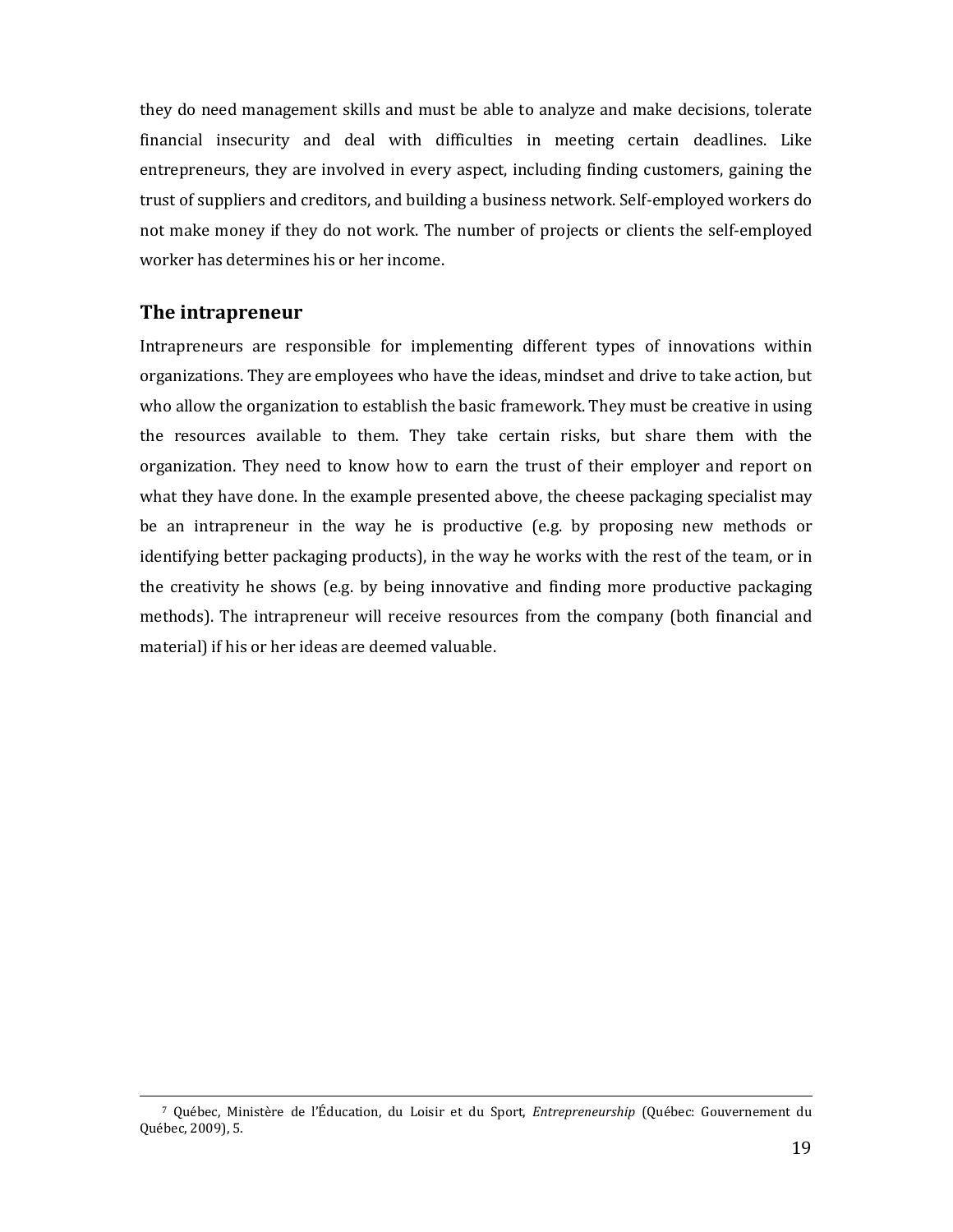they do need management skills and must be able to analyze and make decisions, tolerate financial insecurity and deal with difficulties in meeting certain deadlines. Like entrepreneurs, they are involved in every aspect, including finding customers, gaining the trust of suppliers and creditors, and building a business network. Self-employed workers do not make money if they do not work. The number of projects or clients the self-employed worker has determines his or her income.

## The intrapreneur

Intrapreneurs are responsible for implementing different types of innovations within organizations. They are employees who have the ideas, mindset and drive to take action, but who allow the organization to establish the basic framework. They must be creative in using the resources available to them. They take certain risks, but share them with the organization. They need to know how to earn the trust of their employer and report on what they have done. In the example presented above, the cheese packaging specialist may be an intrapreneur in the way he is productive (e.g. by proposing new methods or identifying better packaging products), in the way he works with the rest of the team, or in the creativity he shows (e.g. by being innovative and finding more productive packaging methods). The intrapreneur will receive resources from the company (both financial and material) if his or her ideas are deemed valuable.

---

[7] Québec, Ministère de l'Éducation, du Loisir et du Sport, *Entrepreneurship* (Québec: Gouvernement du Québec, 2009), 5.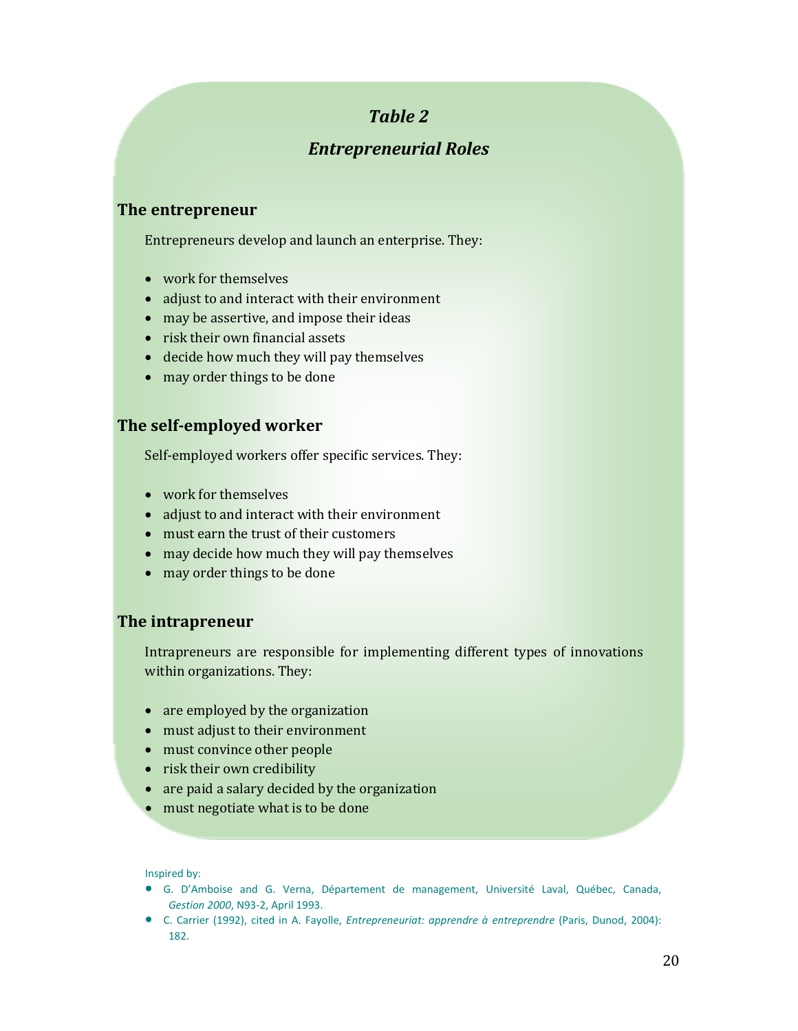***Table 2***

***Entrepreneurial Roles***

### The entrepreneur

Entrepreneurs develop and launch an enterprise. They:

- work for themselves
- adjust to and interact with their environment
- may be assertive, and impose their ideas
- risk their own financial assets
- decide how much they will pay themselves
- may order things to be done

### The self-employed worker

Self-employed workers offer specific services. They:

- work for themselves
- adjust to and interact with their environment
- must earn the trust of their customers
- may decide how much they will pay themselves
- may order things to be done

### The intrapreneur

Intrapreneurs are responsible for implementing different types of innovations within organizations. They:

- are employed by the organization
- must adjust to their environment
- must convince other people
- risk their own credibility
- are paid a salary decided by the organization
- must negotiate what is to be done

Inspired by:

- G. D'Amboise and G. Verna, Département de management, Université Laval, Québec, Canada, *Gestion 2000*, N93-2, April 1993.
- C. Carrier (1992), cited in A. Fayolle, *Entrepreneuriat: apprendre à entreprendre* (Paris, Dunod, 2004): 182.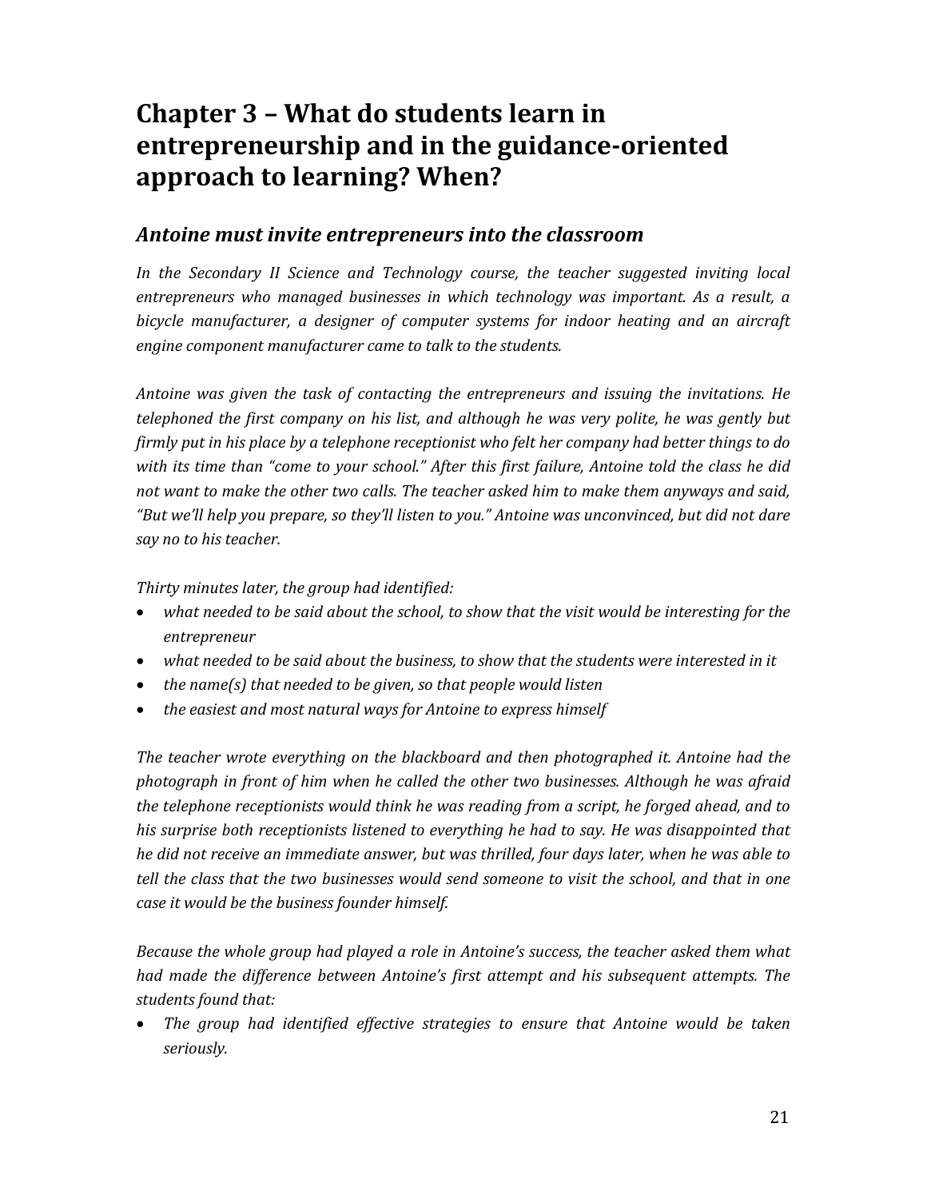# Chapter 3 – What do students learn in entrepreneurship and in the guidance-oriented approach to learning? When?

## *Antoine must invite entrepreneurs into the classroom*

*In the Secondary II Science and Technology course, the teacher suggested inviting local entrepreneurs who managed businesses in which technology was important. As a result, a bicycle manufacturer, a designer of computer systems for indoor heating and an aircraft engine component manufacturer came to talk to the students.*

*Antoine was given the task of contacting the entrepreneurs and issuing the invitations. He telephoned the first company on his list, and although he was very polite, he was gently but firmly put in his place by a telephone receptionist who felt her company had better things to do with its time than "come to your school." After this first failure, Antoine told the class he did not want to make the other two calls. The teacher asked him to make them anyways and said, "But we'll help you prepare, so they'll listen to you." Antoine was unconvinced, but did not dare say no to his teacher.*

*Thirty minutes later, the group had identified:*

- *what needed to be said about the school, to show that the visit would be interesting for the entrepreneur*
- *what needed to be said about the business, to show that the students were interested in it*
- *the name(s) that needed to be given, so that people would listen*
- *the easiest and most natural ways for Antoine to express himself*

*The teacher wrote everything on the blackboard and then photographed it. Antoine had the photograph in front of him when he called the other two businesses. Although he was afraid the telephone receptionists would think he was reading from a script, he forged ahead, and to his surprise both receptionists listened to everything he had to say. He was disappointed that he did not receive an immediate answer, but was thrilled, four days later, when he was able to tell the class that the two businesses would send someone to visit the school, and that in one case it would be the business founder himself.*

*Because the whole group had played a role in Antoine's success, the teacher asked them what had made the difference between Antoine's first attempt and his subsequent attempts. The students found that:*

- *The group had identified effective strategies to ensure that Antoine would be taken seriously.*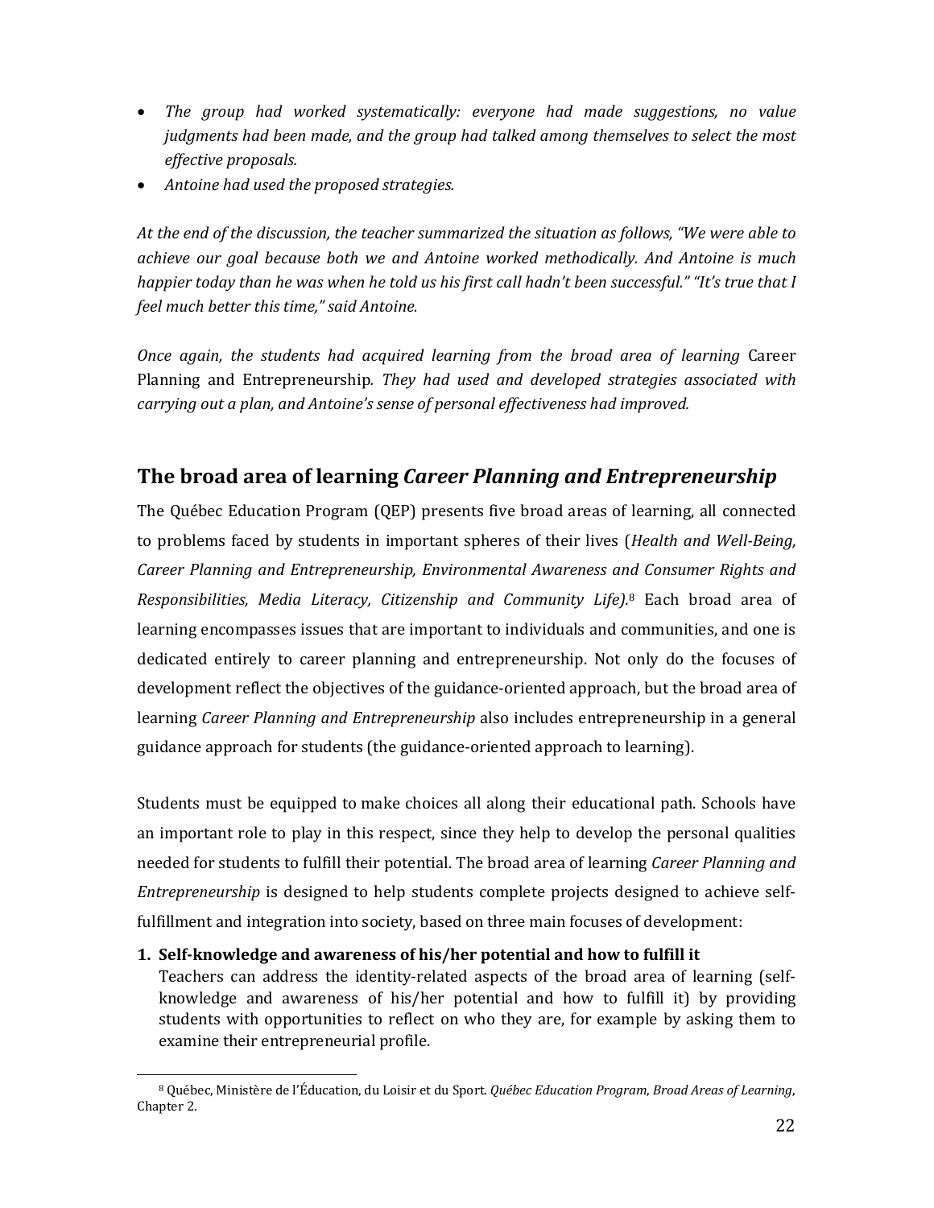- *The group had worked systematically: everyone had made suggestions, no value judgments had been made, and the group had talked among themselves to select the most effective proposals.*
- *Antoine had used the proposed strategies.*

*At the end of the discussion, the teacher summarized the situation as follows, "We were able to achieve our goal because both we and Antoine worked methodically. And Antoine is much happier today than he was when he told us his first call hadn't been successful." "It's true that I feel much better this time," said Antoine.*

*Once again, the students had acquired learning from the broad area of learning* Career Planning and Entrepreneurship. *They had used and developed strategies associated with carrying out a plan, and Antoine's sense of personal effectiveness had improved.*

## The broad area of learning *Career Planning and Entrepreneurship*

The Québec Education Program (QEP) presents five broad areas of learning, all connected to problems faced by students in important spheres of their lives (*Health and Well-Being, Career Planning and Entrepreneurship, Environmental Awareness and Consumer Rights and Responsibilities, Media Literacy, Citizenship and Community Life).*[8] Each broad area of learning encompasses issues that are important to individuals and communities, and one is dedicated entirely to career planning and entrepreneurship. Not only do the focuses of development reflect the objectives of the guidance-oriented approach, but the broad area of learning *Career Planning and Entrepreneurship* also includes entrepreneurship in a general guidance approach for students (the guidance-oriented approach to learning).

Students must be equipped to make choices all along their educational path. Schools have an important role to play in this respect, since they help to develop the personal qualities needed for students to fulfill their potential. The broad area of learning *Career Planning and Entrepreneurship* is designed to help students complete projects designed to achieve self-fulfillment and integration into society, based on three main focuses of development:

1. **Self-knowledge and awareness of his/her potential and how to fulfill it**
   Teachers can address the identity-related aspects of the broad area of learning (self-knowledge and awareness of his/her potential and how to fulfill it) by providing students with opportunities to reflect on who they are, for example by asking them to examine their entrepreneurial profile.

[8] Québec, Ministère de l'Éducation, du Loisir et du Sport. *Québec Education Program*, *Broad Areas of Learning*, Chapter 2.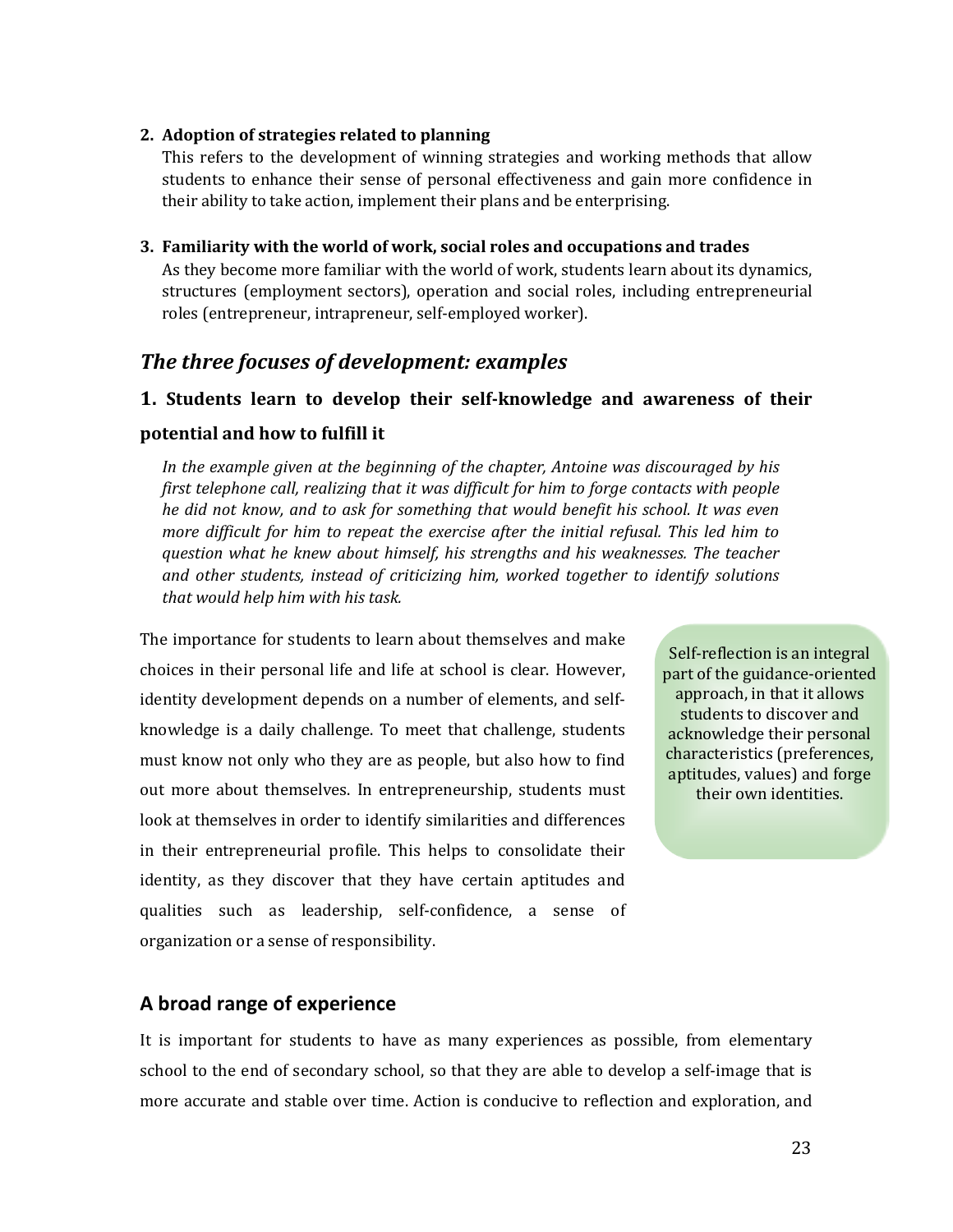2. **Adoption of strategies related to planning**
   This refers to the development of winning strategies and working methods that allow students to enhance their sense of personal effectiveness and gain more confidence in their ability to take action, implement their plans and be enterprising.

3. **Familiarity with the world of work, social roles and occupations and trades**
   As they become more familiar with the world of work, students learn about its dynamics, structures (employment sectors), operation and social roles, including entrepreneurial roles (entrepreneur, intrapreneur, self-employed worker).

## *The three focuses of development: examples*

### 1. Students learn to develop their self-knowledge and awareness of their potential and how to fulfill it

*In the example given at the beginning of the chapter, Antoine was discouraged by his first telephone call, realizing that it was difficult for him to forge contacts with people he did not know, and to ask for something that would benefit his school. It was even more difficult for him to repeat the exercise after the initial refusal. This led him to question what he knew about himself, his strengths and his weaknesses. The teacher and other students, instead of criticizing him, worked together to identify solutions that would help him with his task.*

The importance for students to learn about themselves and make choices in their personal life and life at school is clear. However, identity development depends on a number of elements, and self-knowledge is a daily challenge. To meet that challenge, students must know not only who they are as people, but also how to find out more about themselves. In entrepreneurship, students must look at themselves in order to identify similarities and differences in their entrepreneurial profile. This helps to consolidate their identity, as they discover that they have certain aptitudes and qualities such as leadership, self-confidence, a sense of organization or a sense of responsibility.

> Self-reflection is an integral part of the guidance-oriented approach, in that it allows students to discover and acknowledge their personal characteristics (preferences, aptitudes, values) and forge their own identities.

## A broad range of experience

It is important for students to have as many experiences as possible, from elementary school to the end of secondary school, so that they are able to develop a self-image that is more accurate and stable over time. Action is conducive to reflection and exploration, and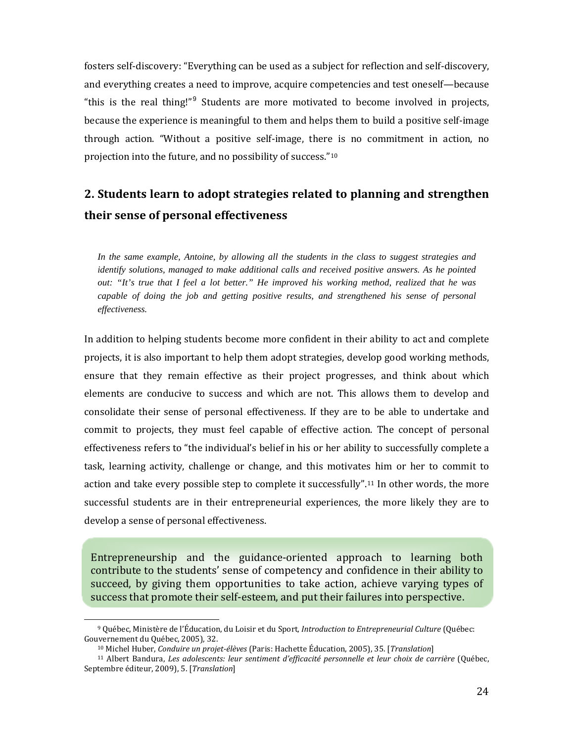fosters self-discovery: "Everything can be used as a subject for reflection and self-discovery, and everything creates a need to improve, acquire competencies and test oneself—because "this is the real thing!"[9] Students are more motivated to become involved in projects, because the experience is meaningful to them and helps them to build a positive self-image through action. "Without a positive self-image, there is no commitment in action, no projection into the future, and no possibility of success."[10]

## 2. Students learn to adopt strategies related to planning and strengthen their sense of personal effectiveness

> *In the same example, Antoine, by allowing all the students in the class to suggest strategies and identify solutions, managed to make additional calls and received positive answers. As he pointed out: "It's true that I feel a lot better." He improved his working method, realized that he was capable of doing the job and getting positive results, and strengthened his sense of personal effectiveness.*

In addition to helping students become more confident in their ability to act and complete projects, it is also important to help them adopt strategies, develop good working methods, ensure that they remain effective as their project progresses, and think about which elements are conducive to success and which are not. This allows them to develop and consolidate their sense of personal effectiveness. If they are to be able to undertake and commit to projects, they must feel capable of effective action. The concept of personal effectiveness refers to "the individual's belief in his or her ability to successfully complete a task, learning activity, challenge or change, and this motivates him or her to commit to action and take every possible step to complete it successfully".[11] In other words, the more successful students are in their entrepreneurial experiences, the more likely they are to develop a sense of personal effectiveness.

> Entrepreneurship and the guidance-oriented approach to learning both contribute to the students' sense of competency and confidence in their ability to succeed, by giving them opportunities to take action, achieve varying types of success that promote their self-esteem, and put their failures into perspective.

---

[9] Québec, Ministère de l'Éducation, du Loisir et du Sport, *Introduction to Entrepreneurial Culture* (Québec: Gouvernement du Québec, 2005), 32.

[10] Michel Huber, *Conduire un projet-élèves* (Paris: Hachette Éducation, 2005), 35. [*Translation*]

[11] Albert Bandura, *Les adolescents: leur sentiment d'efficacité personnelle et leur choix de carrière* (Québec, Septembre éditeur, 2009), 5. [*Translation*]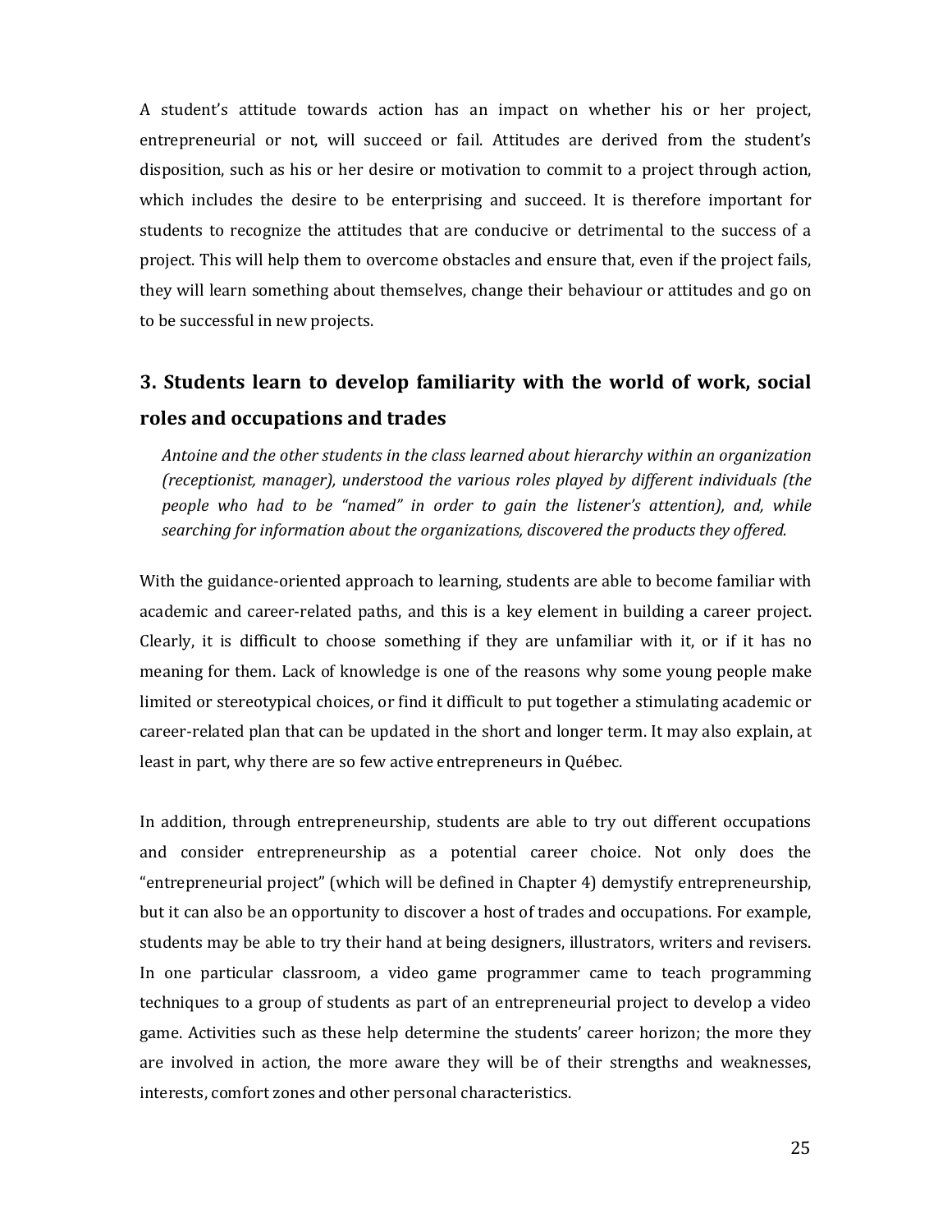A student's attitude towards action has an impact on whether his or her project, entrepreneurial or not, will succeed or fail. Attitudes are derived from the student's disposition, such as his or her desire or motivation to commit to a project through action, which includes the desire to be enterprising and succeed. It is therefore important for students to recognize the attitudes that are conducive or detrimental to the success of a project. This will help them to overcome obstacles and ensure that, even if the project fails, they will learn something about themselves, change their behaviour or attitudes and go on to be successful in new projects.

## 3. Students learn to develop familiarity with the world of work, social roles and occupations and trades

*Antoine and the other students in the class learned about hierarchy within an organization (receptionist, manager), understood the various roles played by different individuals (the people who had to be "named" in order to gain the listener's attention), and, while searching for information about the organizations, discovered the products they offered.*

With the guidance-oriented approach to learning, students are able to become familiar with academic and career-related paths, and this is a key element in building a career project. Clearly, it is difficult to choose something if they are unfamiliar with it, or if it has no meaning for them. Lack of knowledge is one of the reasons why some young people make limited or stereotypical choices, or find it difficult to put together a stimulating academic or career-related plan that can be updated in the short and longer term. It may also explain, at least in part, why there are so few active entrepreneurs in Québec.

In addition, through entrepreneurship, students are able to try out different occupations and consider entrepreneurship as a potential career choice. Not only does the "entrepreneurial project" (which will be defined in Chapter 4) demystify entrepreneurship, but it can also be an opportunity to discover a host of trades and occupations. For example, students may be able to try their hand at being designers, illustrators, writers and revisers. In one particular classroom, a video game programmer came to teach programming techniques to a group of students as part of an entrepreneurial project to develop a video game. Activities such as these help determine the students' career horizon; the more they are involved in action, the more aware they will be of their strengths and weaknesses, interests, comfort zones and other personal characteristics.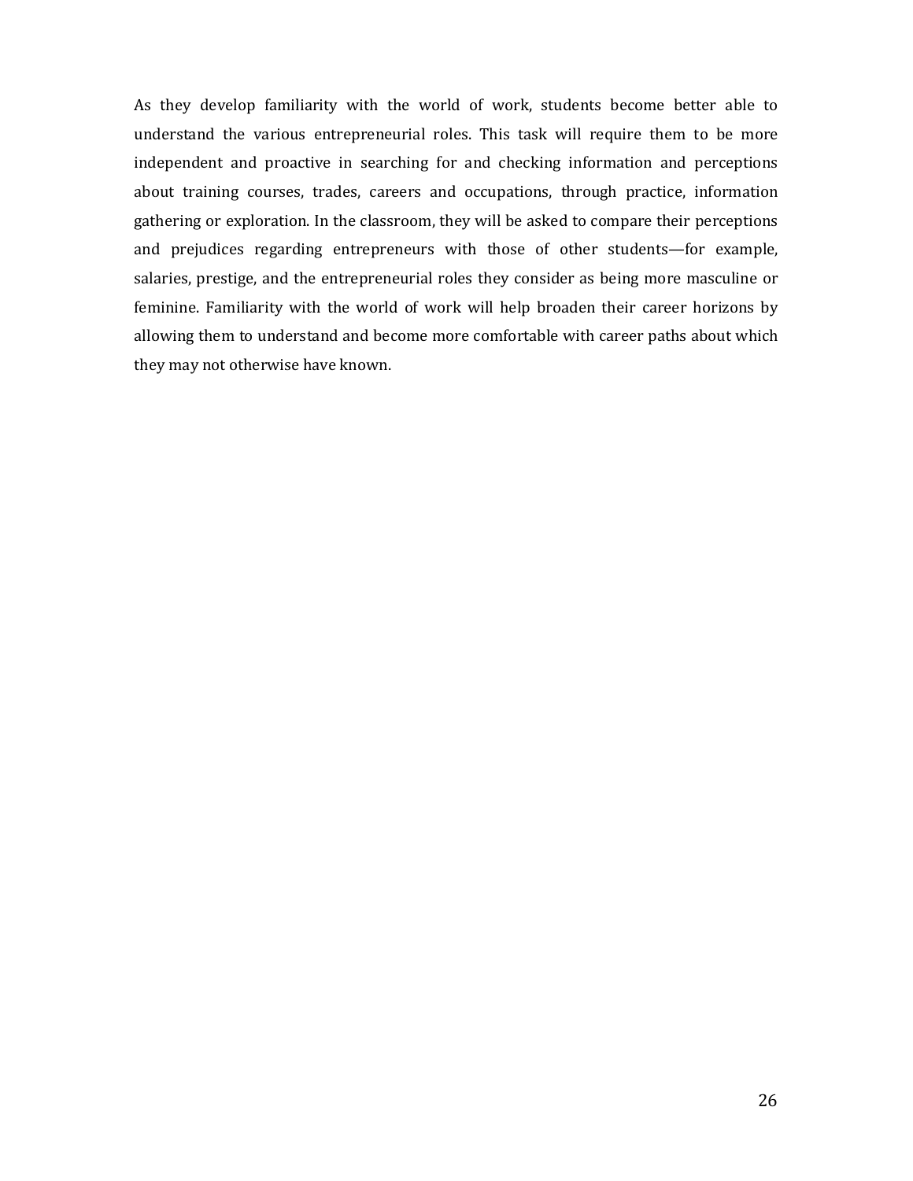As they develop familiarity with the world of work, students become better able to understand the various entrepreneurial roles. This task will require them to be more independent and proactive in searching for and checking information and perceptions about training courses, trades, careers and occupations, through practice, information gathering or exploration. In the classroom, they will be asked to compare their perceptions and prejudices regarding entrepreneurs with those of other students—for example, salaries, prestige, and the entrepreneurial roles they consider as being more masculine or feminine. Familiarity with the world of work will help broaden their career horizons by allowing them to understand and become more comfortable with career paths about which they may not otherwise have known.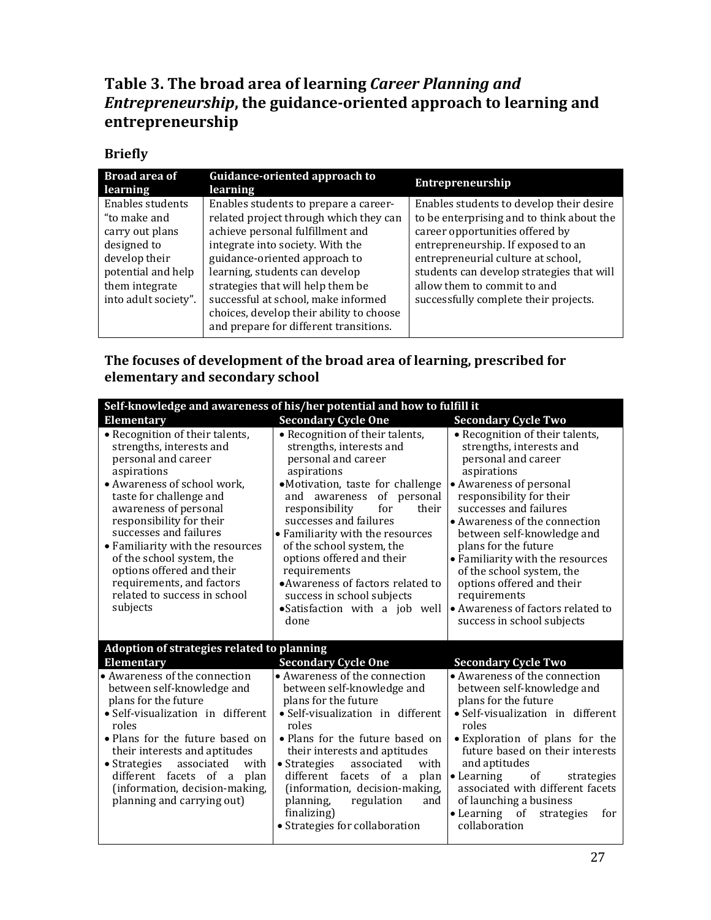## Table 3. The broad area of learning *Career Planning and Entrepreneurship*, the guidance-oriented approach to learning and entrepreneurship

### Briefly

| Broad area of learning | Guidance-oriented approach to learning | Entrepreneurship |
|---|---|---|
| Enables students "to make and carry out plans designed to develop their potential and help them integrate into adult society". | Enables students to prepare a career-related project through which they can achieve personal fulfillment and integrate into society. With the guidance-oriented approach to learning, students can develop strategies that will help them be successful at school, make informed choices, develop their ability to choose and prepare for different transitions. | Enables students to develop their desire to be enterprising and to think about the career opportunities offered by entrepreneurship. If exposed to an entrepreneurial culture at school, students can develop strategies that will allow them to commit to and successfully complete their projects. |

### The focuses of development of the broad area of learning, prescribed for elementary and secondary school

| Self-knowledge and awareness of his/her potential and how to fulfill it | | |
|---|---|---|
| **Elementary** | **Secondary Cycle One** | **Secondary Cycle Two** |
| • Recognition of their talents, strengths, interests and personal and career aspirations<br>• Awareness of school work, taste for challenge and awareness of personal responsibility for their successes and failures<br>• Familiarity with the resources of the school system, the options offered and their requirements, and factors related to success in school subjects | • Recognition of their talents, strengths, interests and personal and career aspirations<br>• Motivation, taste for challenge and awareness of personal responsibility for their successes and failures<br>• Familiarity with the resources of the school system, the options offered and their requirements<br>• Awareness of factors related to success in school subjects<br>• Satisfaction with a job well done | • Recognition of their talents, strengths, interests and personal and career aspirations<br>• Awareness of personal responsibility for their successes and failures<br>• Awareness of the connection between self-knowledge and plans for the future<br>• Familiarity with the resources of the school system, the options offered and their requirements<br>• Awareness of factors related to success in school subjects |

| Adoption of strategies related to planning | | |
|---|---|---|
| **Elementary** | **Secondary Cycle One** | **Secondary Cycle Two** |
| • Awareness of the connection between self-knowledge and plans for the future<br>• Self-visualization in different roles<br>• Plans for the future based on their interests and aptitudes<br>• Strategies associated with different facets of a plan (information, decision-making, planning and carrying out) | • Awareness of the connection between self-knowledge and plans for the future<br>• Self-visualization in different roles<br>• Plans for the future based on their interests and aptitudes<br>• Strategies associated with different facets of a plan (information, decision-making, planning, regulation and finalizing)<br>• Strategies for collaboration | • Awareness of the connection between self-knowledge and plans for the future<br>• Self-visualization in different roles<br>• Exploration of plans for the future based on their interests and aptitudes<br>• Learning of strategies associated with different facets of launching a business<br>• Learning of strategies for collaboration |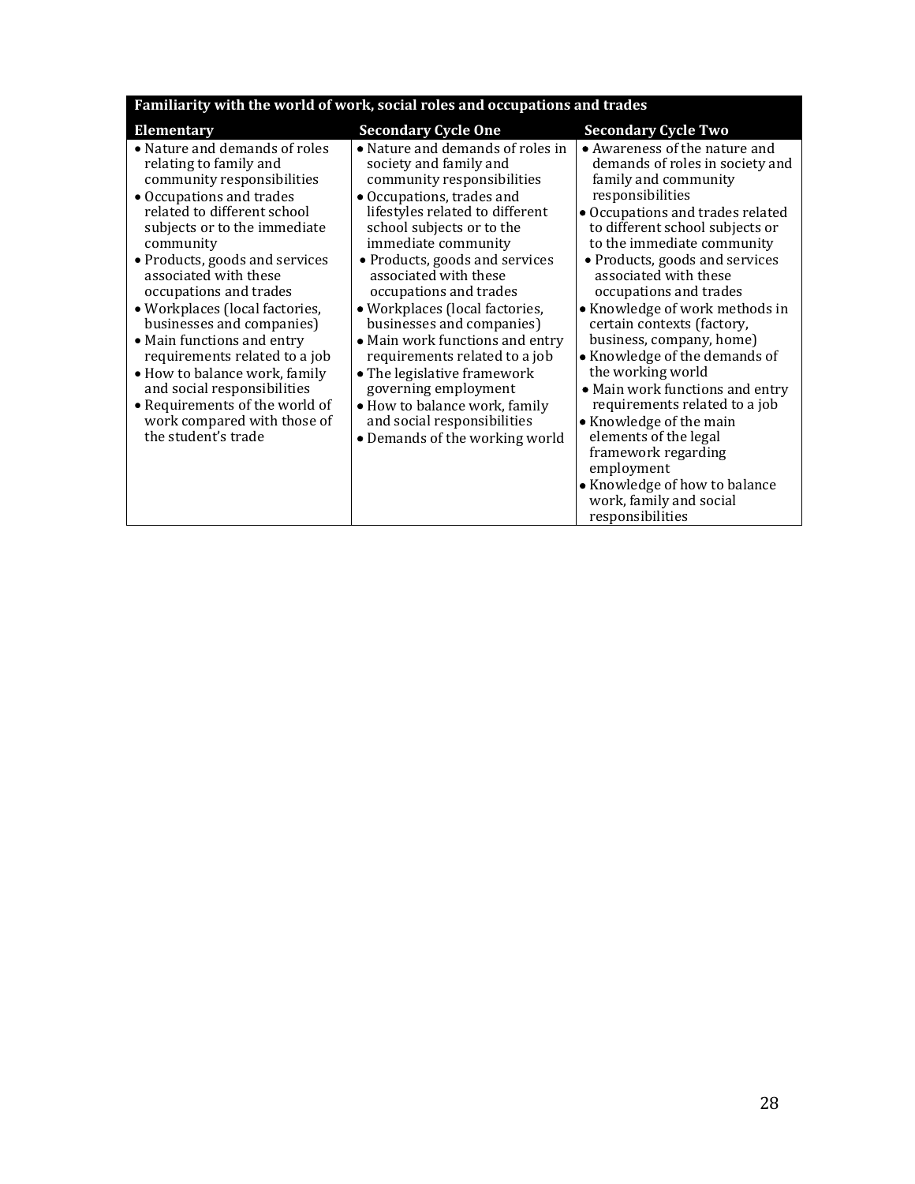| Familiarity with the world of work, social roles and occupations and trades | | |
|---|---|---|
| **Elementary** | **Secondary Cycle One** | **Secondary Cycle Two** |
| • Nature and demands of roles relating to family and community responsibilities<br>• Occupations and trades related to different school subjects or to the immediate community<br>• Products, goods and services associated with these occupations and trades<br>• Workplaces (local factories, businesses and companies)<br>• Main functions and entry requirements related to a job<br>• How to balance work, family and social responsibilities<br>• Requirements of the world of work compared with those of the student's trade | • Nature and demands of roles in society and family and community responsibilities<br>• Occupations, trades and lifestyles related to different school subjects or to the immediate community<br>• Products, goods and services associated with these occupations and trades<br>• Workplaces (local factories, businesses and companies)<br>• Main work functions and entry requirements related to a job<br>• The legislative framework governing employment<br>• How to balance work, family and social responsibilities<br>• Demands of the working world | • Awareness of the nature and demands of roles in society and family and community responsibilities<br>• Occupations and trades related to different school subjects or to the immediate community<br>• Products, goods and services associated with these occupations and trades<br>• Knowledge of work methods in certain contexts (factory, business, company, home)<br>• Knowledge of the demands of the working world<br>• Main work functions and entry requirements related to a job<br>• Knowledge of the main elements of the legal framework regarding employment<br>• Knowledge of how to balance work, family and social responsibilities |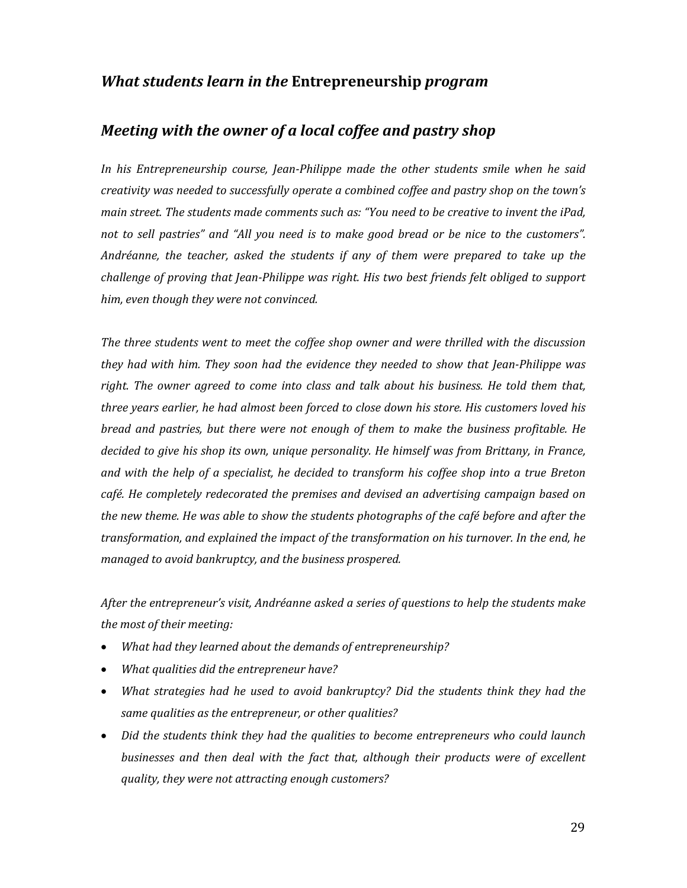## *What students learn in the* **Entrepreneurship** *program*

## *Meeting with the owner of a local coffee and pastry shop*

*In his Entrepreneurship course, Jean-Philippe made the other students smile when he said creativity was needed to successfully operate a combined coffee and pastry shop on the town's main street. The students made comments such as: "You need to be creative to invent the iPad, not to sell pastries" and "All you need is to make good bread or be nice to the customers". Andréanne, the teacher, asked the students if any of them were prepared to take up the challenge of proving that Jean-Philippe was right. His two best friends felt obliged to support him, even though they were not convinced.*

*The three students went to meet the coffee shop owner and were thrilled with the discussion they had with him. They soon had the evidence they needed to show that Jean-Philippe was right. The owner agreed to come into class and talk about his business. He told them that, three years earlier, he had almost been forced to close down his store. His customers loved his bread and pastries, but there were not enough of them to make the business profitable. He decided to give his shop its own, unique personality. He himself was from Brittany, in France, and with the help of a specialist, he decided to transform his coffee shop into a true Breton café. He completely redecorated the premises and devised an advertising campaign based on the new theme. He was able to show the students photographs of the café before and after the transformation, and explained the impact of the transformation on his turnover. In the end, he managed to avoid bankruptcy, and the business prospered.*

*After the entrepreneur's visit, Andréanne asked a series of questions to help the students make the most of their meeting:*

- *What had they learned about the demands of entrepreneurship?*
- *What qualities did the entrepreneur have?*
- *What strategies had he used to avoid bankruptcy? Did the students think they had the same qualities as the entrepreneur, or other qualities?*
- *Did the students think they had the qualities to become entrepreneurs who could launch businesses and then deal with the fact that, although their products were of excellent quality, they were not attracting enough customers?*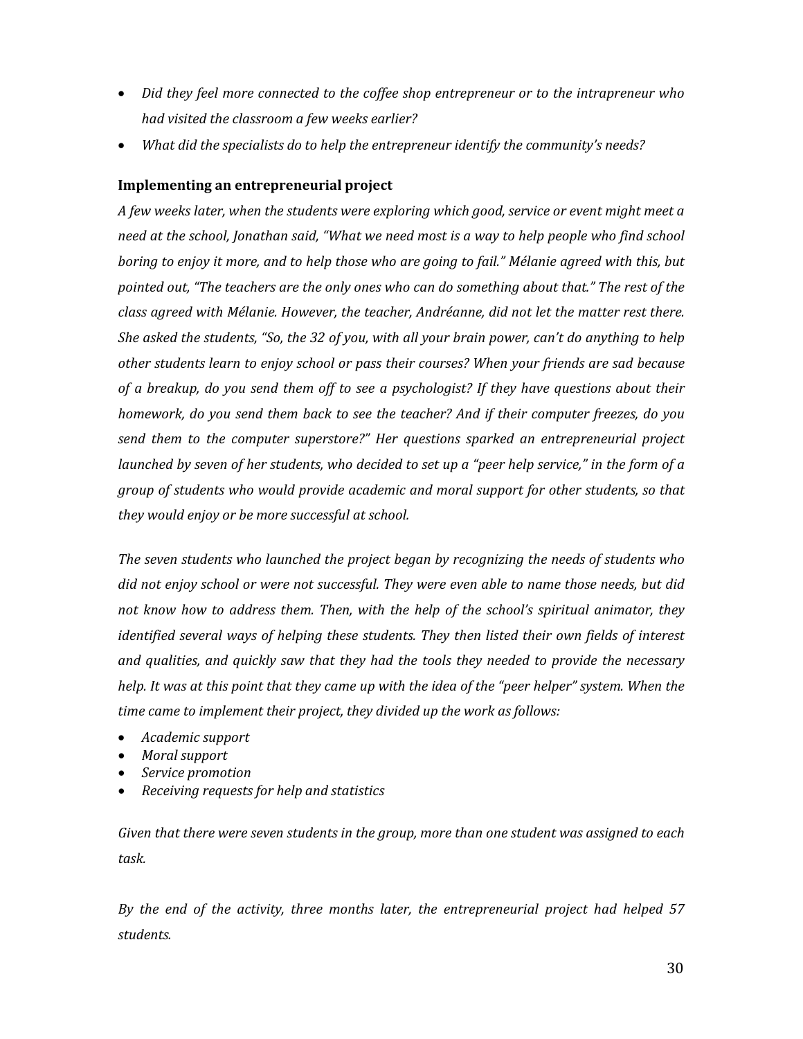- *Did they feel more connected to the coffee shop entrepreneur or to the intrapreneur who had visited the classroom a few weeks earlier?*
- *What did the specialists do to help the entrepreneur identify the community's needs?*

### Implementing an entrepreneurial project

*A few weeks later, when the students were exploring which good, service or event might meet a need at the school, Jonathan said, "What we need most is a way to help people who find school boring to enjoy it more, and to help those who are going to fail." Mélanie agreed with this, but pointed out, "The teachers are the only ones who can do something about that." The rest of the class agreed with Mélanie. However, the teacher, Andréanne, did not let the matter rest there. She asked the students, "So, the 32 of you, with all your brain power, can't do anything to help other students learn to enjoy school or pass their courses? When your friends are sad because of a breakup, do you send them off to see a psychologist? If they have questions about their homework, do you send them back to see the teacher? And if their computer freezes, do you send them to the computer superstore?" Her questions sparked an entrepreneurial project launched by seven of her students, who decided to set up a "peer help service," in the form of a group of students who would provide academic and moral support for other students, so that they would enjoy or be more successful at school.*

*The seven students who launched the project began by recognizing the needs of students who did not enjoy school or were not successful. They were even able to name those needs, but did not know how to address them. Then, with the help of the school's spiritual animator, they identified several ways of helping these students. They then listed their own fields of interest and qualities, and quickly saw that they had the tools they needed to provide the necessary help. It was at this point that they came up with the idea of the "peer helper" system. When the time came to implement their project, they divided up the work as follows:*

- *Academic support*
- *Moral support*
- *Service promotion*
- *Receiving requests for help and statistics*

*Given that there were seven students in the group, more than one student was assigned to each task.*

*By the end of the activity, three months later, the entrepreneurial project had helped 57 students.*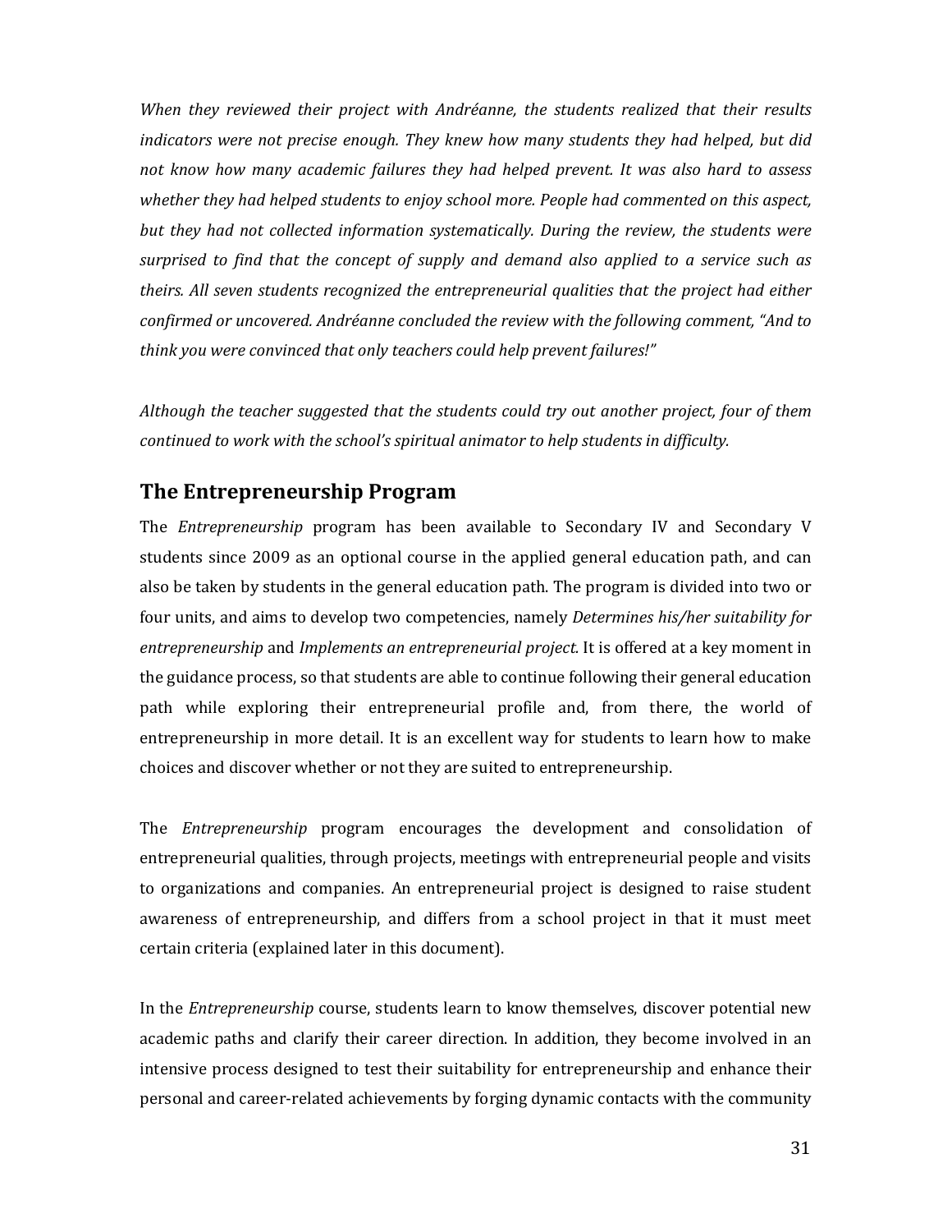*When they reviewed their project with Andréanne, the students realized that their results indicators were not precise enough. They knew how many students they had helped, but did not know how many academic failures they had helped prevent. It was also hard to assess whether they had helped students to enjoy school more. People had commented on this aspect, but they had not collected information systematically. During the review, the students were surprised to find that the concept of supply and demand also applied to a service such as theirs. All seven students recognized the entrepreneurial qualities that the project had either confirmed or uncovered. Andréanne concluded the review with the following comment, "And to think you were convinced that only teachers could help prevent failures!"*

*Although the teacher suggested that the students could try out another project, four of them continued to work with the school's spiritual animator to help students in difficulty.*

## The Entrepreneurship Program

The *Entrepreneurship* program has been available to Secondary IV and Secondary V students since 2009 as an optional course in the applied general education path, and can also be taken by students in the general education path. The program is divided into two or four units, and aims to develop two competencies, namely *Determines his/her suitability for entrepreneurship* and *Implements an entrepreneurial project*. It is offered at a key moment in the guidance process, so that students are able to continue following their general education path while exploring their entrepreneurial profile and, from there, the world of entrepreneurship in more detail. It is an excellent way for students to learn how to make choices and discover whether or not they are suited to entrepreneurship.

The *Entrepreneurship* program encourages the development and consolidation of entrepreneurial qualities, through projects, meetings with entrepreneurial people and visits to organizations and companies. An entrepreneurial project is designed to raise student awareness of entrepreneurship, and differs from a school project in that it must meet certain criteria (explained later in this document).

In the *Entrepreneurship* course, students learn to know themselves, discover potential new academic paths and clarify their career direction. In addition, they become involved in an intensive process designed to test their suitability for entrepreneurship and enhance their personal and career-related achievements by forging dynamic contacts with the community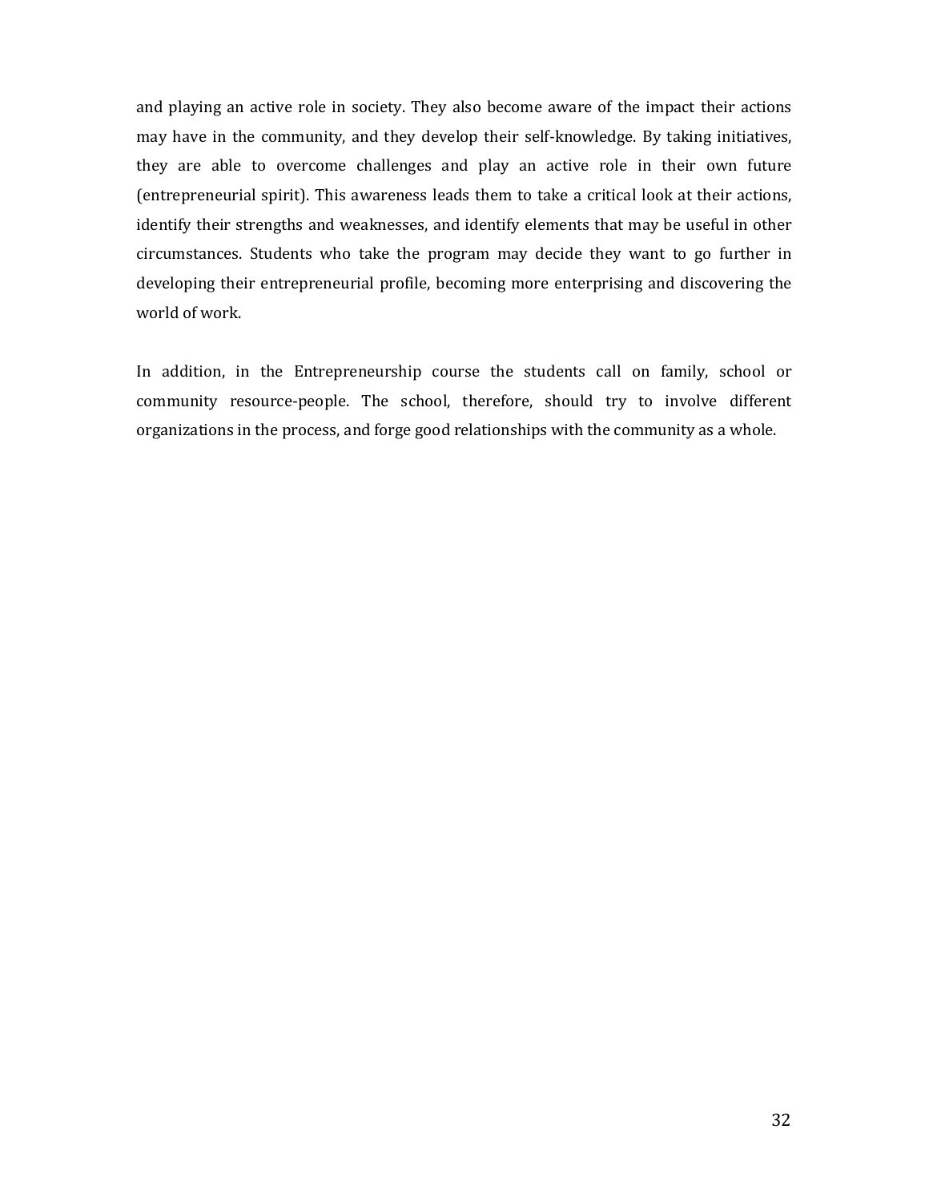and playing an active role in society. They also become aware of the impact their actions may have in the community, and they develop their self-knowledge. By taking initiatives, they are able to overcome challenges and play an active role in their own future (entrepreneurial spirit). This awareness leads them to take a critical look at their actions, identify their strengths and weaknesses, and identify elements that may be useful in other circumstances. Students who take the program may decide they want to go further in developing their entrepreneurial profile, becoming more enterprising and discovering the world of work.

In addition, in the Entrepreneurship course the students call on family, school or community resource-people. The school, therefore, should try to involve different organizations in the process, and forge good relationships with the community as a whole.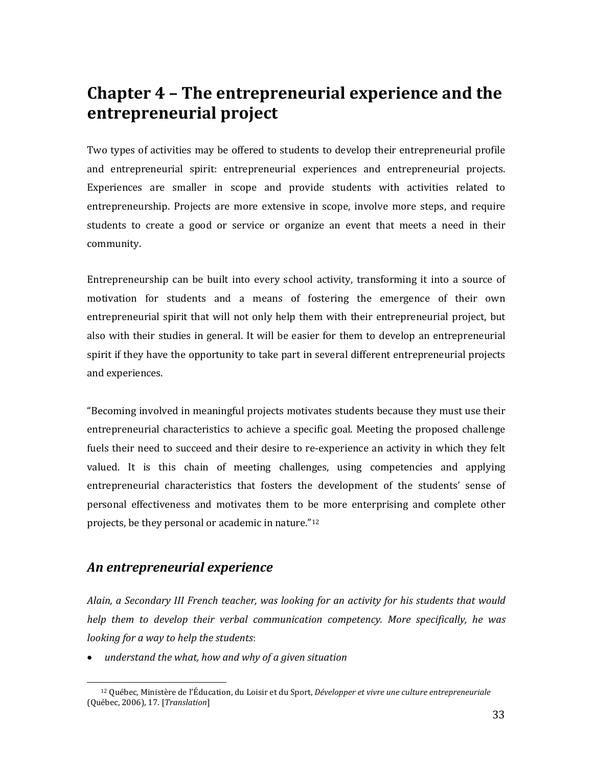# Chapter 4 – The entrepreneurial experience and the entrepreneurial project

Two types of activities may be offered to students to develop their entrepreneurial profile and entrepreneurial spirit: entrepreneurial experiences and entrepreneurial projects. Experiences are smaller in scope and provide students with activities related to entrepreneurship. Projects are more extensive in scope, involve more steps, and require students to create a good or service or organize an event that meets a need in their community.

Entrepreneurship can be built into every school activity, transforming it into a source of motivation for students and a means of fostering the emergence of their own entrepreneurial spirit that will not only help them with their entrepreneurial project, but also with their studies in general. It will be easier for them to develop an entrepreneurial spirit if they have the opportunity to take part in several different entrepreneurial projects and experiences.

"Becoming involved in meaningful projects motivates students because they must use their entrepreneurial characteristics to achieve a specific goal. Meeting the proposed challenge fuels their need to succeed and their desire to re-experience an activity in which they felt valued. It is this chain of meeting challenges, using competencies and applying entrepreneurial characteristics that fosters the development of the students' sense of personal effectiveness and motivates them to be more enterprising and complete other projects, be they personal or academic in nature."[12]

## *An entrepreneurial experience*

*Alain, a Secondary III French teacher, was looking for an activity for his students that would help them to develop their verbal communication competency. More specifically, he was looking for a way to help the students*:

- *understand the what, how and why of a given situation*

[12] Québec, Ministère de l'Éducation, du Loisir et du Sport, *Développer et vivre une culture entrepreneuriale* (Québec, 2006), 17. [*Translation*]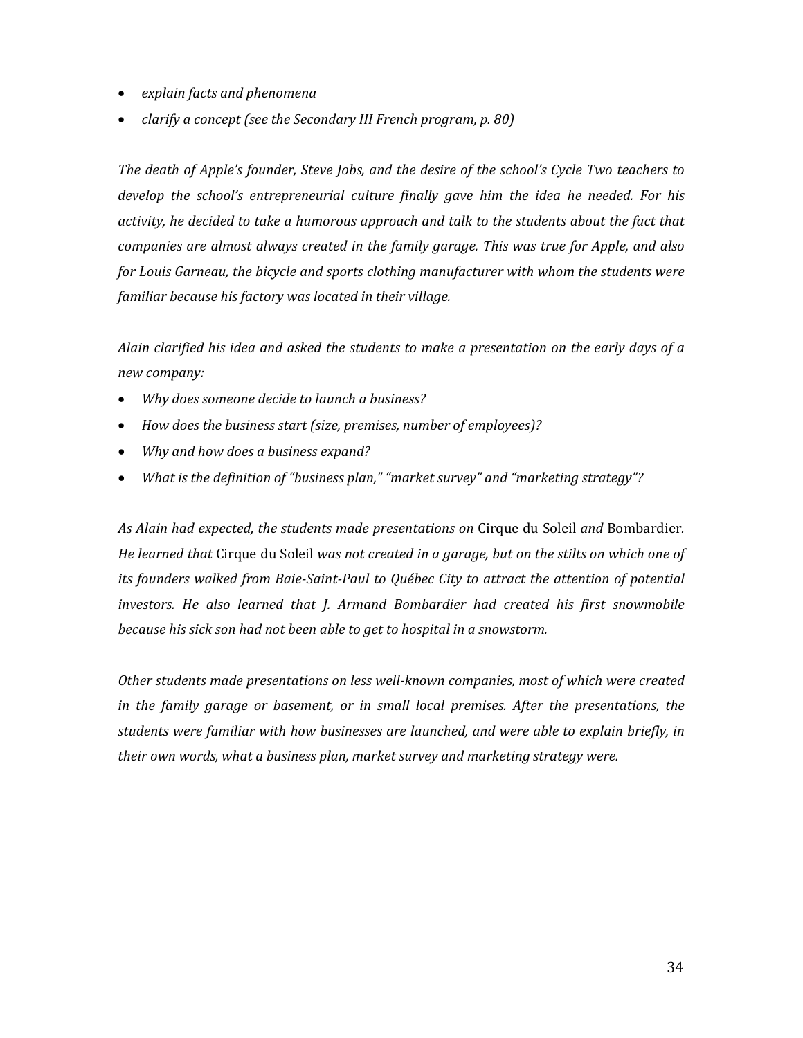- *explain facts and phenomena*
- *clarify a concept (see the Secondary III French program, p. 80)*

*The death of Apple's founder, Steve Jobs, and the desire of the school's Cycle Two teachers to develop the school's entrepreneurial culture finally gave him the idea he needed. For his activity, he decided to take a humorous approach and talk to the students about the fact that companies are almost always created in the family garage. This was true for Apple, and also for Louis Garneau, the bicycle and sports clothing manufacturer with whom the students were familiar because his factory was located in their village.*

*Alain clarified his idea and asked the students to make a presentation on the early days of a new company:*

- *Why does someone decide to launch a business?*
- *How does the business start (size, premises, number of employees)?*
- *Why and how does a business expand?*
- *What is the definition of "business plan," "market survey" and "marketing strategy"?*

*As Alain had expected, the students made presentations on* Cirque du Soleil *and* Bombardier. *He learned that* Cirque du Soleil *was not created in a garage, but on the stilts on which one of its founders walked from Baie-Saint-Paul to Québec City to attract the attention of potential investors. He also learned that J. Armand Bombardier had created his first snowmobile because his sick son had not been able to get to hospital in a snowstorm.*

*Other students made presentations on less well-known companies, most of which were created in the family garage or basement, or in small local premises. After the presentations, the students were familiar with how businesses are launched, and were able to explain briefly, in their own words, what a business plan, market survey and marketing strategy were.*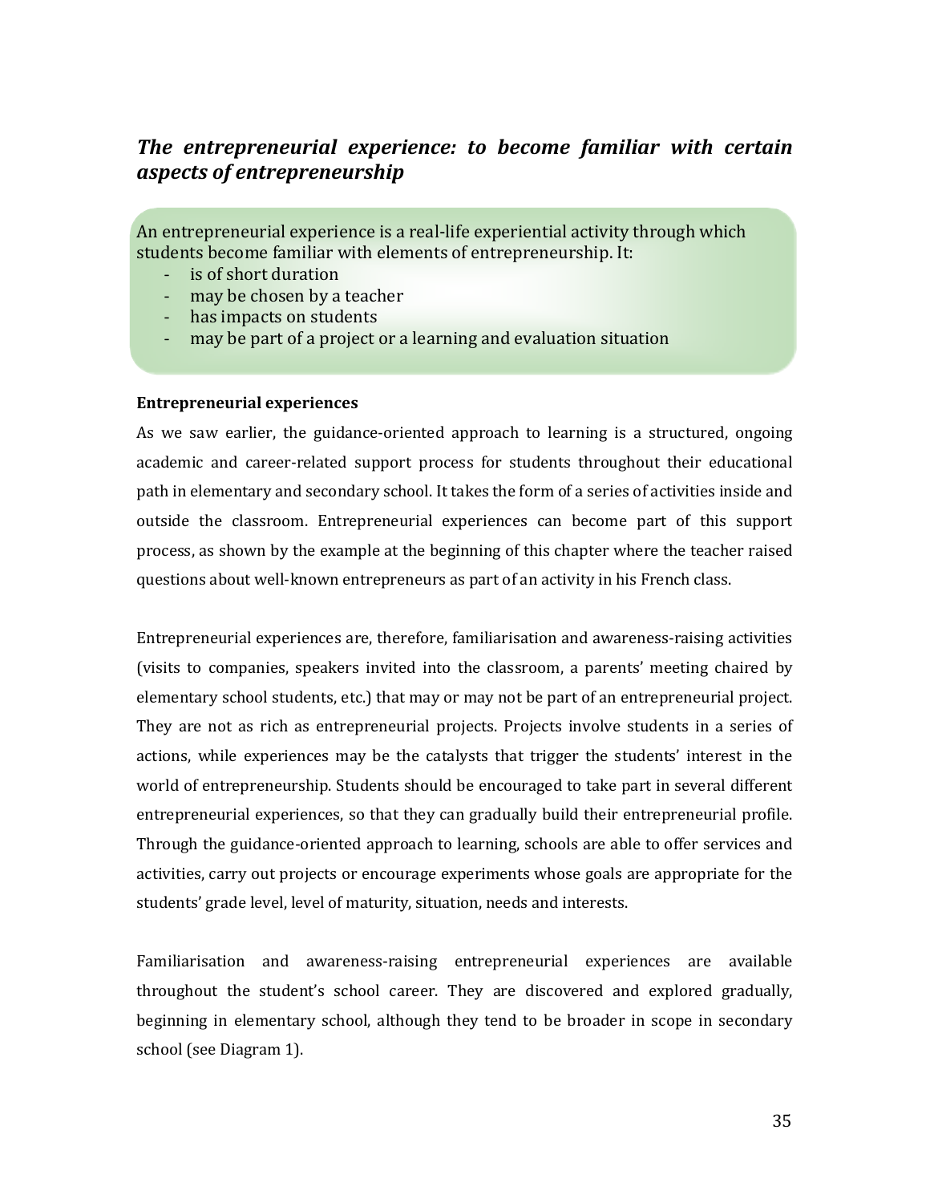## *The entrepreneurial experience: to become familiar with certain aspects of entrepreneurship*

An entrepreneurial experience is a real-life experiential activity through which students become familiar with elements of entrepreneurship. It:

- is of short duration
- may be chosen by a teacher
- has impacts on students
- may be part of a project or a learning and evaluation situation

**Entrepreneurial experiences**

As we saw earlier, the guidance-oriented approach to learning is a structured, ongoing academic and career-related support process for students throughout their educational path in elementary and secondary school. It takes the form of a series of activities inside and outside the classroom. Entrepreneurial experiences can become part of this support process, as shown by the example at the beginning of this chapter where the teacher raised questions about well-known entrepreneurs as part of an activity in his French class.

Entrepreneurial experiences are, therefore, familiarisation and awareness-raising activities (visits to companies, speakers invited into the classroom, a parents' meeting chaired by elementary school students, etc.) that may or may not be part of an entrepreneurial project. They are not as rich as entrepreneurial projects. Projects involve students in a series of actions, while experiences may be the catalysts that trigger the students' interest in the world of entrepreneurship. Students should be encouraged to take part in several different entrepreneurial experiences, so that they can gradually build their entrepreneurial profile. Through the guidance-oriented approach to learning, schools are able to offer services and activities, carry out projects or encourage experiments whose goals are appropriate for the students' grade level, level of maturity, situation, needs and interests.

Familiarisation and awareness-raising entrepreneurial experiences are available throughout the student's school career. They are discovered and explored gradually, beginning in elementary school, although they tend to be broader in scope in secondary school (see Diagram 1).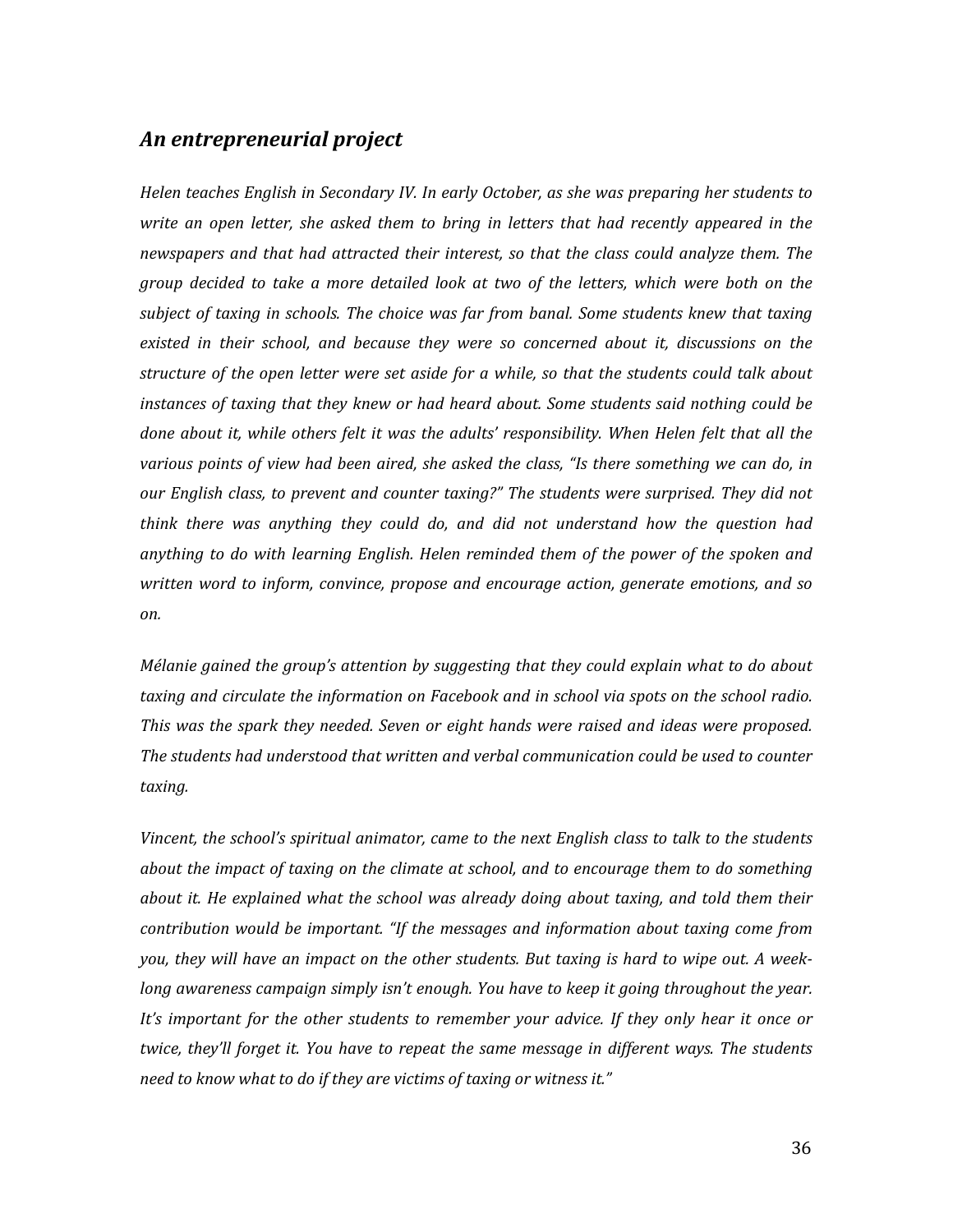## *An entrepreneurial project*

*Helen teaches English in Secondary IV. In early October, as she was preparing her students to write an open letter, she asked them to bring in letters that had recently appeared in the newspapers and that had attracted their interest, so that the class could analyze them. The group decided to take a more detailed look at two of the letters, which were both on the subject of taxing in schools. The choice was far from banal. Some students knew that taxing existed in their school, and because they were so concerned about it, discussions on the structure of the open letter were set aside for a while, so that the students could talk about instances of taxing that they knew or had heard about. Some students said nothing could be done about it, while others felt it was the adults' responsibility. When Helen felt that all the various points of view had been aired, she asked the class, "Is there something we can do, in our English class, to prevent and counter taxing?" The students were surprised. They did not think there was anything they could do, and did not understand how the question had anything to do with learning English. Helen reminded them of the power of the spoken and written word to inform, convince, propose and encourage action, generate emotions, and so on.*

*Mélanie gained the group's attention by suggesting that they could explain what to do about taxing and circulate the information on Facebook and in school via spots on the school radio. This was the spark they needed. Seven or eight hands were raised and ideas were proposed. The students had understood that written and verbal communication could be used to counter taxing.*

*Vincent, the school's spiritual animator, came to the next English class to talk to the students about the impact of taxing on the climate at school, and to encourage them to do something about it. He explained what the school was already doing about taxing, and told them their contribution would be important. "If the messages and information about taxing come from you, they will have an impact on the other students. But taxing is hard to wipe out. A week-long awareness campaign simply isn't enough. You have to keep it going throughout the year. It's important for the other students to remember your advice. If they only hear it once or twice, they'll forget it. You have to repeat the same message in different ways. The students need to know what to do if they are victims of taxing or witness it."*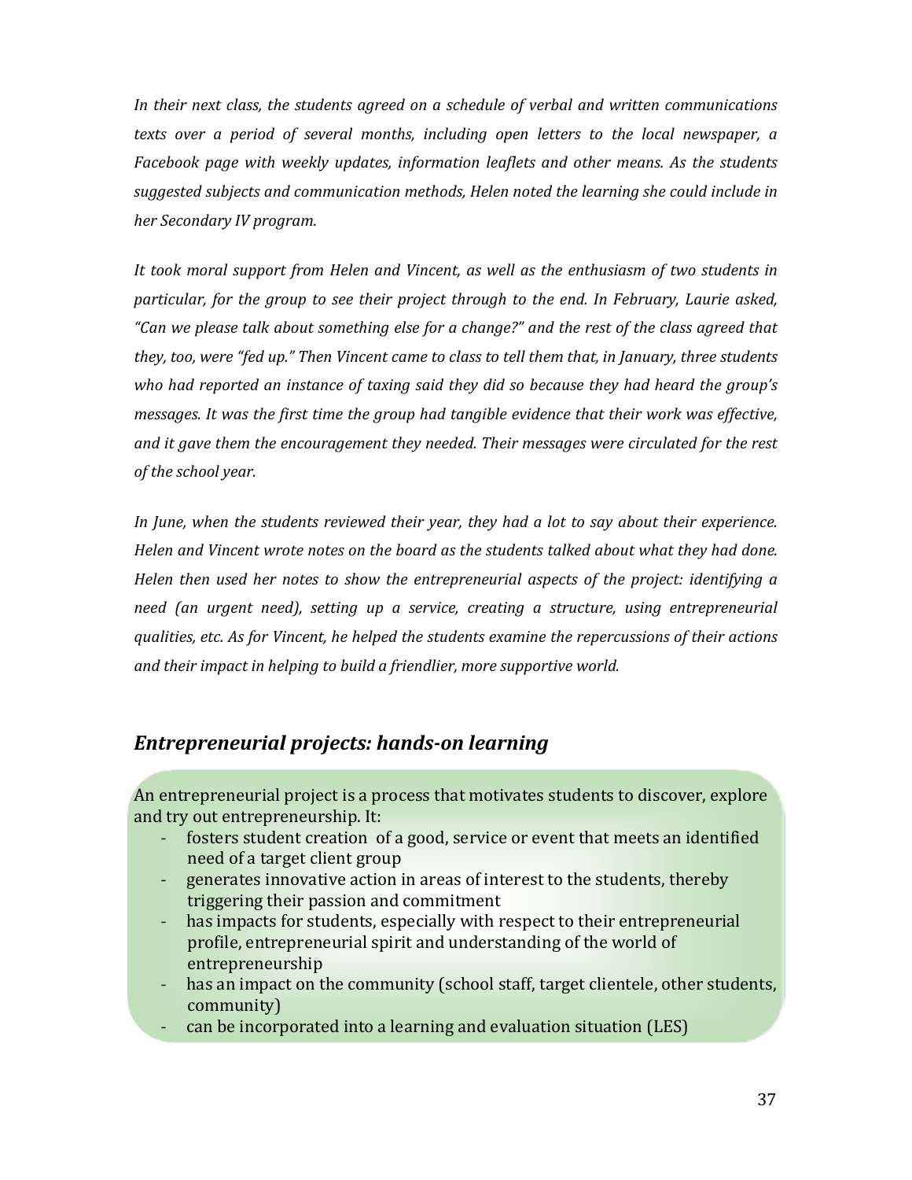*In their next class, the students agreed on a schedule of verbal and written communications texts over a period of several months, including open letters to the local newspaper, a Facebook page with weekly updates, information leaflets and other means. As the students suggested subjects and communication methods, Helen noted the learning she could include in her Secondary IV program.*

*It took moral support from Helen and Vincent, as well as the enthusiasm of two students in particular, for the group to see their project through to the end. In February, Laurie asked, "Can we please talk about something else for a change?" and the rest of the class agreed that they, too, were "fed up." Then Vincent came to class to tell them that, in January, three students who had reported an instance of taxing said they did so because they had heard the group's messages. It was the first time the group had tangible evidence that their work was effective, and it gave them the encouragement they needed. Their messages were circulated for the rest of the school year.*

*In June, when the students reviewed their year, they had a lot to say about their experience. Helen and Vincent wrote notes on the board as the students talked about what they had done. Helen then used her notes to show the entrepreneurial aspects of the project: identifying a need (an urgent need), setting up a service, creating a structure, using entrepreneurial qualities, etc. As for Vincent, he helped the students examine the repercussions of their actions and their impact in helping to build a friendlier, more supportive world.*

## *Entrepreneurial projects: hands-on learning*

An entrepreneurial project is a process that motivates students to discover, explore and try out entrepreneurship. It:

- fosters student creation of a good, service or event that meets an identified need of a target client group
- generates innovative action in areas of interest to the students, thereby triggering their passion and commitment
- has impacts for students, especially with respect to their entrepreneurial profile, entrepreneurial spirit and understanding of the world of entrepreneurship
- has an impact on the community (school staff, target clientele, other students, community)
- can be incorporated into a learning and evaluation situation (LES)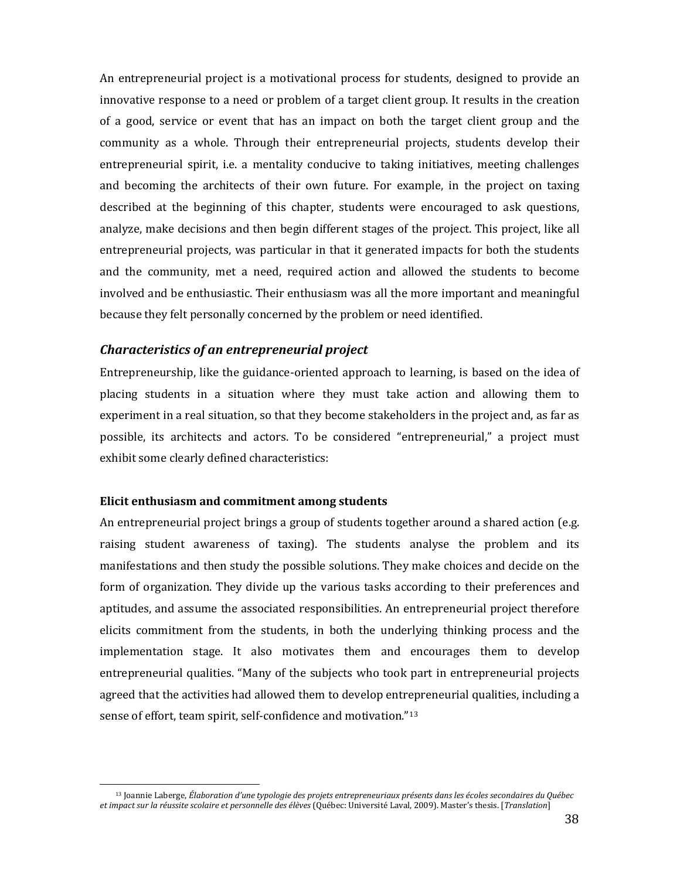An entrepreneurial project is a motivational process for students, designed to provide an innovative response to a need or problem of a target client group. It results in the creation of a good, service or event that has an impact on both the target client group and the community as a whole. Through their entrepreneurial projects, students develop their entrepreneurial spirit, i.e. a mentality conducive to taking initiatives, meeting challenges and becoming the architects of their own future. For example, in the project on taxing described at the beginning of this chapter, students were encouraged to ask questions, analyze, make decisions and then begin different stages of the project. This project, like all entrepreneurial projects, was particular in that it generated impacts for both the students and the community, met a need, required action and allowed the students to become involved and be enthusiastic. Their enthusiasm was all the more important and meaningful because they felt personally concerned by the problem or need identified.

### *Characteristics of an entrepreneurial project*

Entrepreneurship, like the guidance-oriented approach to learning, is based on the idea of placing students in a situation where they must take action and allowing them to experiment in a real situation, so that they become stakeholders in the project and, as far as possible, its architects and actors. To be considered "entrepreneurial," a project must exhibit some clearly defined characteristics:

**Elicit enthusiasm and commitment among students**

An entrepreneurial project brings a group of students together around a shared action (e.g. raising student awareness of taxing). The students analyse the problem and its manifestations and then study the possible solutions. They make choices and decide on the form of organization. They divide up the various tasks according to their preferences and aptitudes, and assume the associated responsibilities. An entrepreneurial project therefore elicits commitment from the students, in both the underlying thinking process and the implementation stage. It also motivates them and encourages them to develop entrepreneurial qualities. "Many of the subjects who took part in entrepreneurial projects agreed that the activities had allowed them to develop entrepreneurial qualities, including a sense of effort, team spirit, self-confidence and motivation."[13]

---

[13] Joannie Laberge, *Élaboration d'une typologie des projets entrepreneuriaux présents dans les écoles secondaires du Québec et impact sur la réussite scolaire et personnelle des élèves* (Québec: Université Laval, 2009). Master's thesis. [*Translation*]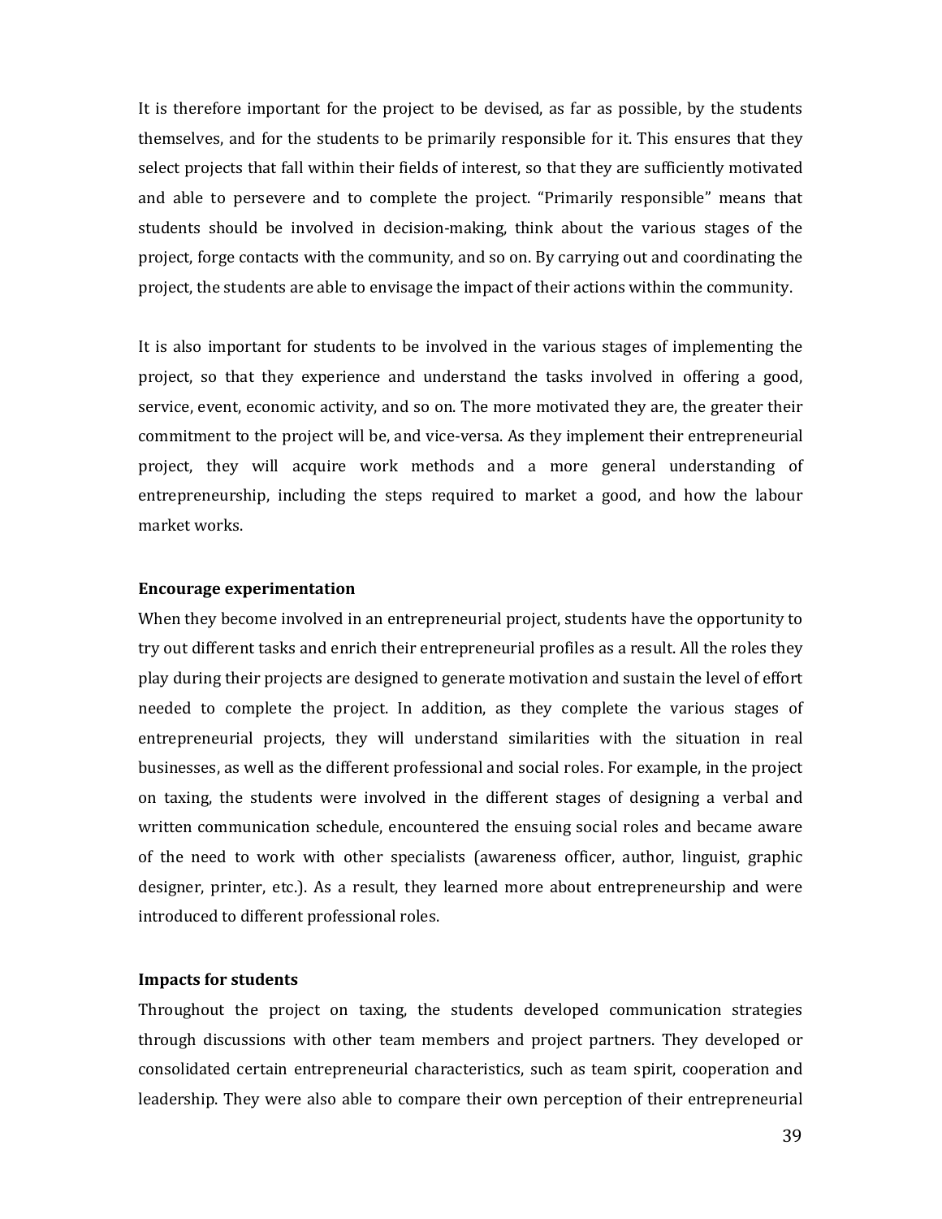It is therefore important for the project to be devised, as far as possible, by the students themselves, and for the students to be primarily responsible for it. This ensures that they select projects that fall within their fields of interest, so that they are sufficiently motivated and able to persevere and to complete the project. "Primarily responsible" means that students should be involved in decision-making, think about the various stages of the project, forge contacts with the community, and so on. By carrying out and coordinating the project, the students are able to envisage the impact of their actions within the community.

It is also important for students to be involved in the various stages of implementing the project, so that they experience and understand the tasks involved in offering a good, service, event, economic activity, and so on. The more motivated they are, the greater their commitment to the project will be, and vice-versa. As they implement their entrepreneurial project, they will acquire work methods and a more general understanding of entrepreneurship, including the steps required to market a good, and how the labour market works.

**Encourage experimentation**

When they become involved in an entrepreneurial project, students have the opportunity to try out different tasks and enrich their entrepreneurial profiles as a result. All the roles they play during their projects are designed to generate motivation and sustain the level of effort needed to complete the project. In addition, as they complete the various stages of entrepreneurial projects, they will understand similarities with the situation in real businesses, as well as the different professional and social roles. For example, in the project on taxing, the students were involved in the different stages of designing a verbal and written communication schedule, encountered the ensuing social roles and became aware of the need to work with other specialists (awareness officer, author, linguist, graphic designer, printer, etc.). As a result, they learned more about entrepreneurship and were introduced to different professional roles.

**Impacts for students**

Throughout the project on taxing, the students developed communication strategies through discussions with other team members and project partners. They developed or consolidated certain entrepreneurial characteristics, such as team spirit, cooperation and leadership. They were also able to compare their own perception of their entrepreneurial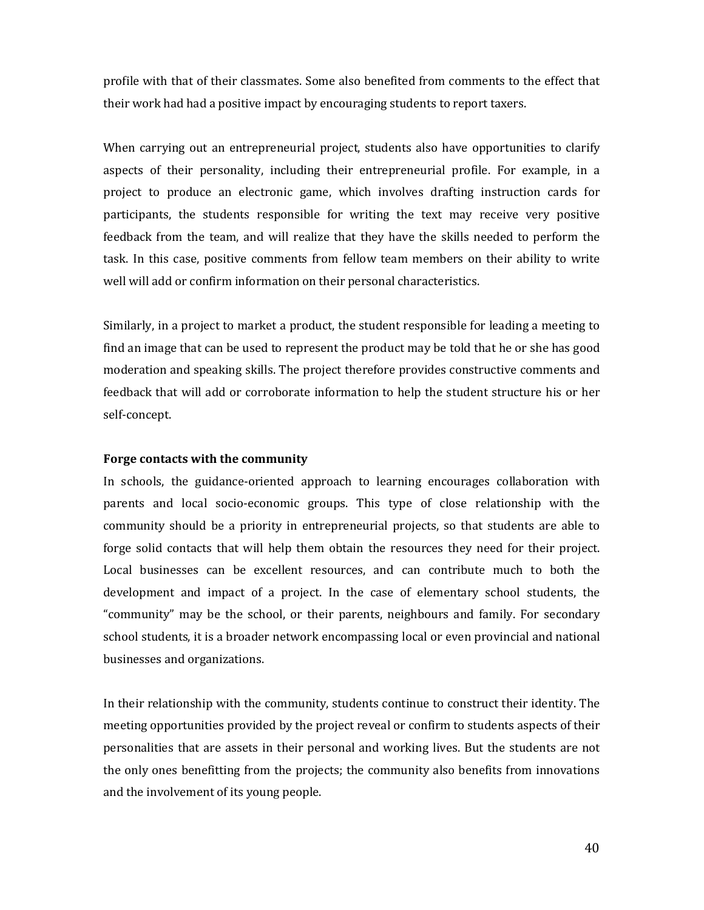profile with that of their classmates. Some also benefited from comments to the effect that their work had had a positive impact by encouraging students to report taxers.

When carrying out an entrepreneurial project, students also have opportunities to clarify aspects of their personality, including their entrepreneurial profile. For example, in a project to produce an electronic game, which involves drafting instruction cards for participants, the students responsible for writing the text may receive very positive feedback from the team, and will realize that they have the skills needed to perform the task. In this case, positive comments from fellow team members on their ability to write well will add or confirm information on their personal characteristics.

Similarly, in a project to market a product, the student responsible for leading a meeting to find an image that can be used to represent the product may be told that he or she has good moderation and speaking skills. The project therefore provides constructive comments and feedback that will add or corroborate information to help the student structure his or her self-concept.

**Forge contacts with the community**

In schools, the guidance-oriented approach to learning encourages collaboration with parents and local socio-economic groups. This type of close relationship with the community should be a priority in entrepreneurial projects, so that students are able to forge solid contacts that will help them obtain the resources they need for their project. Local businesses can be excellent resources, and can contribute much to both the development and impact of a project. In the case of elementary school students, the "community" may be the school, or their parents, neighbours and family. For secondary school students, it is a broader network encompassing local or even provincial and national businesses and organizations.

In their relationship with the community, students continue to construct their identity. The meeting opportunities provided by the project reveal or confirm to students aspects of their personalities that are assets in their personal and working lives. But the students are not the only ones benefitting from the projects; the community also benefits from innovations and the involvement of its young people.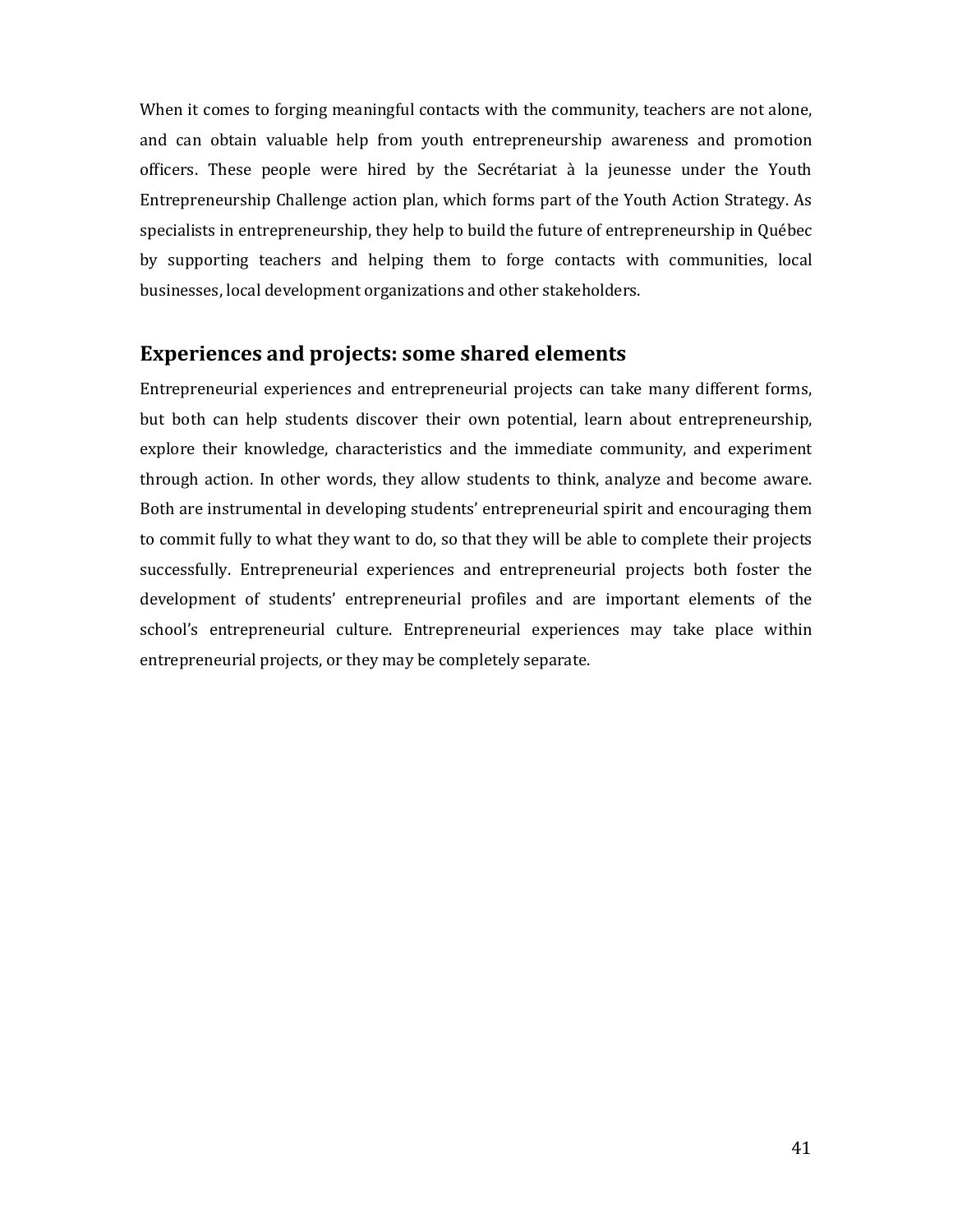When it comes to forging meaningful contacts with the community, teachers are not alone, and can obtain valuable help from youth entrepreneurship awareness and promotion officers. These people were hired by the Secrétariat à la jeunesse under the Youth Entrepreneurship Challenge action plan, which forms part of the Youth Action Strategy. As specialists in entrepreneurship, they help to build the future of entrepreneurship in Québec by supporting teachers and helping them to forge contacts with communities, local businesses, local development organizations and other stakeholders.

## Experiences and projects: some shared elements

Entrepreneurial experiences and entrepreneurial projects can take many different forms, but both can help students discover their own potential, learn about entrepreneurship, explore their knowledge, characteristics and the immediate community, and experiment through action. In other words, they allow students to think, analyze and become aware. Both are instrumental in developing students' entrepreneurial spirit and encouraging them to commit fully to what they want to do, so that they will be able to complete their projects successfully. Entrepreneurial experiences and entrepreneurial projects both foster the development of students' entrepreneurial profiles and are important elements of the school's entrepreneurial culture. Entrepreneurial experiences may take place within entrepreneurial projects, or they may be completely separate.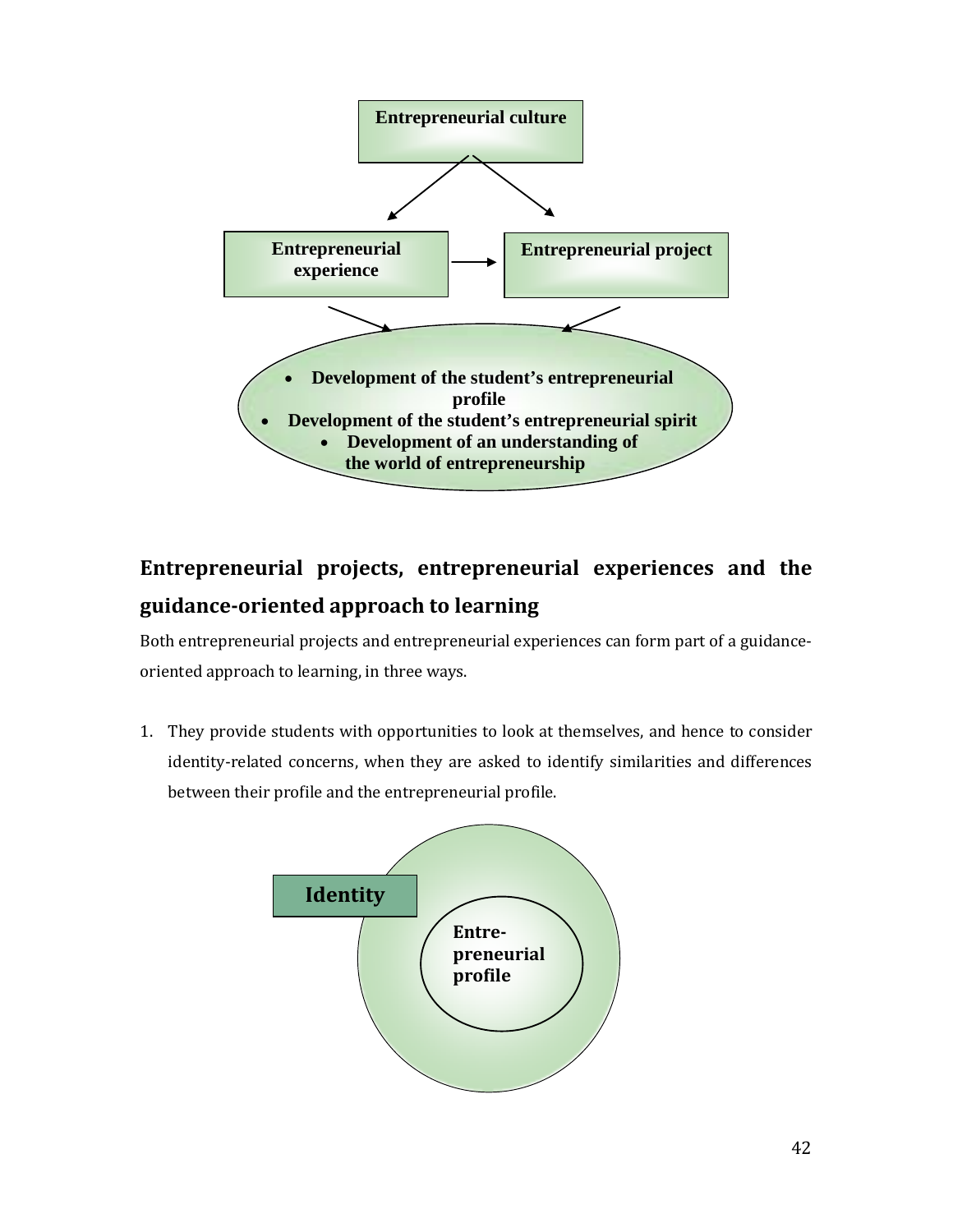Entrepreneurial culture

Entrepreneurial experience

Entrepreneurial project

- Development of the student's entrepreneurial profile
- Development of the student's entrepreneurial spirit
- Development of an understanding of the world of entrepreneurship

## Entrepreneurial projects, entrepreneurial experiences and the guidance-oriented approach to learning

Both entrepreneurial projects and entrepreneurial experiences can form part of a guidance-oriented approach to learning, in three ways.

1. They provide students with opportunities to look at themselves, and hence to consider identity-related concerns, when they are asked to identify similarities and differences between their profile and the entrepreneurial profile.

Identity

Entrepreneurial profile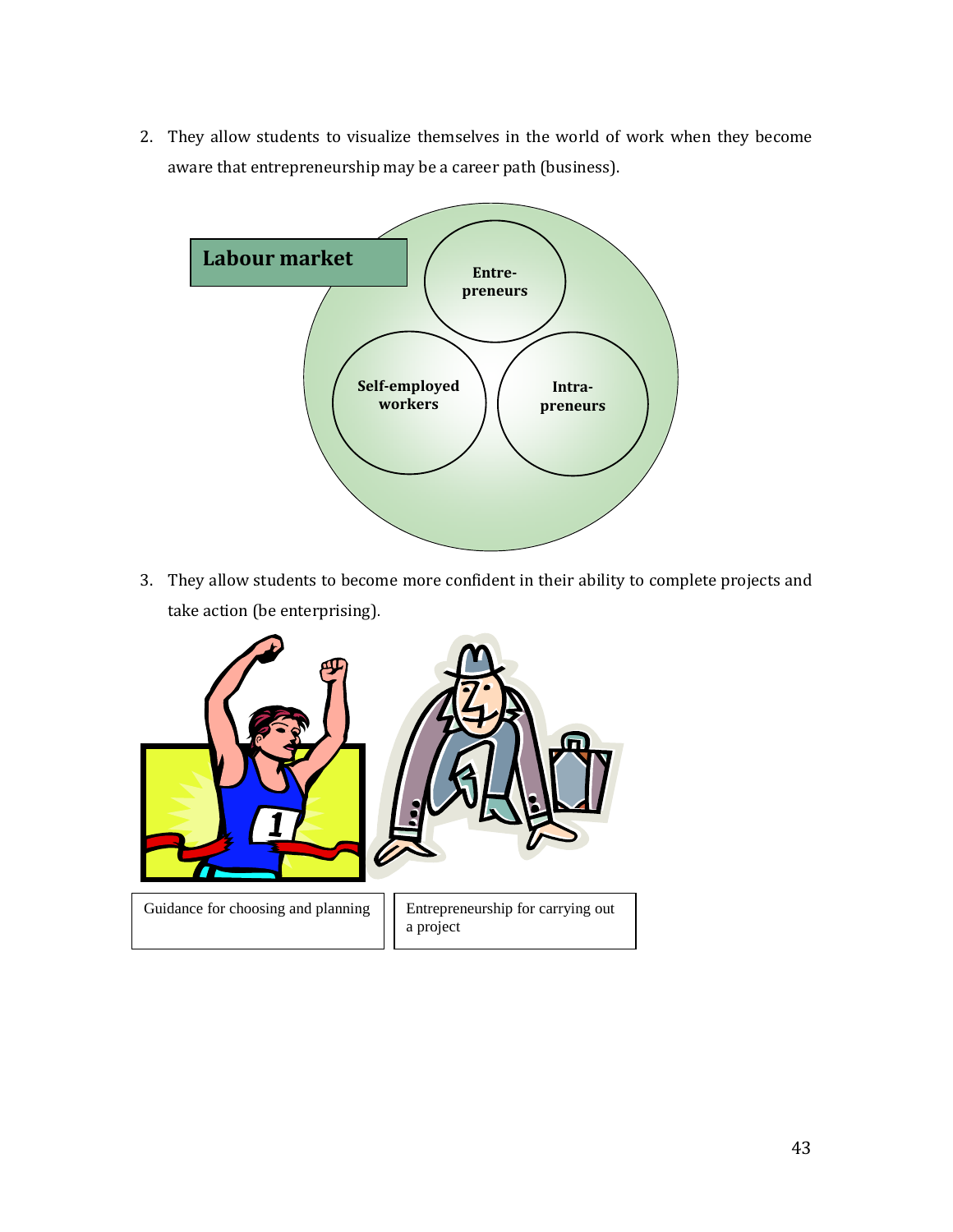2. They allow students to visualize themselves in the world of work when they become aware that entrepreneurship may be a career path (business).

**Labour market**

Entre-preneurs

Self-employed workers

Intra-preneurs

3. They allow students to become more confident in their ability to complete projects and take action (be enterprising).

| Guidance for choosing and planning | Entrepreneurship for carrying out a project |
|---|---|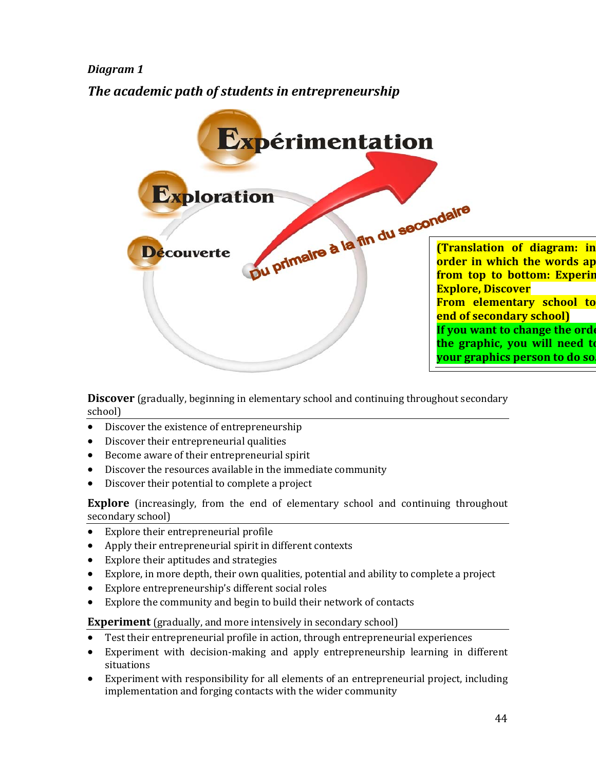*Diagram 1*

***The academic path of students in entrepreneurship***

Expérimentation

Exploration

Découverte

Du primaire à la fin du secondaire

**(Translation of diagram: in order in which the words ap from top to bottom: Experin Explore, Discover From elementary school to end of secondary school)**

**If you want to change the orde the graphic, you will need to your graphics person to do so.**

**Discover** (gradually, beginning in elementary school and continuing throughout secondary school)

- Discover the existence of entrepreneurship
- Discover their entrepreneurial qualities
- Become aware of their entrepreneurial spirit
- Discover the resources available in the immediate community
- Discover their potential to complete a project

**Explore** (increasingly, from the end of elementary school and continuing throughout secondary school)

- Explore their entrepreneurial profile
- Apply their entrepreneurial spirit in different contexts
- Explore their aptitudes and strategies
- Explore, in more depth, their own qualities, potential and ability to complete a project
- Explore entrepreneurship's different social roles
- Explore the community and begin to build their network of contacts

**Experiment** (gradually, and more intensively in secondary school)

- Test their entrepreneurial profile in action, through entrepreneurial experiences
- Experiment with decision-making and apply entrepreneurship learning in different situations
- Experiment with responsibility for all elements of an entrepreneurial project, including implementation and forging contacts with the wider community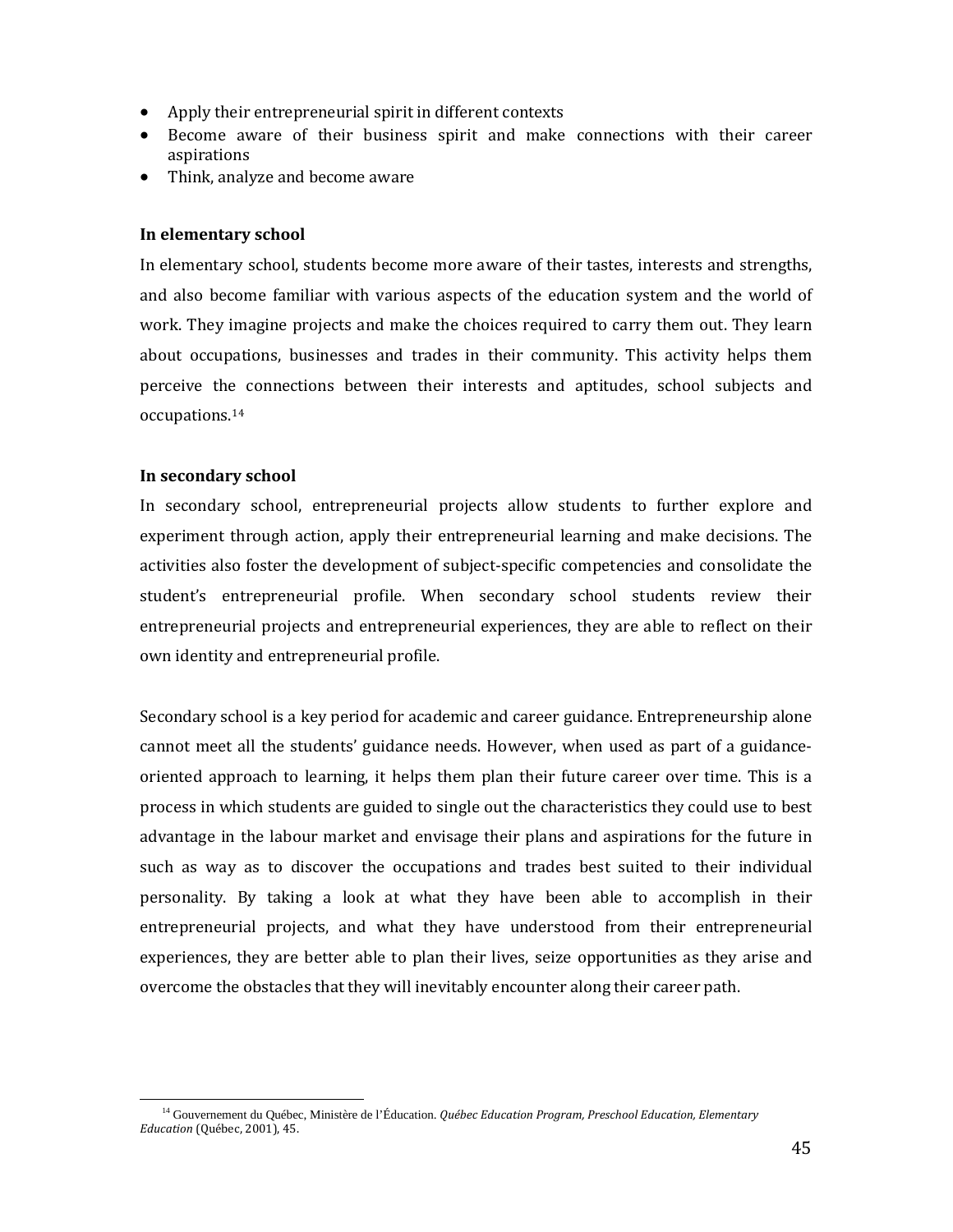- Apply their entrepreneurial spirit in different contexts
- Become aware of their business spirit and make connections with their career aspirations
- Think, analyze and become aware

**In elementary school**

In elementary school, students become more aware of their tastes, interests and strengths, and also become familiar with various aspects of the education system and the world of work. They imagine projects and make the choices required to carry them out. They learn about occupations, businesses and trades in their community. This activity helps them perceive the connections between their interests and aptitudes, school subjects and occupations.[14]

**In secondary school**

In secondary school, entrepreneurial projects allow students to further explore and experiment through action, apply their entrepreneurial learning and make decisions. The activities also foster the development of subject-specific competencies and consolidate the student's entrepreneurial profile. When secondary school students review their entrepreneurial projects and entrepreneurial experiences, they are able to reflect on their own identity and entrepreneurial profile.

Secondary school is a key period for academic and career guidance. Entrepreneurship alone cannot meet all the students' guidance needs. However, when used as part of a guidance-oriented approach to learning, it helps them plan their future career over time. This is a process in which students are guided to single out the characteristics they could use to best advantage in the labour market and envisage their plans and aspirations for the future in such as way as to discover the occupations and trades best suited to their individual personality. By taking a look at what they have been able to accomplish in their entrepreneurial projects, and what they have understood from their entrepreneurial experiences, they are better able to plan their lives, seize opportunities as they arise and overcome the obstacles that they will inevitably encounter along their career path.

---

[14] Gouvernement du Québec, Ministère de l'Éducation. *Québec Education Program, Preschool Education, Elementary Education* (Québec, 2001), 45.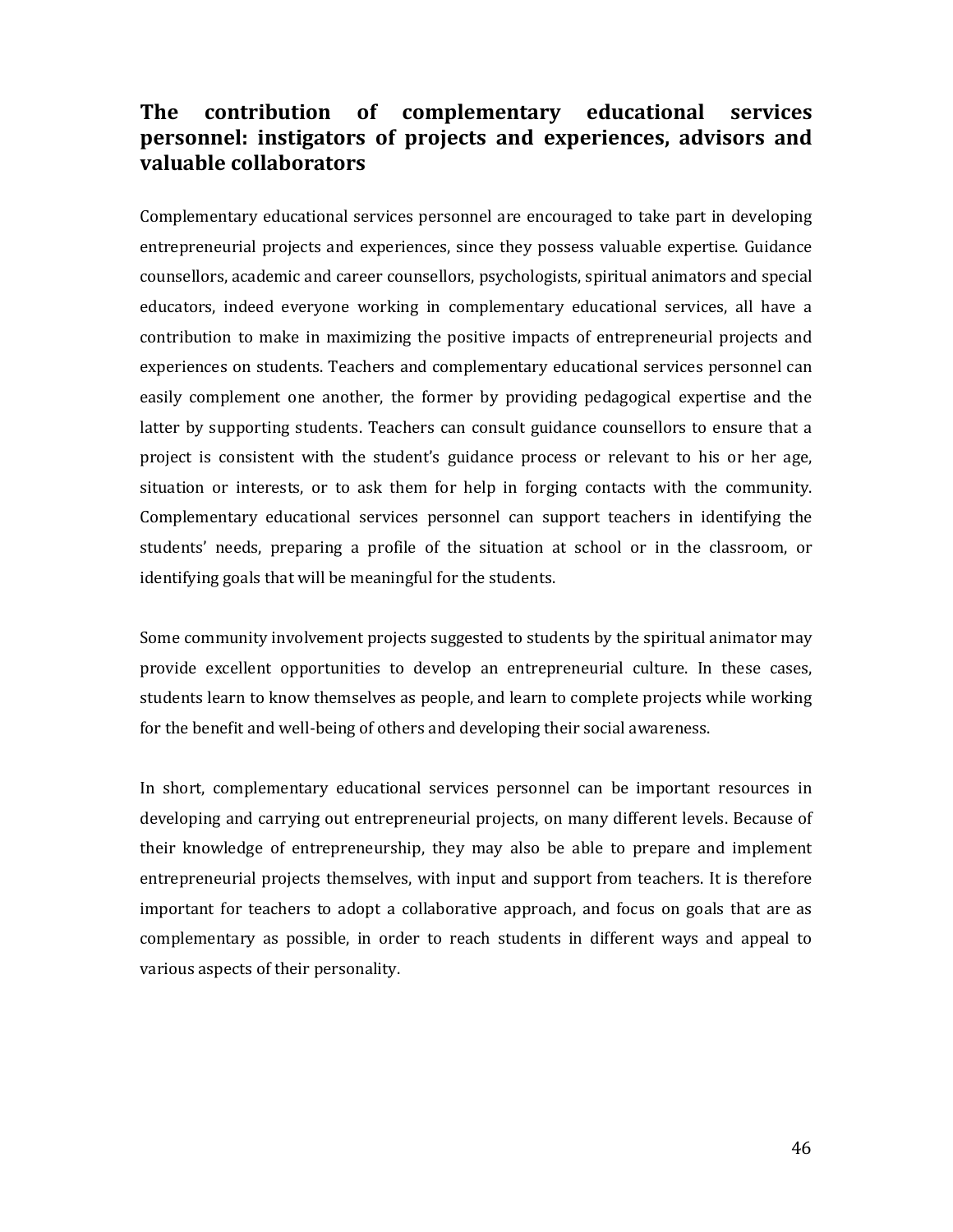## The contribution of complementary educational services personnel: instigators of projects and experiences, advisors and valuable collaborators

Complementary educational services personnel are encouraged to take part in developing entrepreneurial projects and experiences, since they possess valuable expertise. Guidance counsellors, academic and career counsellors, psychologists, spiritual animators and special educators, indeed everyone working in complementary educational services, all have a contribution to make in maximizing the positive impacts of entrepreneurial projects and experiences on students. Teachers and complementary educational services personnel can easily complement one another, the former by providing pedagogical expertise and the latter by supporting students. Teachers can consult guidance counsellors to ensure that a project is consistent with the student's guidance process or relevant to his or her age, situation or interests, or to ask them for help in forging contacts with the community. Complementary educational services personnel can support teachers in identifying the students' needs, preparing a profile of the situation at school or in the classroom, or identifying goals that will be meaningful for the students.

Some community involvement projects suggested to students by the spiritual animator may provide excellent opportunities to develop an entrepreneurial culture. In these cases, students learn to know themselves as people, and learn to complete projects while working for the benefit and well-being of others and developing their social awareness.

In short, complementary educational services personnel can be important resources in developing and carrying out entrepreneurial projects, on many different levels. Because of their knowledge of entrepreneurship, they may also be able to prepare and implement entrepreneurial projects themselves, with input and support from teachers. It is therefore important for teachers to adopt a collaborative approach, and focus on goals that are as complementary as possible, in order to reach students in different ways and appeal to various aspects of their personality.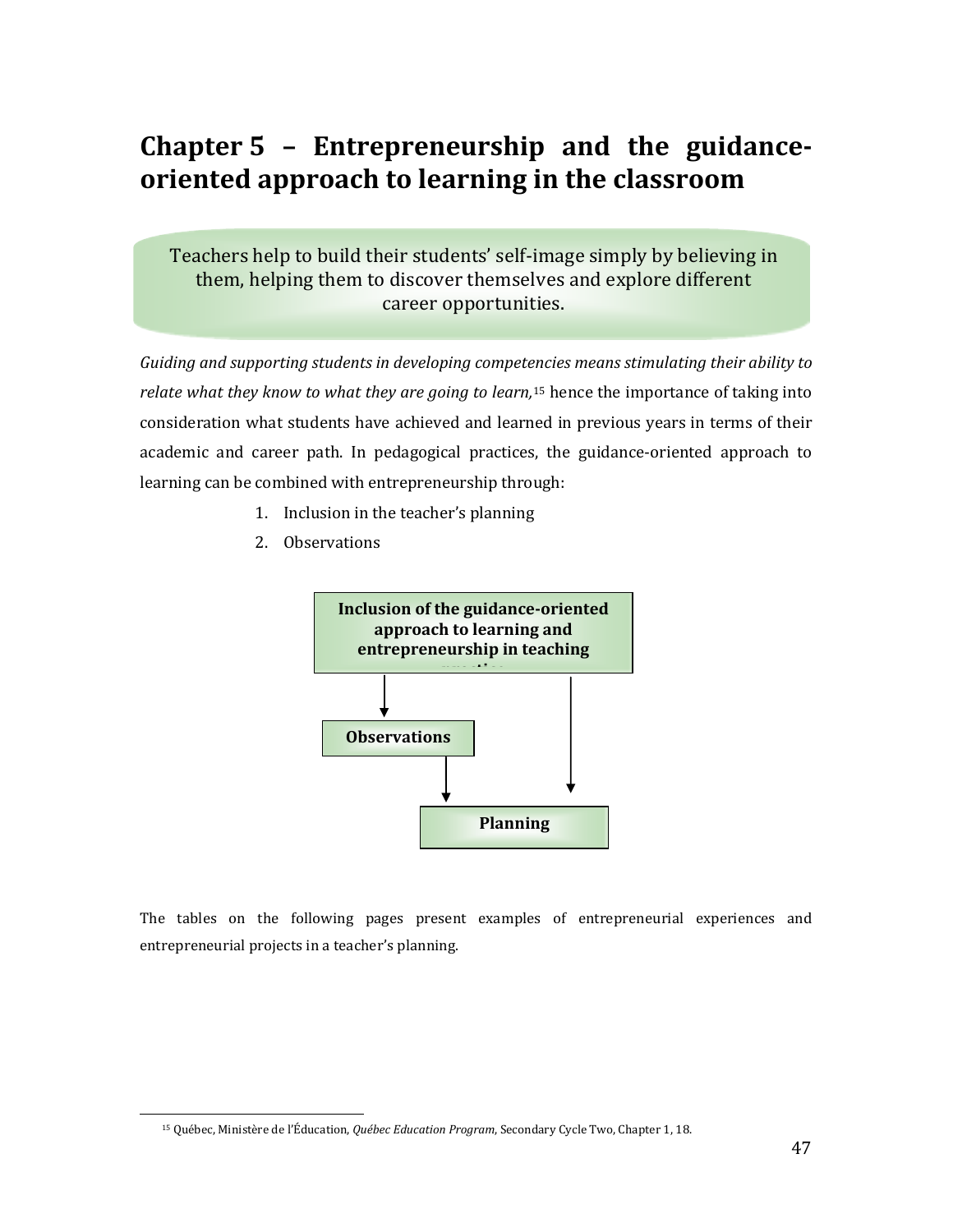# Chapter 5 – Entrepreneurship and the guidance-oriented approach to learning in the classroom

Teachers help to build their students' self-image simply by believing in them, helping them to discover themselves and explore different career opportunities.

*Guiding and supporting students in developing competencies means stimulating their ability to relate what they know to what they are going to learn,*[15] hence the importance of taking into consideration what students have achieved and learned in previous years in terms of their academic and career path. In pedagogical practices, the guidance-oriented approach to learning can be combined with entrepreneurship through:

1. Inclusion in the teacher's planning
2. Observations

**Inclusion of the guidance-oriented approach to learning and entrepreneurship in teaching practice**

**Observations**

**Planning**

The tables on the following pages present examples of entrepreneurial experiences and entrepreneurial projects in a teacher's planning.

[15] Québec, Ministère de l'Éducation, *Québec Education Program*, Secondary Cycle Two, Chapter 1, 18.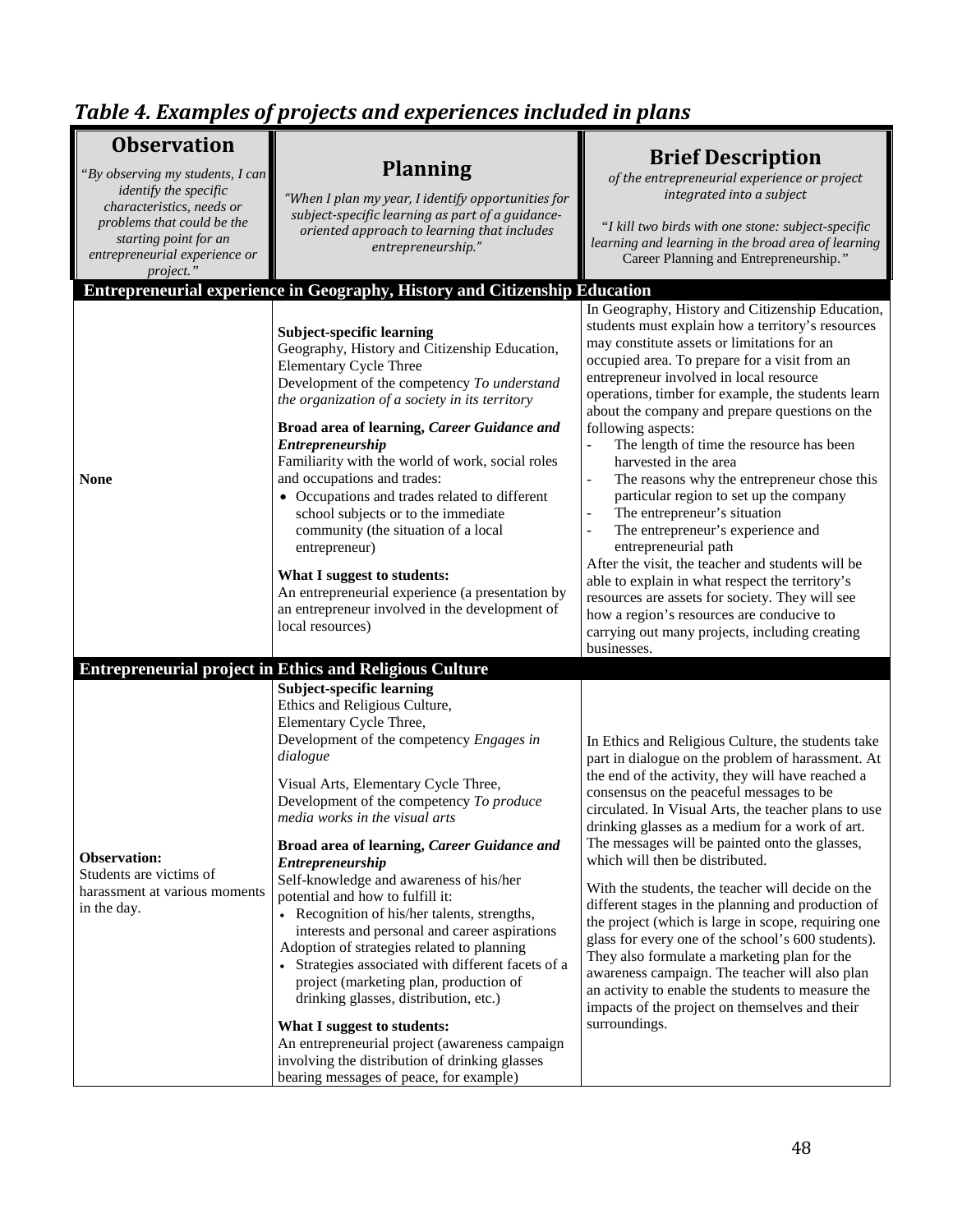## *Table 4. Examples of projects and experiences included in plans*

| **Observation**<br>*"By observing my students, I can identify the specific characteristics, needs or problems that could be the starting point for an entrepreneurial experience or project."* | **Planning**<br>*"When I plan my year, I identify opportunities for subject-specific learning as part of a guidance-oriented approach to learning that includes entrepreneurship."* | **Brief Description**<br>*of the entrepreneurial experience or project integrated into a subject*<br>*"I kill two birds with one stone: subject-specific learning and learning in the broad area of learning* Career Planning and Entrepreneurship.*"* |
|---|---|---|
| **Entrepreneurial experience in Geography, History and Citizenship Education** | | |
| **None** | **Subject-specific learning**<br>Geography, History and Citizenship Education, Elementary Cycle Three<br>Development of the competency *To understand the organization of a society in its territory*<br><br>**Broad area of learning, *Career Guidance and Entrepreneurship***<br>Familiarity with the world of work, social roles and occupations and trades:<br>• Occupations and trades related to different school subjects or to the immediate community (the situation of a local entrepreneur)<br><br>**What I suggest to students:**<br>An entrepreneurial experience (a presentation by an entrepreneur involved in the development of local resources) | In Geography, History and Citizenship Education, students must explain how a territory's resources may constitute assets or limitations for an occupied area. To prepare for a visit from an entrepreneur involved in local resource operations, timber for example, the students learn about the company and prepare questions on the following aspects:<br>- The length of time the resource has been harvested in the area<br>- The reasons why the entrepreneur chose this particular region to set up the company<br>- The entrepreneur's situation<br>- The entrepreneur's experience and entrepreneurial path<br><br>After the visit, the teacher and students will be able to explain in what respect the territory's resources are assets for society. They will see how a region's resources are conducive to carrying out many projects, including creating businesses. |
| **Entrepreneurial project in Ethics and Religious Culture** | | |
| **Observation:**<br>Students are victims of harassment at various moments in the day. | **Subject-specific learning**<br>Ethics and Religious Culture, Elementary Cycle Three,<br>Development of the competency *Engages in dialogue*<br><br>Visual Arts, Elementary Cycle Three,<br>Development of the competency *To produce media works in the visual arts*<br><br>**Broad area of learning, *Career Guidance and Entrepreneurship***<br>Self-knowledge and awareness of his/her potential and how to fulfill it:<br>• Recognition of his/her talents, strengths, interests and personal and career aspirations<br>Adoption of strategies related to planning<br>• Strategies associated with different facets of a project (marketing plan, production of drinking glasses, distribution, etc.)<br><br>**What I suggest to students:**<br>An entrepreneurial project (awareness campaign involving the distribution of drinking glasses bearing messages of peace, for example) | In Ethics and Religious Culture, the students take part in dialogue on the problem of harassment. At the end of the activity, they will have reached a consensus on the peaceful messages to be circulated. In Visual Arts, the teacher plans to use drinking glasses as a medium for a work of art. The messages will be painted onto the glasses, which will then be distributed.<br><br>With the students, the teacher will decide on the different stages in the planning and production of the project (which is large in scope, requiring one glass for every one of the school's 600 students). They also formulate a marketing plan for the awareness campaign. The teacher will also plan an activity to enable the students to measure the impacts of the project on themselves and their surroundings. |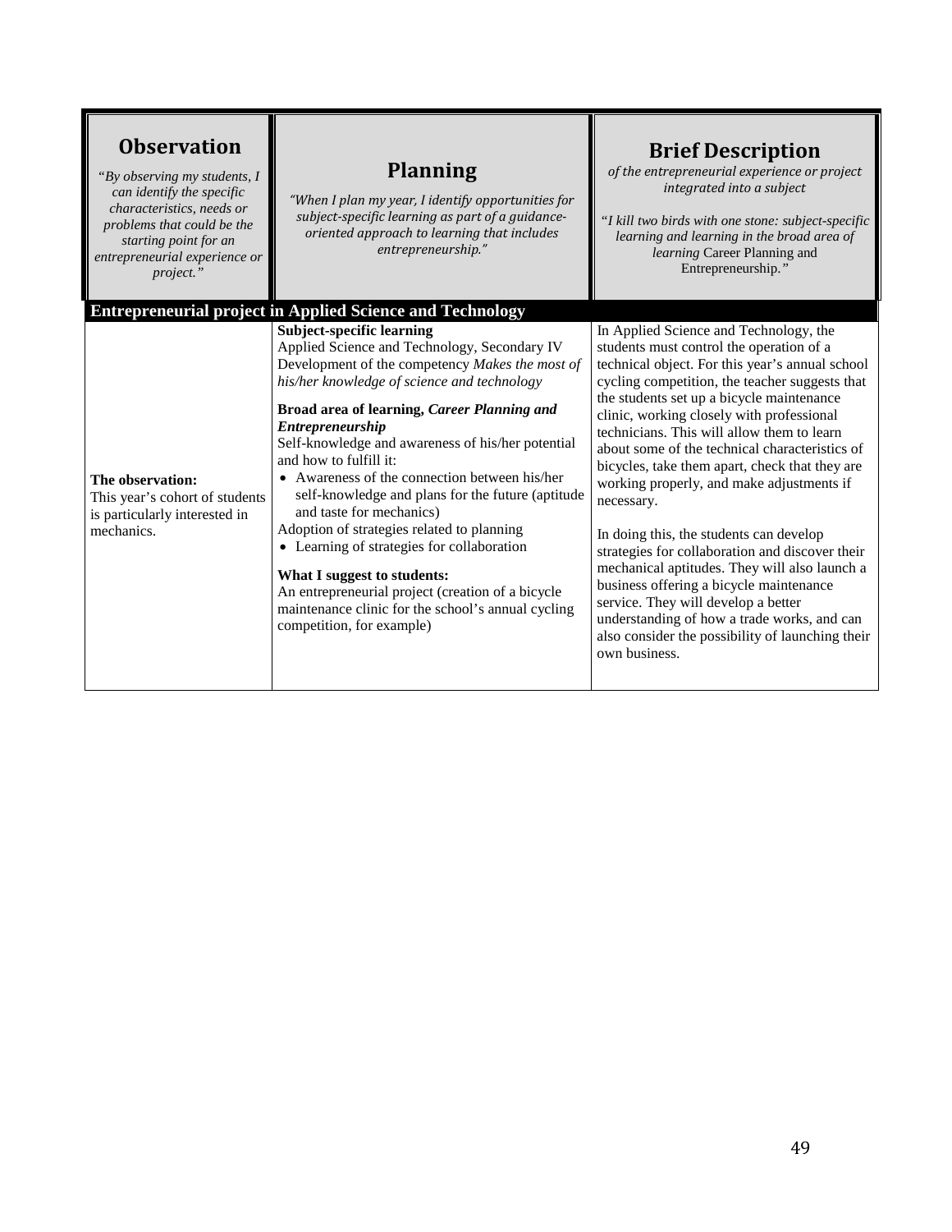| **Observation**<br>*"By observing my students, I can identify the specific characteristics, needs or problems that could be the starting point for an entrepreneurial experience or project."* | **Planning**<br>*"When I plan my year, I identify opportunities for subject-specific learning as part of a guidance-oriented approach to learning that includes entrepreneurship."* | **Brief Description**<br>*of the entrepreneurial experience or project integrated into a subject*<br><br>*"I kill two birds with one stone: subject-specific learning and learning in the broad area of learning* Career Planning and Entrepreneurship.*"* |
|---|---|---|
| **Entrepreneurial project in Applied Science and Technology** | | |
| **The observation:**<br>This year's cohort of students is particularly interested in mechanics. | **Subject-specific learning**<br>Applied Science and Technology, Secondary IV<br>Development of the competency *Makes the most of his/her knowledge of science and technology*<br><br>**Broad area of learning, *Career Planning and Entrepreneurship***<br>Self-knowledge and awareness of his/her potential and how to fulfill it:<br>• Awareness of the connection between his/her self-knowledge and plans for the future (aptitude and taste for mechanics)<br>Adoption of strategies related to planning<br>• Learning of strategies for collaboration<br><br>**What I suggest to students:**<br>An entrepreneurial project (creation of a bicycle maintenance clinic for the school's annual cycling competition, for example) | In Applied Science and Technology, the students must control the operation of a technical object. For this year's annual school cycling competition, the teacher suggests that the students set up a bicycle maintenance clinic, working closely with professional technicians. This will allow them to learn about some of the technical characteristics of bicycles, take them apart, check that they are working properly, and make adjustments if necessary.<br><br>In doing this, the students can develop strategies for collaboration and discover their mechanical aptitudes. They will also launch a business offering a bicycle maintenance service. They will develop a better understanding of how a trade works, and can also consider the possibility of launching their own business. |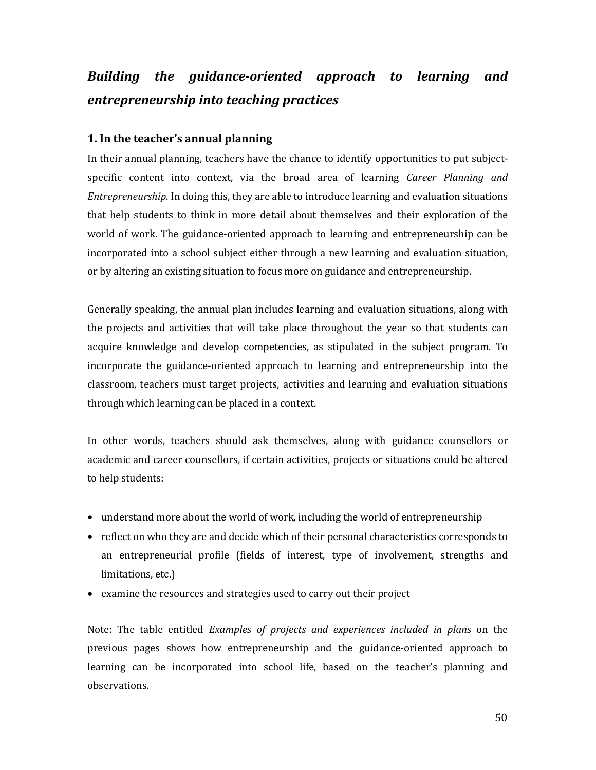## *Building the guidance-oriented approach to learning and entrepreneurship into teaching practices*

### 1. In the teacher's annual planning

In their annual planning, teachers have the chance to identify opportunities to put subject-specific content into context, via the broad area of learning *Career Planning and Entrepreneurship*. In doing this, they are able to introduce learning and evaluation situations that help students to think in more detail about themselves and their exploration of the world of work. The guidance-oriented approach to learning and entrepreneurship can be incorporated into a school subject either through a new learning and evaluation situation, or by altering an existing situation to focus more on guidance and entrepreneurship.

Generally speaking, the annual plan includes learning and evaluation situations, along with the projects and activities that will take place throughout the year so that students can acquire knowledge and develop competencies, as stipulated in the subject program. To incorporate the guidance-oriented approach to learning and entrepreneurship into the classroom, teachers must target projects, activities and learning and evaluation situations through which learning can be placed in a context.

In other words, teachers should ask themselves, along with guidance counsellors or academic and career counsellors, if certain activities, projects or situations could be altered to help students:

- understand more about the world of work, including the world of entrepreneurship
- reflect on who they are and decide which of their personal characteristics corresponds to an entrepreneurial profile (fields of interest, type of involvement, strengths and limitations, etc.)
- examine the resources and strategies used to carry out their project

Note: The table entitled *Examples of projects and experiences included in plans* on the previous pages shows how entrepreneurship and the guidance-oriented approach to learning can be incorporated into school life, based on the teacher's planning and observations.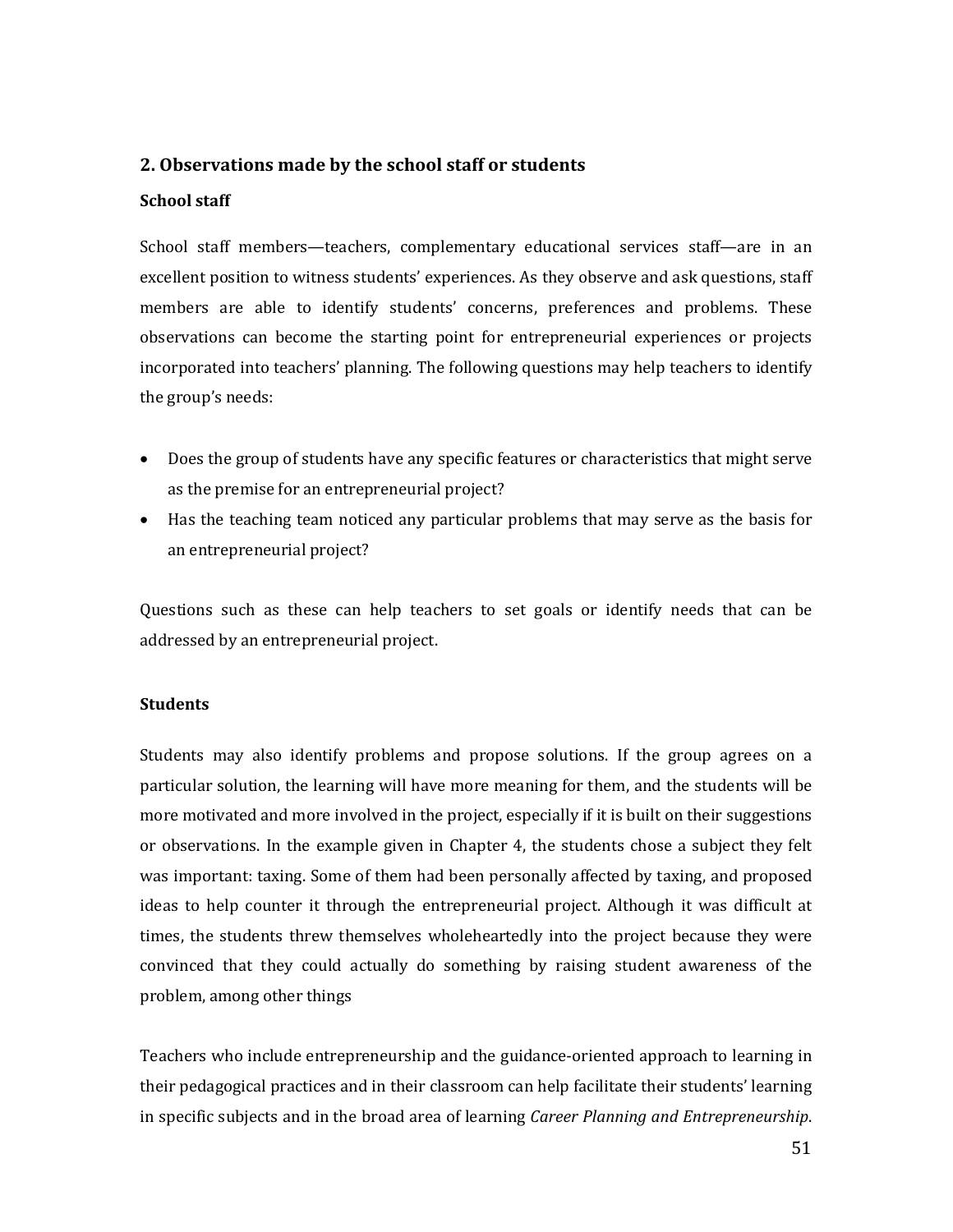## 2. Observations made by the school staff or students

### School staff

School staff members—teachers, complementary educational services staff—are in an excellent position to witness students' experiences. As they observe and ask questions, staff members are able to identify students' concerns, preferences and problems. These observations can become the starting point for entrepreneurial experiences or projects incorporated into teachers' planning. The following questions may help teachers to identify the group's needs:

- Does the group of students have any specific features or characteristics that might serve as the premise for an entrepreneurial project?
- Has the teaching team noticed any particular problems that may serve as the basis for an entrepreneurial project?

Questions such as these can help teachers to set goals or identify needs that can be addressed by an entrepreneurial project.

### Students

Students may also identify problems and propose solutions. If the group agrees on a particular solution, the learning will have more meaning for them, and the students will be more motivated and more involved in the project, especially if it is built on their suggestions or observations. In the example given in Chapter 4, the students chose a subject they felt was important: taxing. Some of them had been personally affected by taxing, and proposed ideas to help counter it through the entrepreneurial project. Although it was difficult at times, the students threw themselves wholeheartedly into the project because they were convinced that they could actually do something by raising student awareness of the problem, among other things

Teachers who include entrepreneurship and the guidance-oriented approach to learning in their pedagogical practices and in their classroom can help facilitate their students' learning in specific subjects and in the broad area of learning *Career Planning and Entrepreneurship*.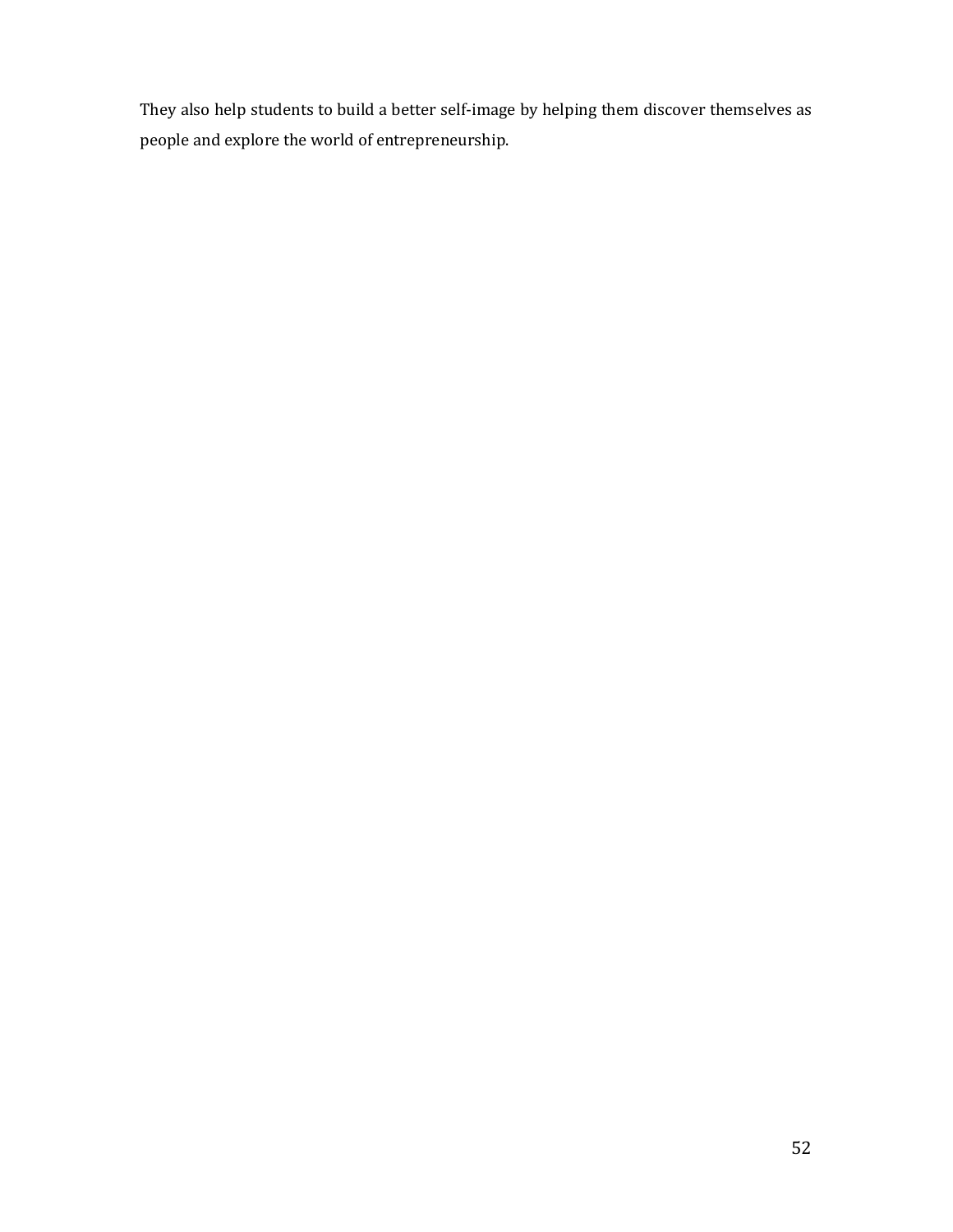They also help students to build a better self-image by helping them discover themselves as people and explore the world of entrepreneurship.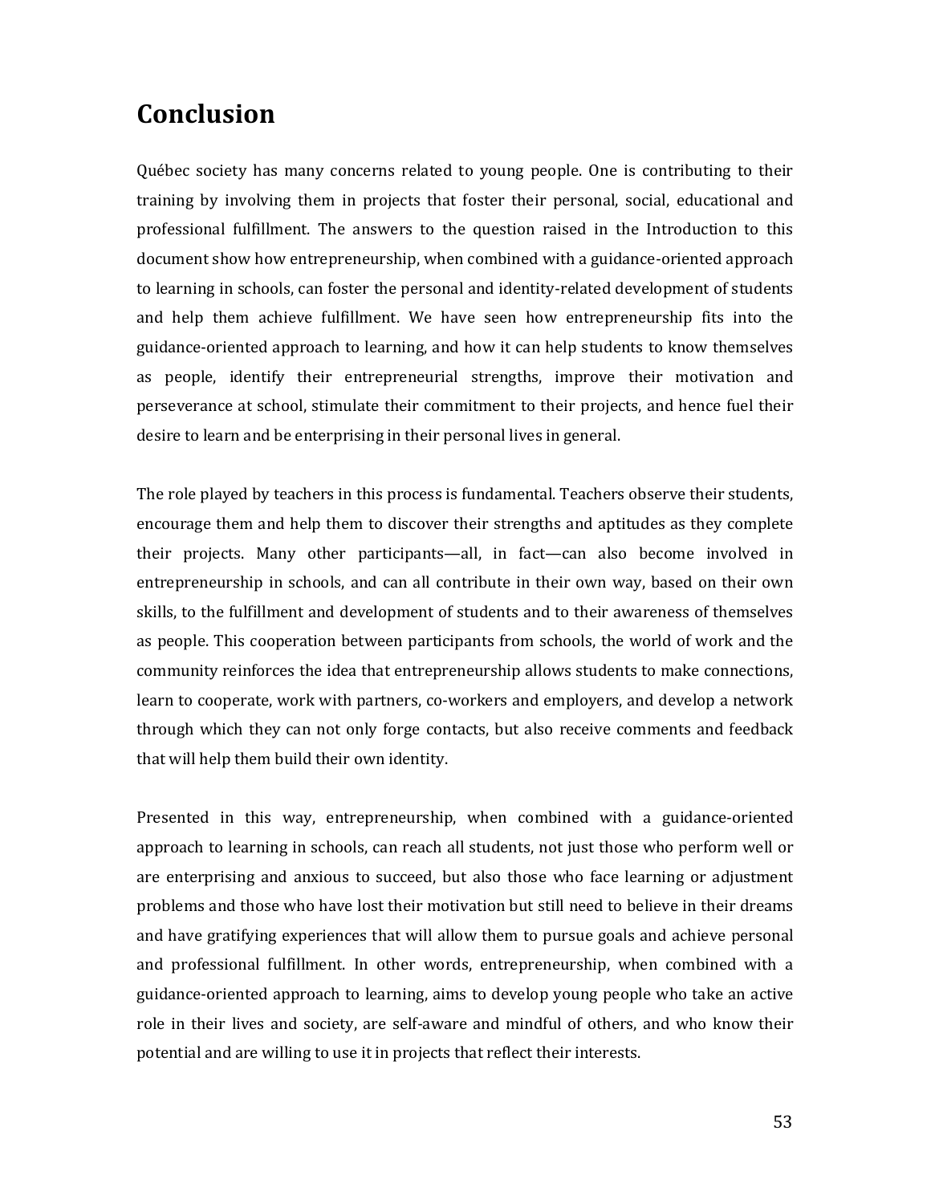# Conclusion

Québec society has many concerns related to young people. One is contributing to their training by involving them in projects that foster their personal, social, educational and professional fulfillment. The answers to the question raised in the Introduction to this document show how entrepreneurship, when combined with a guidance-oriented approach to learning in schools, can foster the personal and identity-related development of students and help them achieve fulfillment. We have seen how entrepreneurship fits into the guidance-oriented approach to learning, and how it can help students to know themselves as people, identify their entrepreneurial strengths, improve their motivation and perseverance at school, stimulate their commitment to their projects, and hence fuel their desire to learn and be enterprising in their personal lives in general.

The role played by teachers in this process is fundamental. Teachers observe their students, encourage them and help them to discover their strengths and aptitudes as they complete their projects. Many other participants—all, in fact—can also become involved in entrepreneurship in schools, and can all contribute in their own way, based on their own skills, to the fulfillment and development of students and to their awareness of themselves as people. This cooperation between participants from schools, the world of work and the community reinforces the idea that entrepreneurship allows students to make connections, learn to cooperate, work with partners, co-workers and employers, and develop a network through which they can not only forge contacts, but also receive comments and feedback that will help them build their own identity.

Presented in this way, entrepreneurship, when combined with a guidance-oriented approach to learning in schools, can reach all students, not just those who perform well or are enterprising and anxious to succeed, but also those who face learning or adjustment problems and those who have lost their motivation but still need to believe in their dreams and have gratifying experiences that will allow them to pursue goals and achieve personal and professional fulfillment. In other words, entrepreneurship, when combined with a guidance-oriented approach to learning, aims to develop young people who take an active role in their lives and society, are self-aware and mindful of others, and who know their potential and are willing to use it in projects that reflect their interests.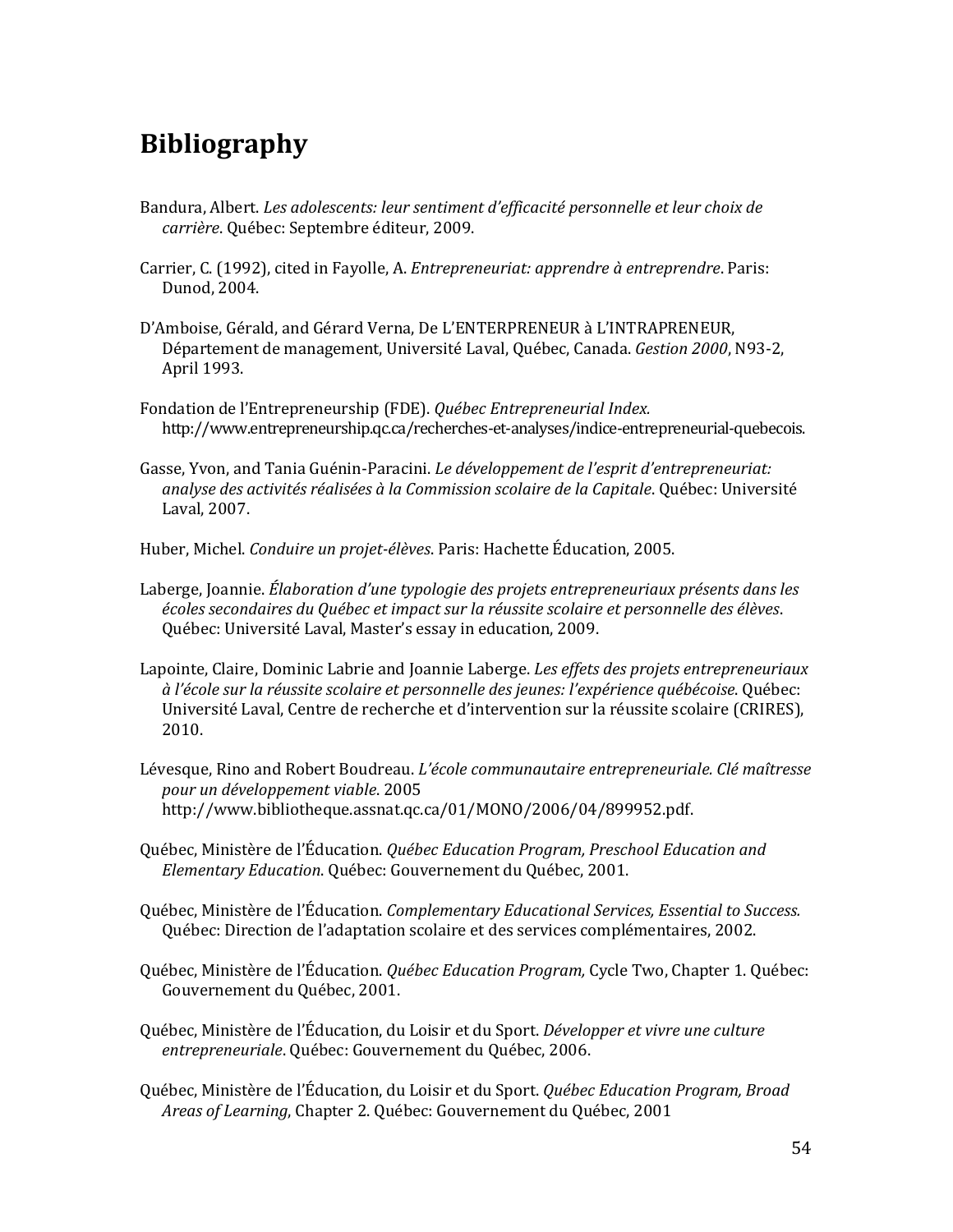# Bibliography

Bandura, Albert. *Les adolescents: leur sentiment d'efficacité personnelle et leur choix de carrière*. Québec: Septembre éditeur, 2009.

Carrier, C. (1992), cited in Fayolle, A. *Entrepreneuriat: apprendre à entreprendre*. Paris: Dunod, 2004.

D'Amboise, Gérald, and Gérard Verna, De L'ENTERPRENEUR à L'INTRAPRENEUR, Département de management, Université Laval, Québec, Canada. *Gestion 2000*, N93-2, April 1993.

Fondation de l'Entrepreneurship (FDE). *Québec Entrepreneurial Index.* http://www.entrepreneurship.qc.ca/recherches-et-analyses/indice-entrepreneurial-quebecois.

Gasse, Yvon, and Tania Guénin-Paracini. *Le développement de l'esprit d'entrepreneuriat: analyse des activités réalisées à la Commission scolaire de la Capitale*. Québec: Université Laval, 2007.

Huber, Michel. *Conduire un projet-élèves*. Paris: Hachette Éducation, 2005.

Laberge, Joannie. *Élaboration d'une typologie des projets entrepreneuriaux présents dans les écoles secondaires du Québec et impact sur la réussite scolaire et personnelle des élèves*. Québec: Université Laval, Master's essay in education, 2009.

Lapointe, Claire, Dominic Labrie and Joannie Laberge. *Les effets des projets entrepreneuriaux à l'école sur la réussite scolaire et personnelle des jeunes: l'expérience québécoise*. Québec: Université Laval, Centre de recherche et d'intervention sur la réussite scolaire (CRIRES), 2010.

Lévesque, Rino and Robert Boudreau. *L'école communautaire entrepreneuriale. Clé maîtresse pour un développement viable*. 2005 http://www.bibliotheque.assnat.qc.ca/01/MONO/2006/04/899952.pdf.

Québec, Ministère de l'Éducation. *Québec Education Program, Preschool Education and Elementary Education*. Québec: Gouvernement du Québec, 2001.

Québec, Ministère de l'Éducation. *Complementary Educational Services, Essential to Success.* Québec: Direction de l'adaptation scolaire et des services complémentaires, 2002.

Québec, Ministère de l'Éducation. *Québec Education Program,* Cycle Two, Chapter 1. Québec: Gouvernement du Québec, 2001.

Québec, Ministère de l'Éducation, du Loisir et du Sport. *Développer et vivre une culture entrepreneuriale*. Québec: Gouvernement du Québec, 2006.

Québec, Ministère de l'Éducation, du Loisir et du Sport. *Québec Education Program, Broad Areas of Learning*, Chapter 2. Québec: Gouvernement du Québec, 2001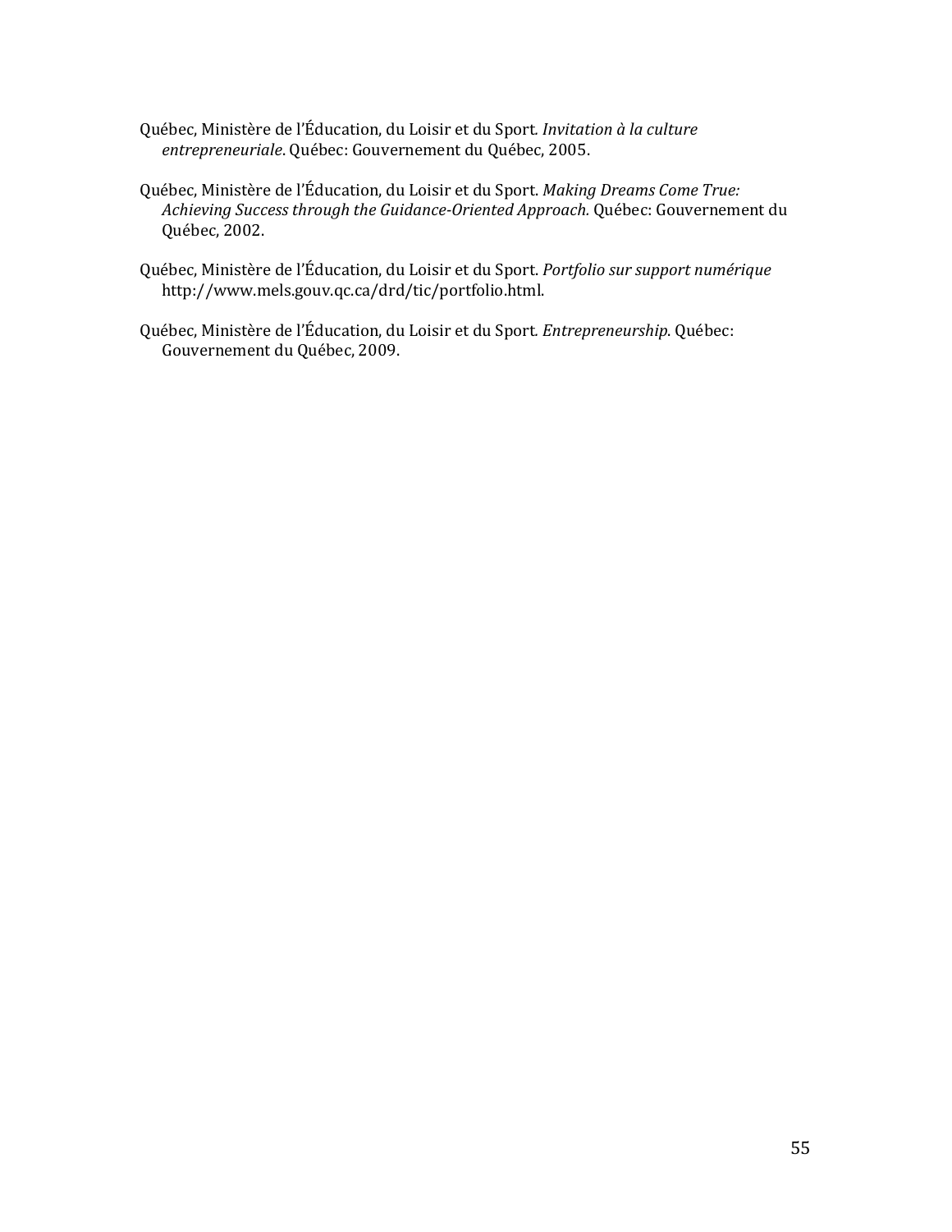Québec, Ministère de l'Éducation, du Loisir et du Sport. *Invitation à la culture entrepreneuriale*. Québec: Gouvernement du Québec, 2005.

Québec, Ministère de l'Éducation, du Loisir et du Sport. *Making Dreams Come True: Achieving Success through the Guidance-Oriented Approach.* Québec: Gouvernement du Québec, 2002.

Québec, Ministère de l'Éducation, du Loisir et du Sport. *Portfolio sur support numérique* http://www.mels.gouv.qc.ca/drd/tic/portfolio.html.

Québec, Ministère de l'Éducation, du Loisir et du Sport. *Entrepreneurship*. Québec: Gouvernement du Québec, 2009.